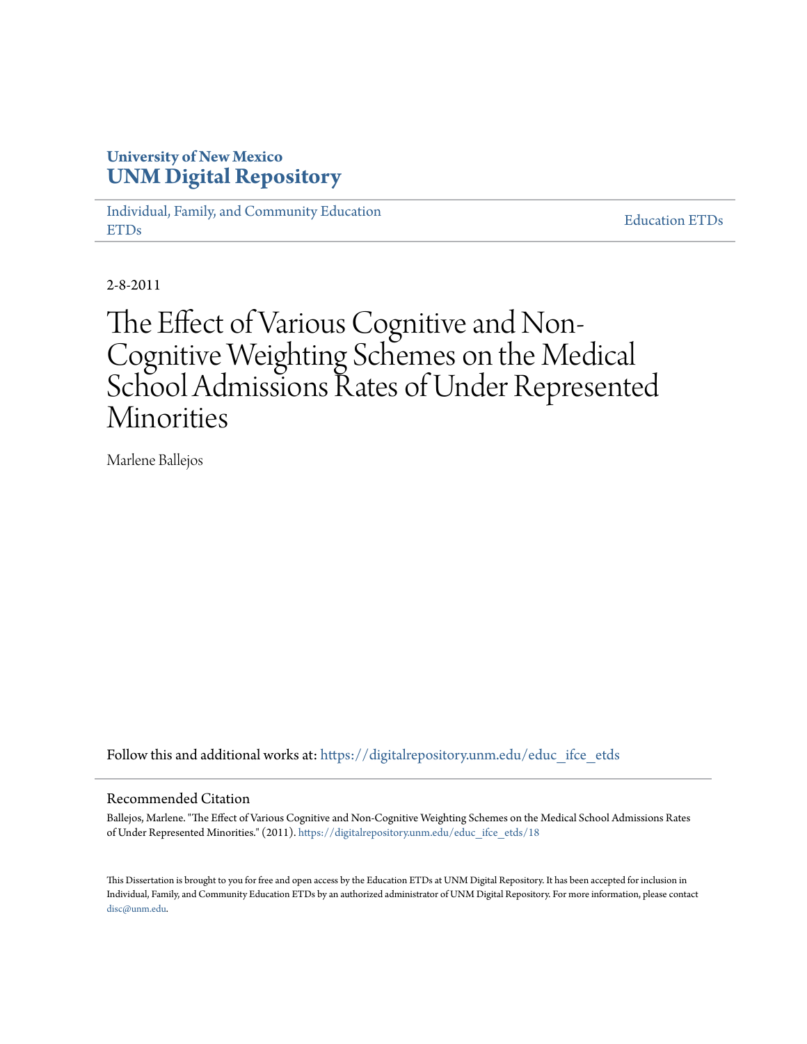# University of New Mexico
# UNM Digital Repository

Individual, Family, and Community Education ETDs

Education ETDs

2-8-2011

# The Effect of Various Cognitive and Non-Cognitive Weighting Schemes on the Medical School Admissions Rates of Under Represented Minorities

Marlene Ballejos

Follow this and additional works at: https://digitalrepository.unm.edu/educ_ifce_etds

## Recommended Citation

Ballejos, Marlene. "The Effect of Various Cognitive and Non-Cognitive Weighting Schemes on the Medical School Admissions Rates of Under Represented Minorities." (2011). https://digitalrepository.unm.edu/educ_ifce_etds/18

This Dissertation is brought to you for free and open access by the Education ETDs at UNM Digital Repository. It has been accepted for inclusion in Individual, Family, and Community Education ETDs by an authorized administrator of UNM Digital Repository. For more information, please contact disc@unm.edu.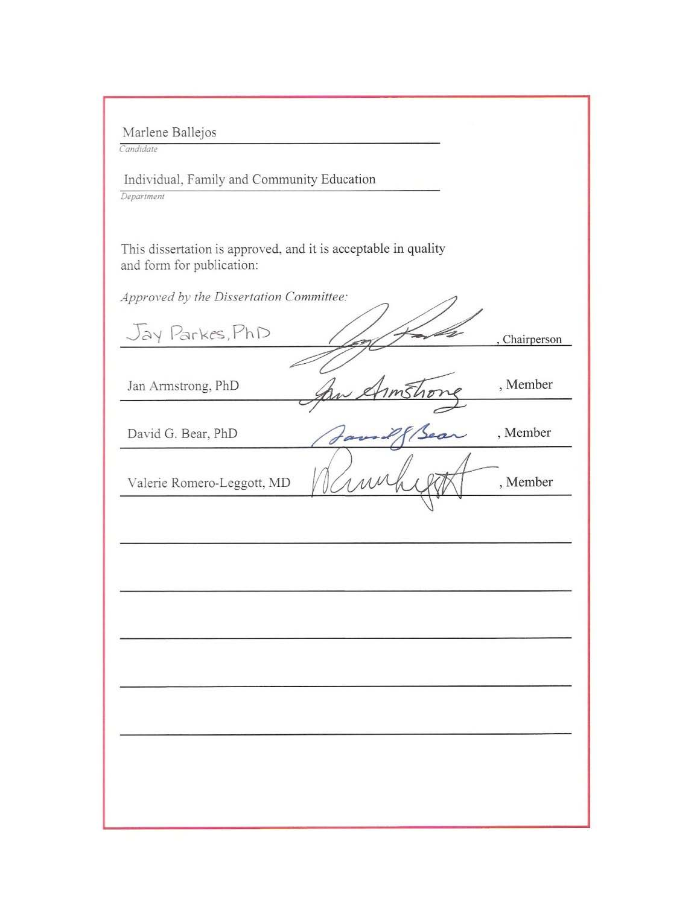Marlene Ballejos

*Candidate*

Individual, Family and Community Education

*Department*

This dissertation is approved, and it is acceptable in quality and form for publication:

*Approved by the Dissertation Committee:*

Jay Parkes, PhD , Chairperson

Jan Armstrong, PhD , Member

David G. Bear, PhD , Member

Valerie Romero-Leggott, MD , Member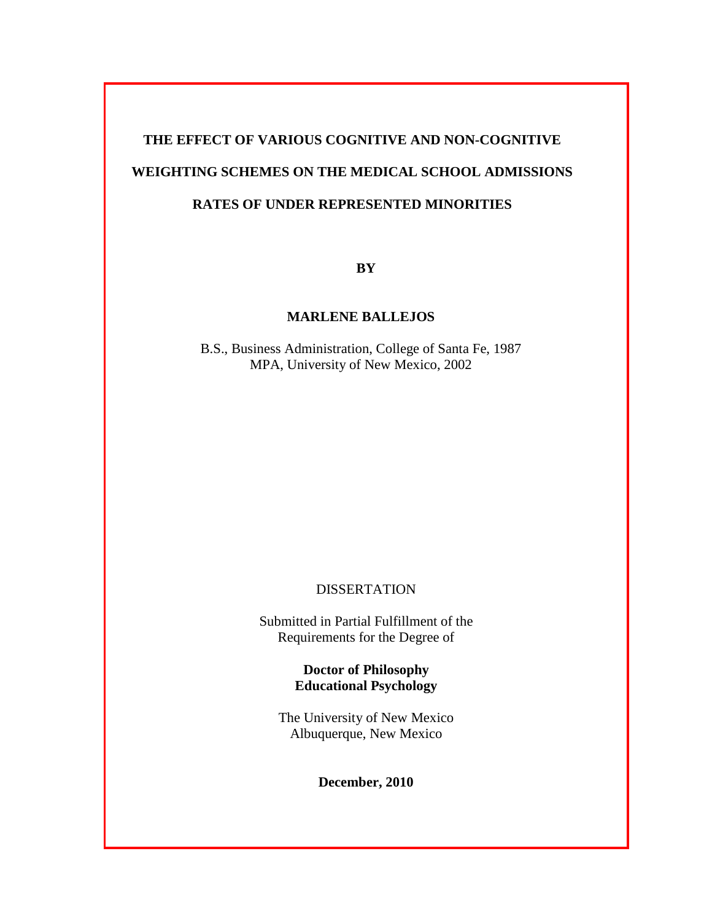# THE EFFECT OF VARIOUS COGNITIVE AND NON-COGNITIVE WEIGHTING SCHEMES ON THE MEDICAL SCHOOL ADMISSIONS RATES OF UNDER REPRESENTED MINORITIES

**BY**

**MARLENE BALLEJOS**

B.S., Business Administration, College of Santa Fe, 1987
MPA, University of New Mexico, 2002

DISSERTATION

Submitted in Partial Fulfillment of the
Requirements for the Degree of

**Doctor of Philosophy**
**Educational Psychology**

The University of New Mexico
Albuquerque, New Mexico

**December, 2010**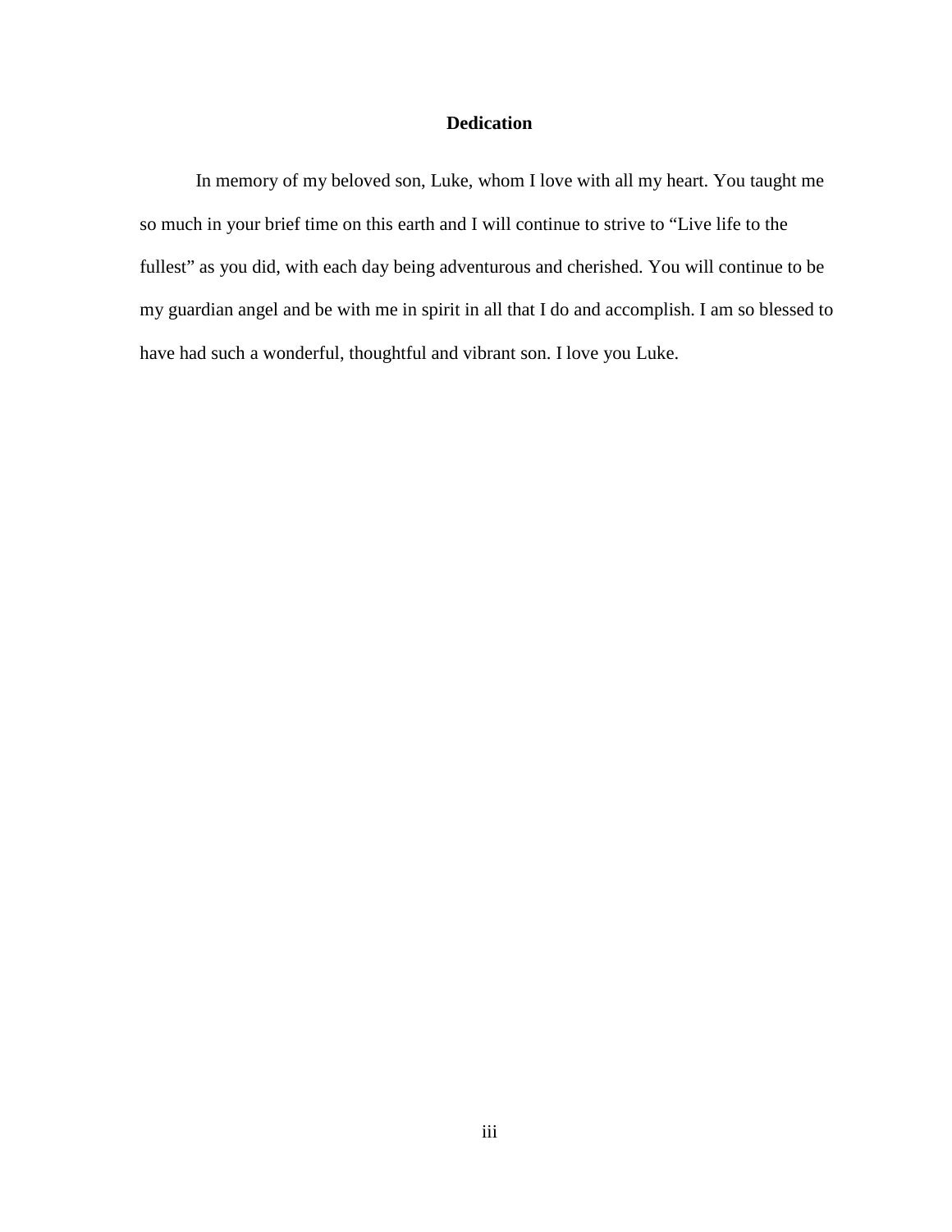# Dedication

In memory of my beloved son, Luke, whom I love with all my heart. You taught me so much in your brief time on this earth and I will continue to strive to "Live life to the fullest" as you did, with each day being adventurous and cherished. You will continue to be my guardian angel and be with me in spirit in all that I do and accomplish. I am so blessed to have had such a wonderful, thoughtful and vibrant son. I love you Luke.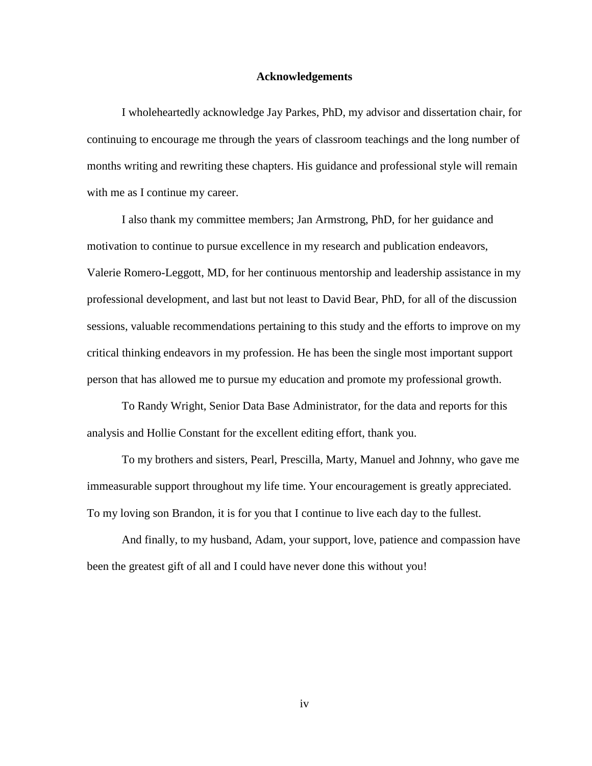## Acknowledgements

I wholeheartedly acknowledge Jay Parkes, PhD, my advisor and dissertation chair, for continuing to encourage me through the years of classroom teachings and the long number of months writing and rewriting these chapters. His guidance and professional style will remain with me as I continue my career.

I also thank my committee members; Jan Armstrong, PhD, for her guidance and motivation to continue to pursue excellence in my research and publication endeavors, Valerie Romero-Leggott, MD, for her continuous mentorship and leadership assistance in my professional development, and last but not least to David Bear, PhD, for all of the discussion sessions, valuable recommendations pertaining to this study and the efforts to improve on my critical thinking endeavors in my profession. He has been the single most important support person that has allowed me to pursue my education and promote my professional growth.

To Randy Wright, Senior Data Base Administrator, for the data and reports for this analysis and Hollie Constant for the excellent editing effort, thank you.

To my brothers and sisters, Pearl, Prescilla, Marty, Manuel and Johnny, who gave me immeasurable support throughout my life time. Your encouragement is greatly appreciated. To my loving son Brandon, it is for you that I continue to live each day to the fullest.

And finally, to my husband, Adam, your support, love, patience and compassion have been the greatest gift of all and I could have never done this without you!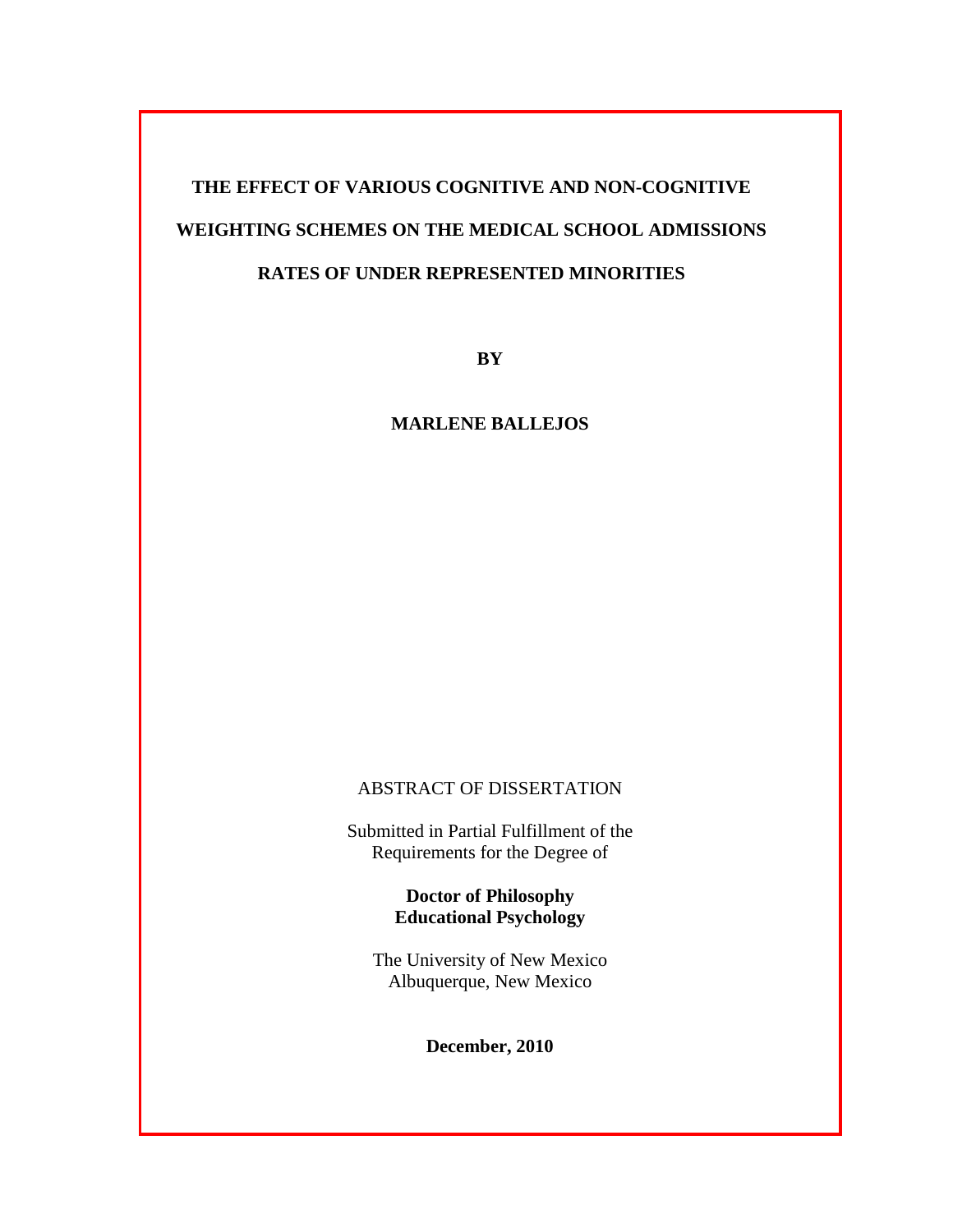**THE EFFECT OF VARIOUS COGNITIVE AND NON-COGNITIVE WEIGHTING SCHEMES ON THE MEDICAL SCHOOL ADMISSIONS RATES OF UNDER REPRESENTED MINORITIES**

**BY**

**MARLENE BALLEJOS**

ABSTRACT OF DISSERTATION

Submitted in Partial Fulfillment of the
Requirements for the Degree of

**Doctor of Philosophy**
**Educational Psychology**

The University of New Mexico
Albuquerque, New Mexico

**December, 2010**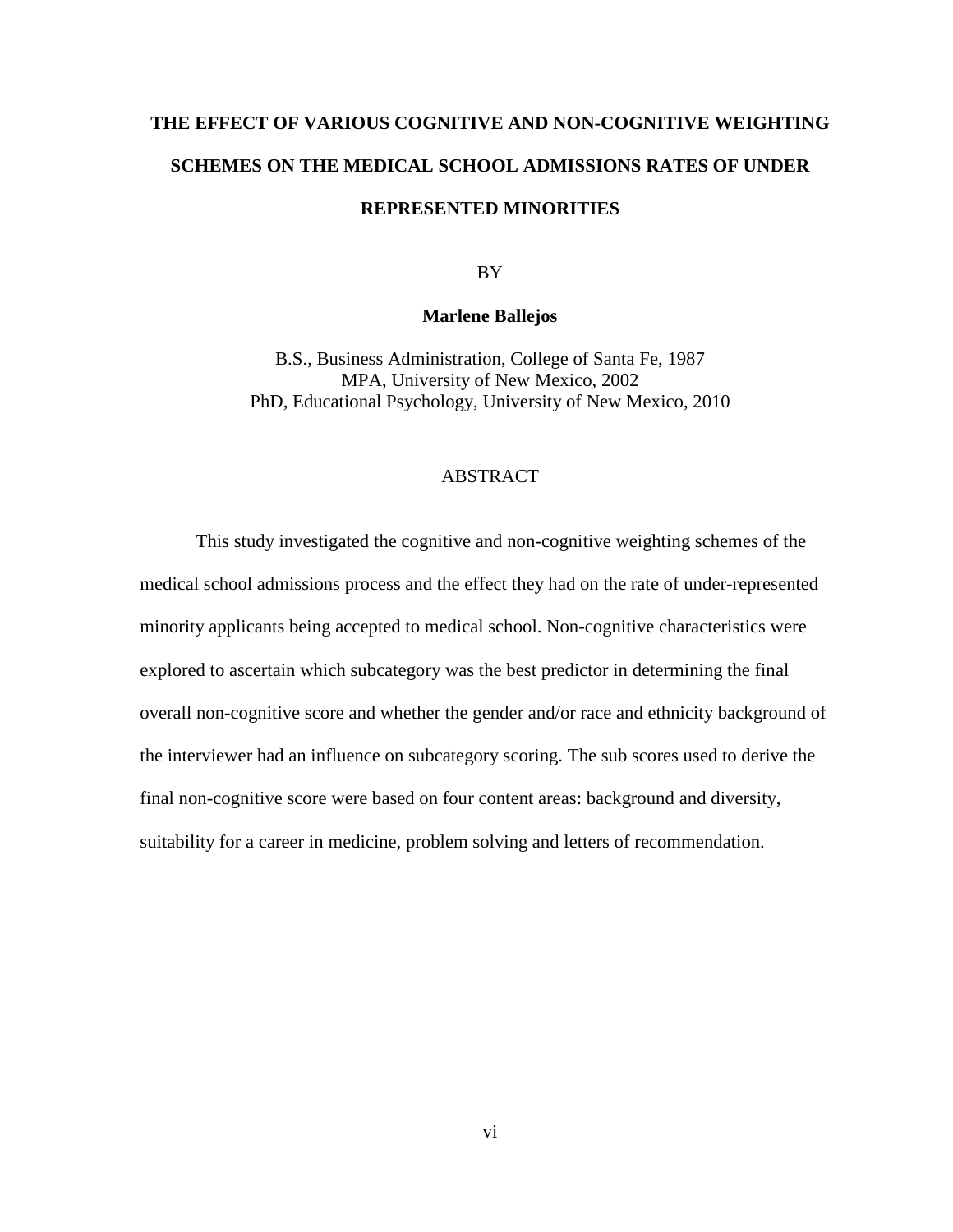**THE EFFECT OF VARIOUS COGNITIVE AND NON-COGNITIVE WEIGHTING SCHEMES ON THE MEDICAL SCHOOL ADMISSIONS RATES OF UNDER REPRESENTED MINORITIES**

BY

**Marlene Ballejos**

B.S., Business Administration, College of Santa Fe, 1987
MPA, University of New Mexico, 2002
PhD, Educational Psychology, University of New Mexico, 2010

ABSTRACT

This study investigated the cognitive and non-cognitive weighting schemes of the medical school admissions process and the effect they had on the rate of under-represented minority applicants being accepted to medical school. Non-cognitive characteristics were explored to ascertain which subcategory was the best predictor in determining the final overall non-cognitive score and whether the gender and/or race and ethnicity background of the interviewer had an influence on subcategory scoring. The sub scores used to derive the final non-cognitive score were based on four content areas: background and diversity, suitability for a career in medicine, problem solving and letters of recommendation.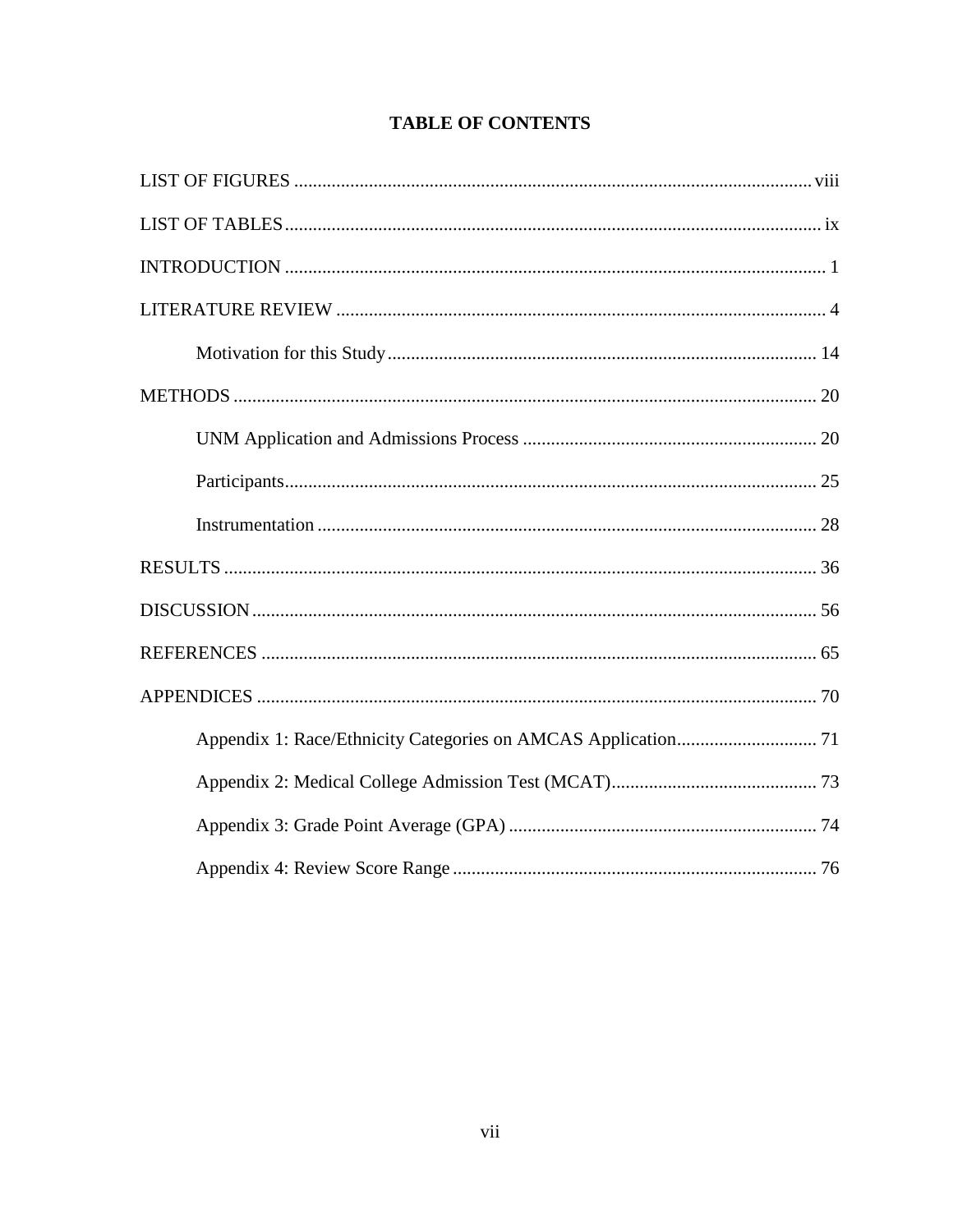# TABLE OF CONTENTS

LIST OF FIGURES .......... viii

LIST OF TABLES .......... ix

INTRODUCTION .......... 1

LITERATURE REVIEW .......... 4

- Motivation for this Study .......... 14

METHODS .......... 20

- UNM Application and Admissions Process .......... 20
- Participants .......... 25
- Instrumentation .......... 28

RESULTS .......... 36

DISCUSSION .......... 56

REFERENCES .......... 65

APPENDICES .......... 70

- Appendix 1: Race/Ethnicity Categories on AMCAS Application .......... 71
- Appendix 2: Medical College Admission Test (MCAT) .......... 73
- Appendix 3: Grade Point Average (GPA) .......... 74
- Appendix 4: Review Score Range .......... 76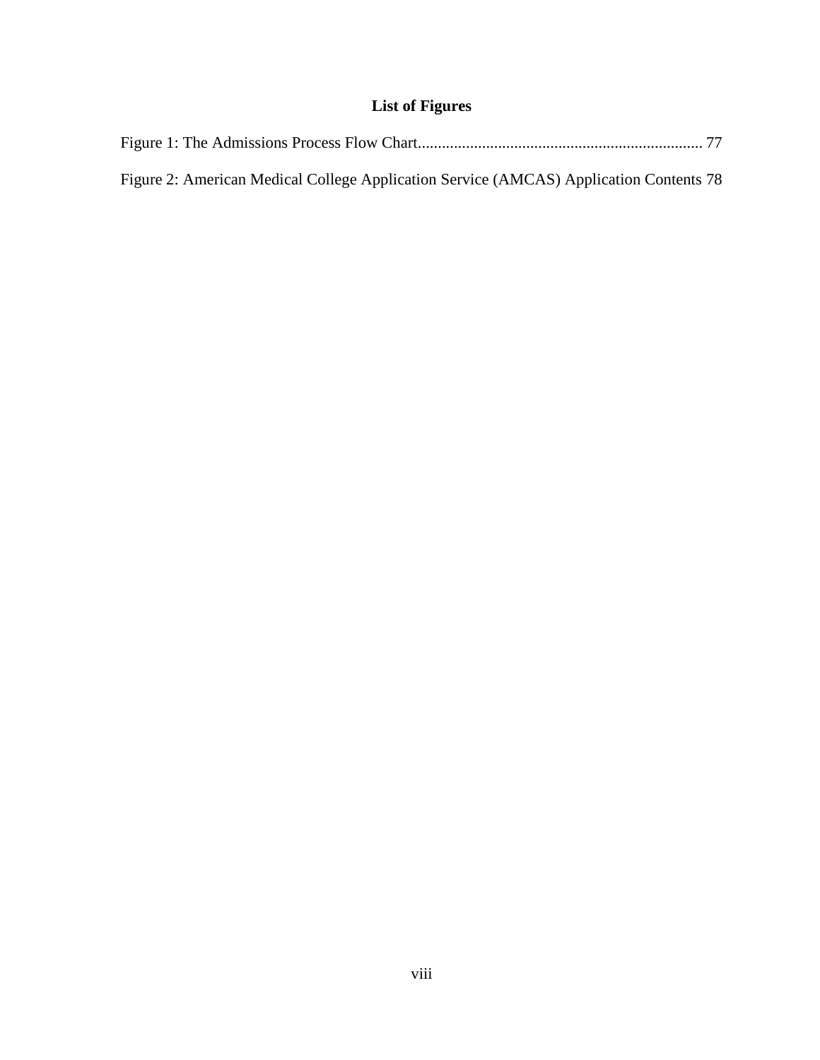# List of Figures

Figure 1: The Admissions Process Flow Chart....................................................................... 77

Figure 2: American Medical College Application Service (AMCAS) Application Contents 78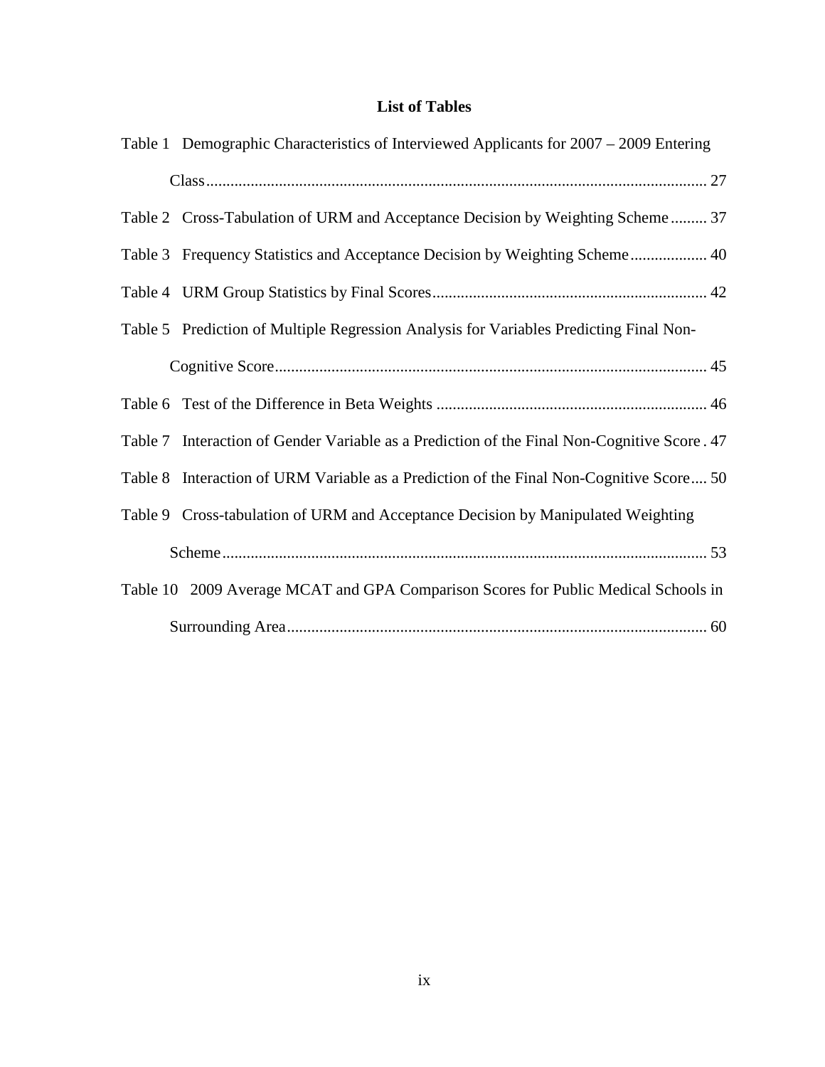## List of Tables

Table 1 Demographic Characteristics of Interviewed Applicants for 2007 – 2009 Entering Class ........................................................................................................................... 27

Table 2 Cross-Tabulation of URM and Acceptance Decision by Weighting Scheme ......... 37

Table 3 Frequency Statistics and Acceptance Decision by Weighting Scheme ................... 40

Table 4 URM Group Statistics by Final Scores ................................................................... 42

Table 5 Prediction of Multiple Regression Analysis for Variables Predicting Final Non-Cognitive Score .......................................................................................................... 45

Table 6 Test of the Difference in Beta Weights ................................................................... 46

Table 7 Interaction of Gender Variable as a Prediction of the Final Non-Cognitive Score . 47

Table 8 Interaction of URM Variable as a Prediction of the Final Non-Cognitive Score .... 50

Table 9 Cross-tabulation of URM and Acceptance Decision by Manipulated Weighting Scheme ....................................................................................................................... 53

Table 10 2009 Average MCAT and GPA Comparison Scores for Public Medical Schools in Surrounding Area ....................................................................................................... 60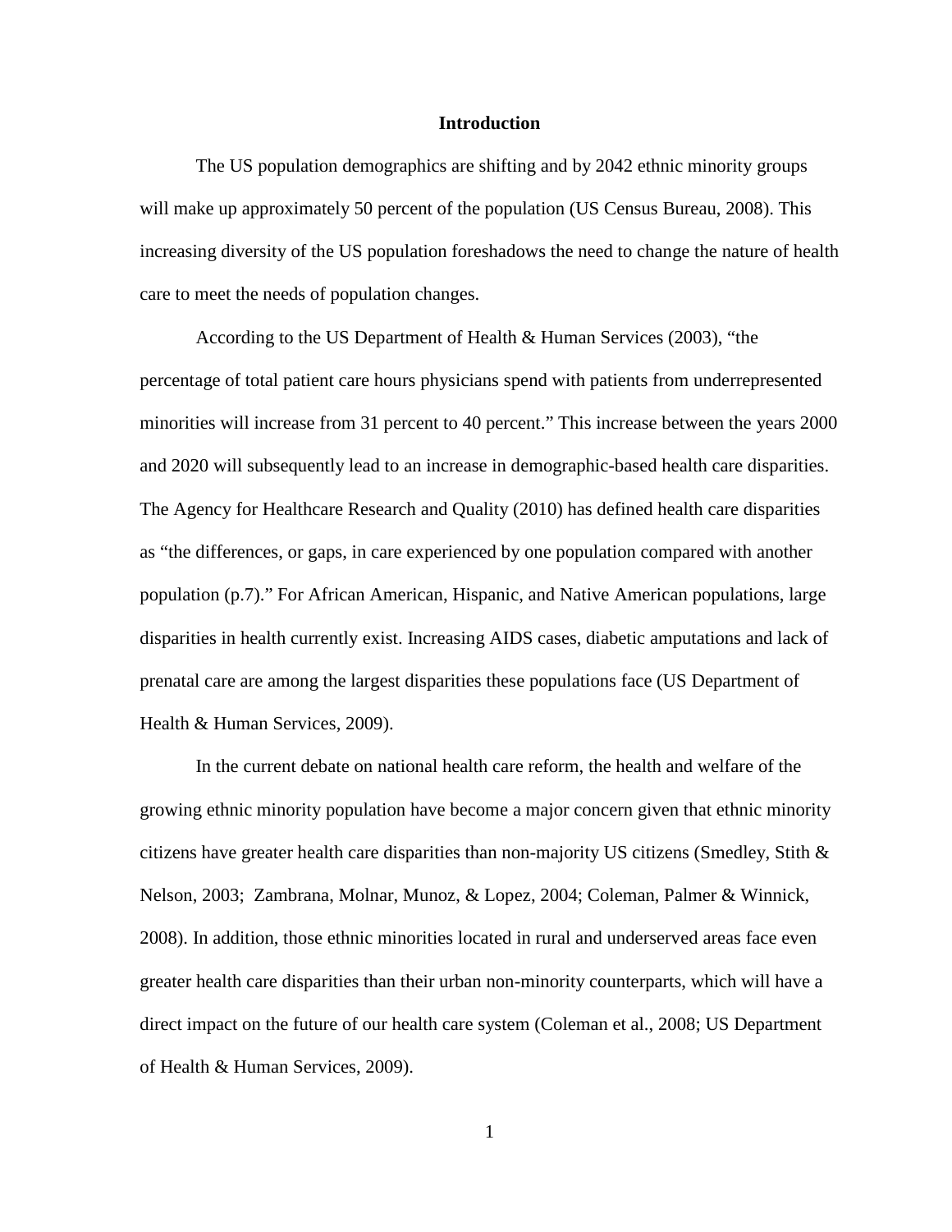# Introduction

The US population demographics are shifting and by 2042 ethnic minority groups will make up approximately 50 percent of the population (US Census Bureau, 2008). This increasing diversity of the US population foreshadows the need to change the nature of health care to meet the needs of population changes.

According to the US Department of Health & Human Services (2003), "the percentage of total patient care hours physicians spend with patients from underrepresented minorities will increase from 31 percent to 40 percent." This increase between the years 2000 and 2020 will subsequently lead to an increase in demographic-based health care disparities. The Agency for Healthcare Research and Quality (2010) has defined health care disparities as "the differences, or gaps, in care experienced by one population compared with another population (p.7)." For African American, Hispanic, and Native American populations, large disparities in health currently exist. Increasing AIDS cases, diabetic amputations and lack of prenatal care are among the largest disparities these populations face (US Department of Health & Human Services, 2009).

In the current debate on national health care reform, the health and welfare of the growing ethnic minority population have become a major concern given that ethnic minority citizens have greater health care disparities than non-majority US citizens (Smedley, Stith & Nelson, 2003; Zambrana, Molnar, Munoz, & Lopez, 2004; Coleman, Palmer & Winnick, 2008). In addition, those ethnic minorities located in rural and underserved areas face even greater health care disparities than their urban non-minority counterparts, which will have a direct impact on the future of our health care system (Coleman et al., 2008; US Department of Health & Human Services, 2009).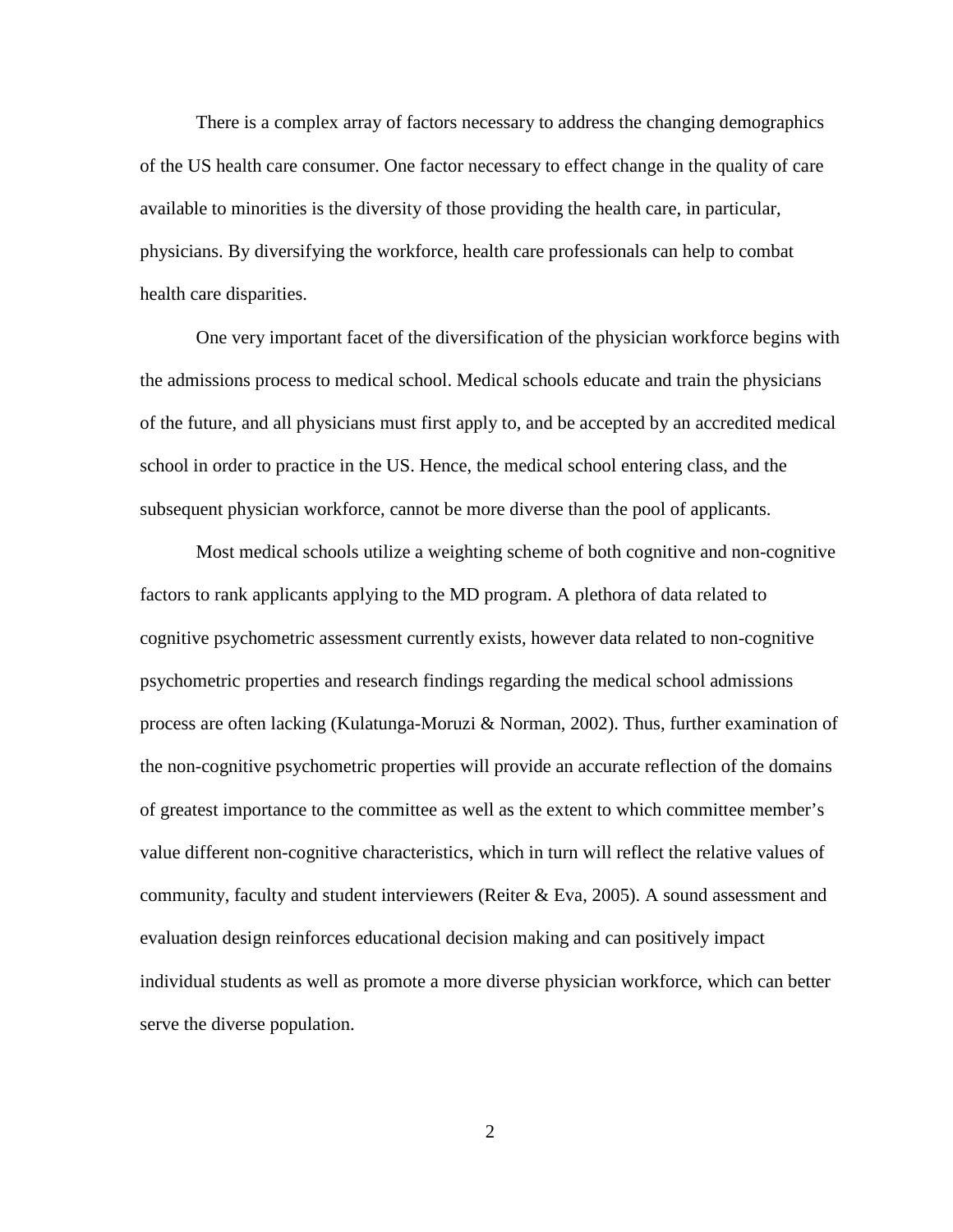There is a complex array of factors necessary to address the changing demographics of the US health care consumer. One factor necessary to effect change in the quality of care available to minorities is the diversity of those providing the health care, in particular, physicians. By diversifying the workforce, health care professionals can help to combat health care disparities.

One very important facet of the diversification of the physician workforce begins with the admissions process to medical school. Medical schools educate and train the physicians of the future, and all physicians must first apply to, and be accepted by an accredited medical school in order to practice in the US. Hence, the medical school entering class, and the subsequent physician workforce, cannot be more diverse than the pool of applicants.

Most medical schools utilize a weighting scheme of both cognitive and non-cognitive factors to rank applicants applying to the MD program. A plethora of data related to cognitive psychometric assessment currently exists, however data related to non-cognitive psychometric properties and research findings regarding the medical school admissions process are often lacking (Kulatunga-Moruzi & Norman, 2002). Thus, further examination of the non-cognitive psychometric properties will provide an accurate reflection of the domains of greatest importance to the committee as well as the extent to which committee member's value different non-cognitive characteristics, which in turn will reflect the relative values of community, faculty and student interviewers (Reiter & Eva, 2005). A sound assessment and evaluation design reinforces educational decision making and can positively impact individual students as well as promote a more diverse physician workforce, which can better serve the diverse population.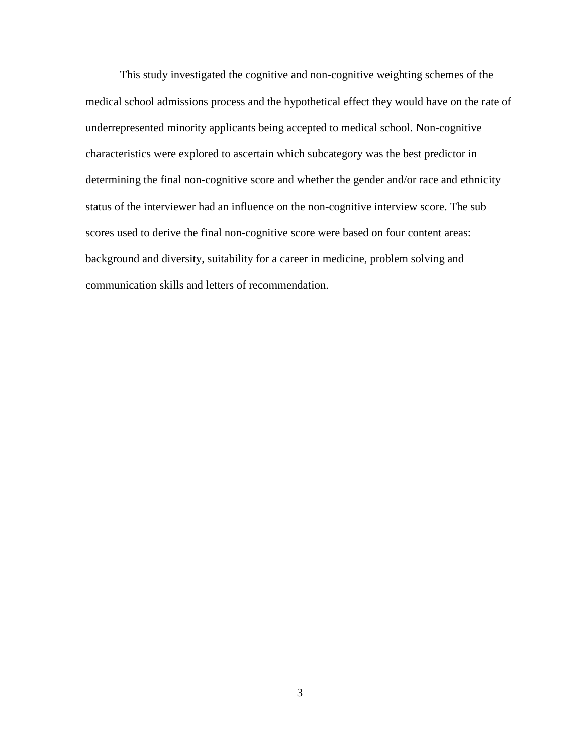This study investigated the cognitive and non-cognitive weighting schemes of the medical school admissions process and the hypothetical effect they would have on the rate of underrepresented minority applicants being accepted to medical school. Non-cognitive characteristics were explored to ascertain which subcategory was the best predictor in determining the final non-cognitive score and whether the gender and/or race and ethnicity status of the interviewer had an influence on the non-cognitive interview score. The sub scores used to derive the final non-cognitive score were based on four content areas: background and diversity, suitability for a career in medicine, problem solving and communication skills and letters of recommendation.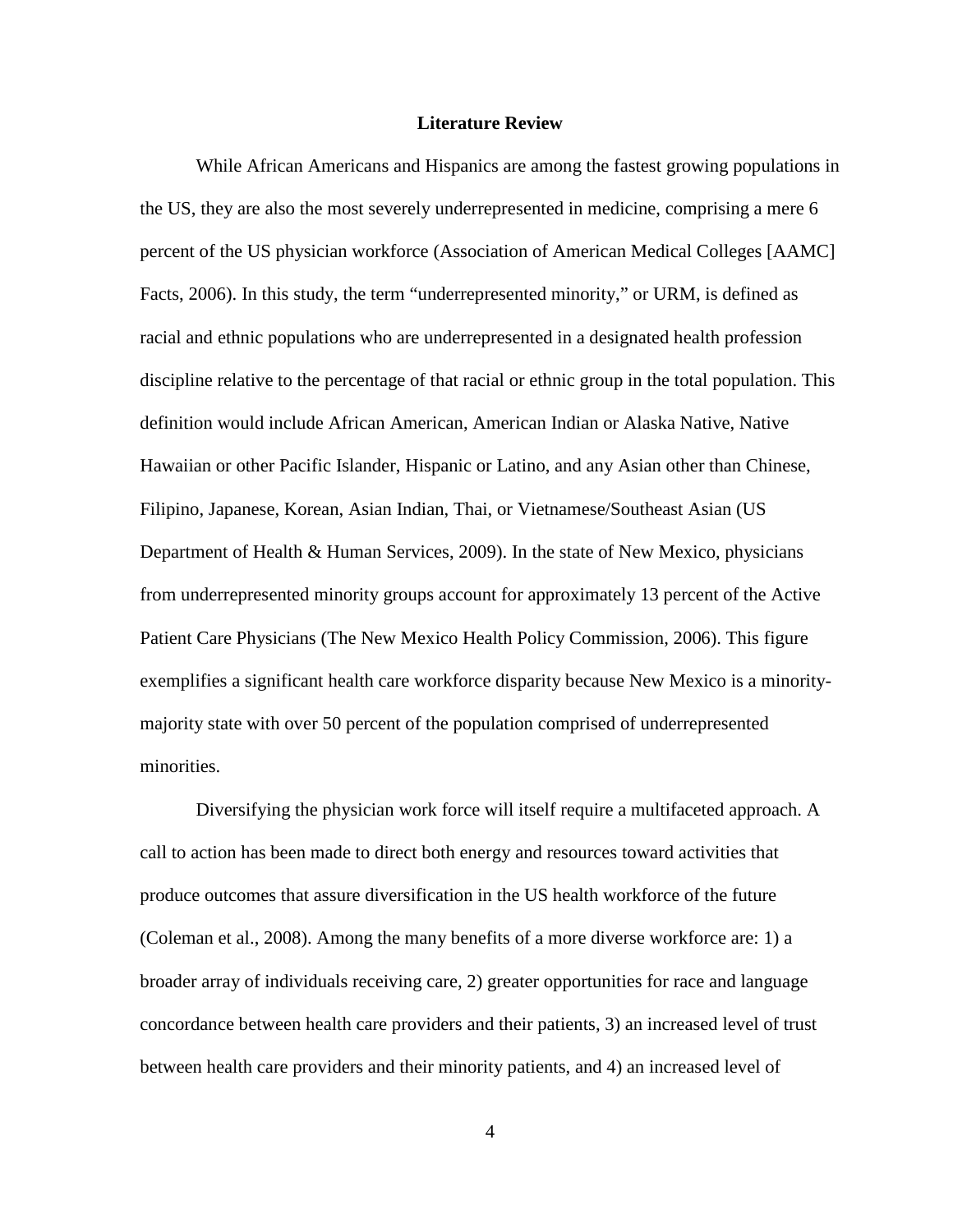## Literature Review

While African Americans and Hispanics are among the fastest growing populations in the US, they are also the most severely underrepresented in medicine, comprising a mere 6 percent of the US physician workforce (Association of American Medical Colleges [AAMC] Facts, 2006). In this study, the term "underrepresented minority," or URM, is defined as racial and ethnic populations who are underrepresented in a designated health profession discipline relative to the percentage of that racial or ethnic group in the total population. This definition would include African American, American Indian or Alaska Native, Native Hawaiian or other Pacific Islander, Hispanic or Latino, and any Asian other than Chinese, Filipino, Japanese, Korean, Asian Indian, Thai, or Vietnamese/Southeast Asian (US Department of Health & Human Services, 2009). In the state of New Mexico, physicians from underrepresented minority groups account for approximately 13 percent of the Active Patient Care Physicians (The New Mexico Health Policy Commission, 2006). This figure exemplifies a significant health care workforce disparity because New Mexico is a minority-majority state with over 50 percent of the population comprised of underrepresented minorities.

Diversifying the physician work force will itself require a multifaceted approach. A call to action has been made to direct both energy and resources toward activities that produce outcomes that assure diversification in the US health workforce of the future (Coleman et al., 2008). Among the many benefits of a more diverse workforce are: 1) a broader array of individuals receiving care, 2) greater opportunities for race and language concordance between health care providers and their patients, 3) an increased level of trust between health care providers and their minority patients, and 4) an increased level of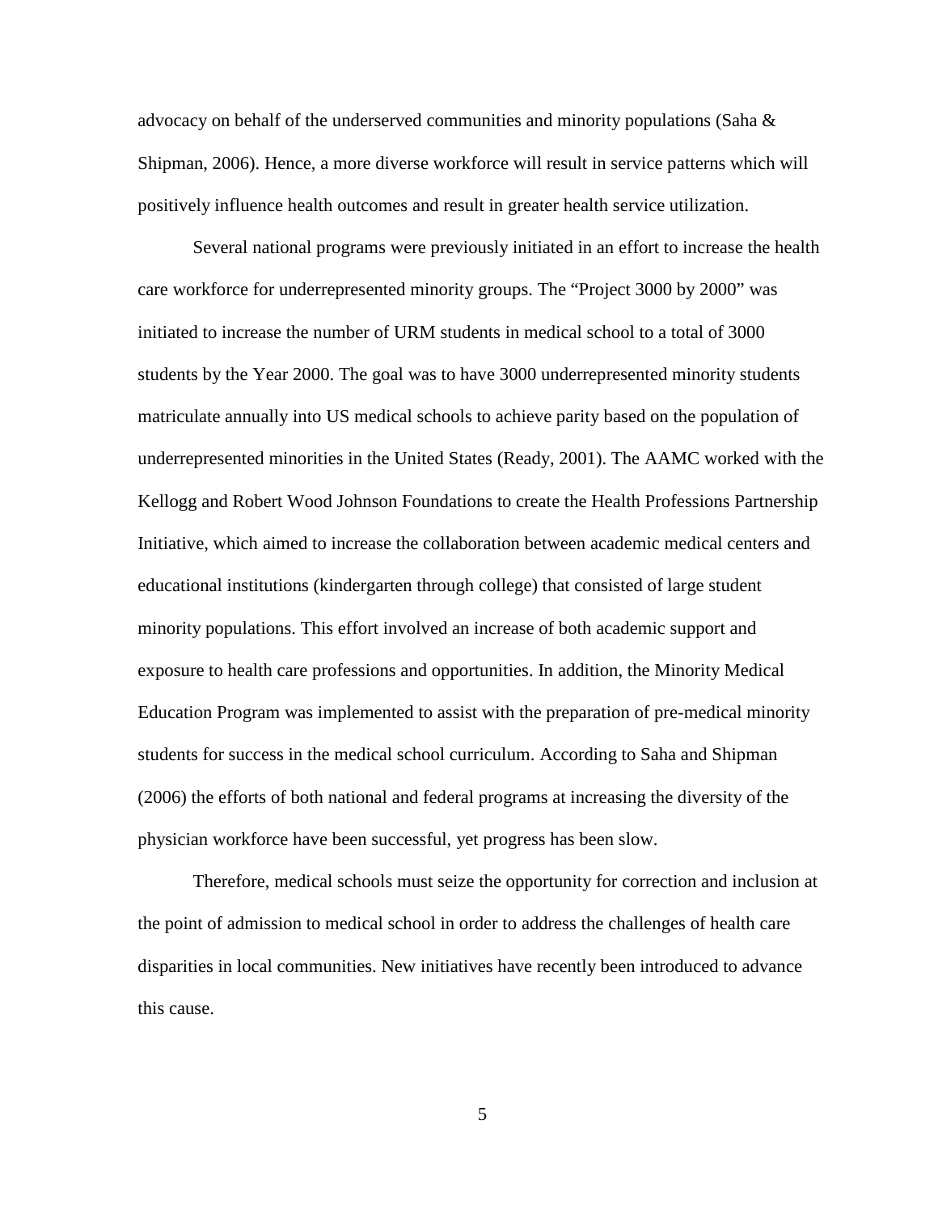advocacy on behalf of the underserved communities and minority populations (Saha & Shipman, 2006). Hence, a more diverse workforce will result in service patterns which will positively influence health outcomes and result in greater health service utilization.

Several national programs were previously initiated in an effort to increase the health care workforce for underrepresented minority groups. The "Project 3000 by 2000" was initiated to increase the number of URM students in medical school to a total of 3000 students by the Year 2000. The goal was to have 3000 underrepresented minority students matriculate annually into US medical schools to achieve parity based on the population of underrepresented minorities in the United States (Ready, 2001). The AAMC worked with the Kellogg and Robert Wood Johnson Foundations to create the Health Professions Partnership Initiative, which aimed to increase the collaboration between academic medical centers and educational institutions (kindergarten through college) that consisted of large student minority populations. This effort involved an increase of both academic support and exposure to health care professions and opportunities. In addition, the Minority Medical Education Program was implemented to assist with the preparation of pre-medical minority students for success in the medical school curriculum. According to Saha and Shipman (2006) the efforts of both national and federal programs at increasing the diversity of the physician workforce have been successful, yet progress has been slow.

Therefore, medical schools must seize the opportunity for correction and inclusion at the point of admission to medical school in order to address the challenges of health care disparities in local communities. New initiatives have recently been introduced to advance this cause.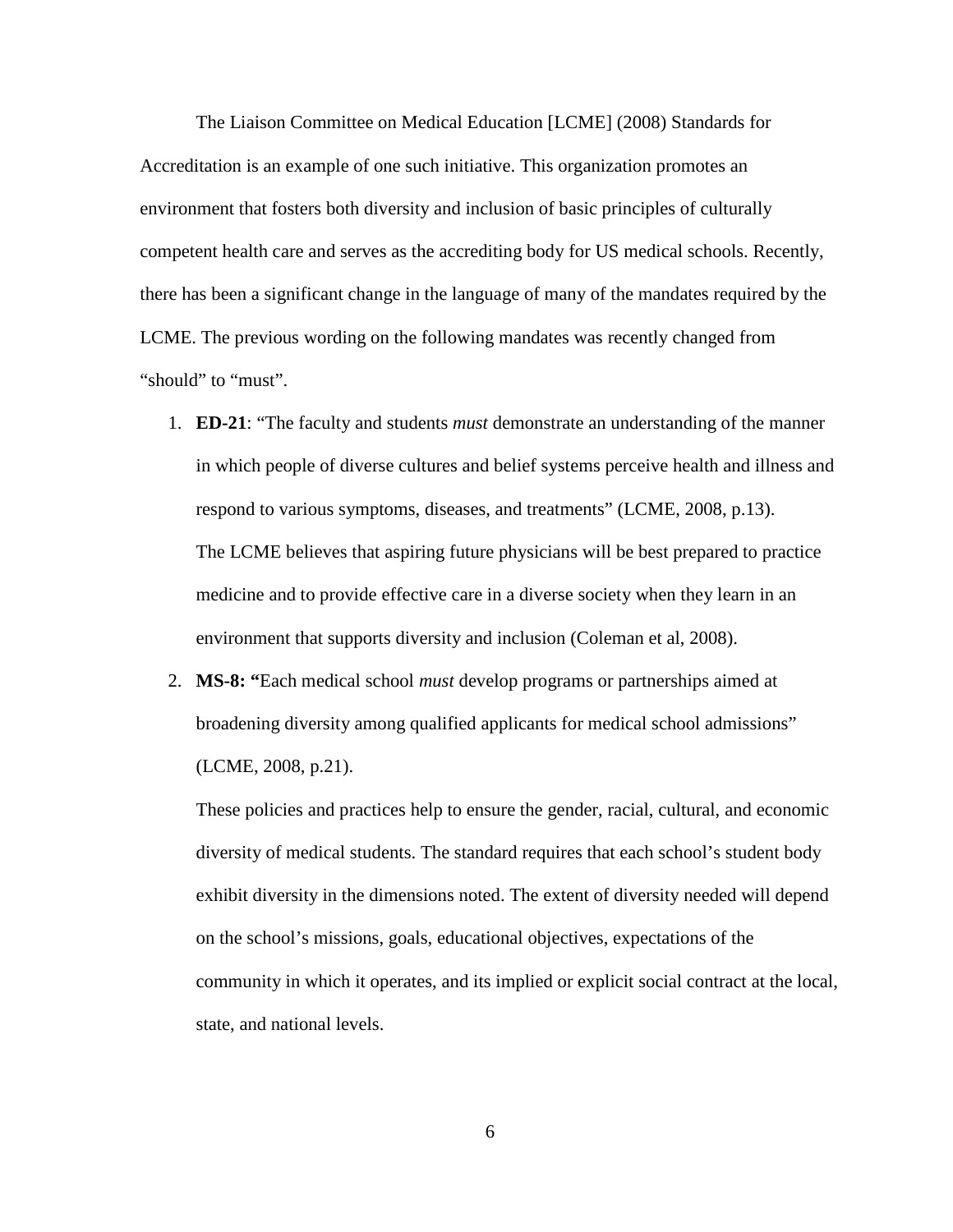The Liaison Committee on Medical Education [LCME] (2008) Standards for Accreditation is an example of one such initiative. This organization promotes an environment that fosters both diversity and inclusion of basic principles of culturally competent health care and serves as the accrediting body for US medical schools. Recently, there has been a significant change in the language of many of the mandates required by the LCME. The previous wording on the following mandates was recently changed from "should" to "must".

1. **ED-21**: "The faculty and students *must* demonstrate an understanding of the manner in which people of diverse cultures and belief systems perceive health and illness and respond to various symptoms, diseases, and treatments" (LCME, 2008, p.13).

   The LCME believes that aspiring future physicians will be best prepared to practice medicine and to provide effective care in a diverse society when they learn in an environment that supports diversity and inclusion (Coleman et al, 2008).

2. **MS-8: "**Each medical school *must* develop programs or partnerships aimed at broadening diversity among qualified applicants for medical school admissions" (LCME, 2008, p.21).

   These policies and practices help to ensure the gender, racial, cultural, and economic diversity of medical students. The standard requires that each school's student body exhibit diversity in the dimensions noted. The extent of diversity needed will depend on the school's missions, goals, educational objectives, expectations of the community in which it operates, and its implied or explicit social contract at the local, state, and national levels.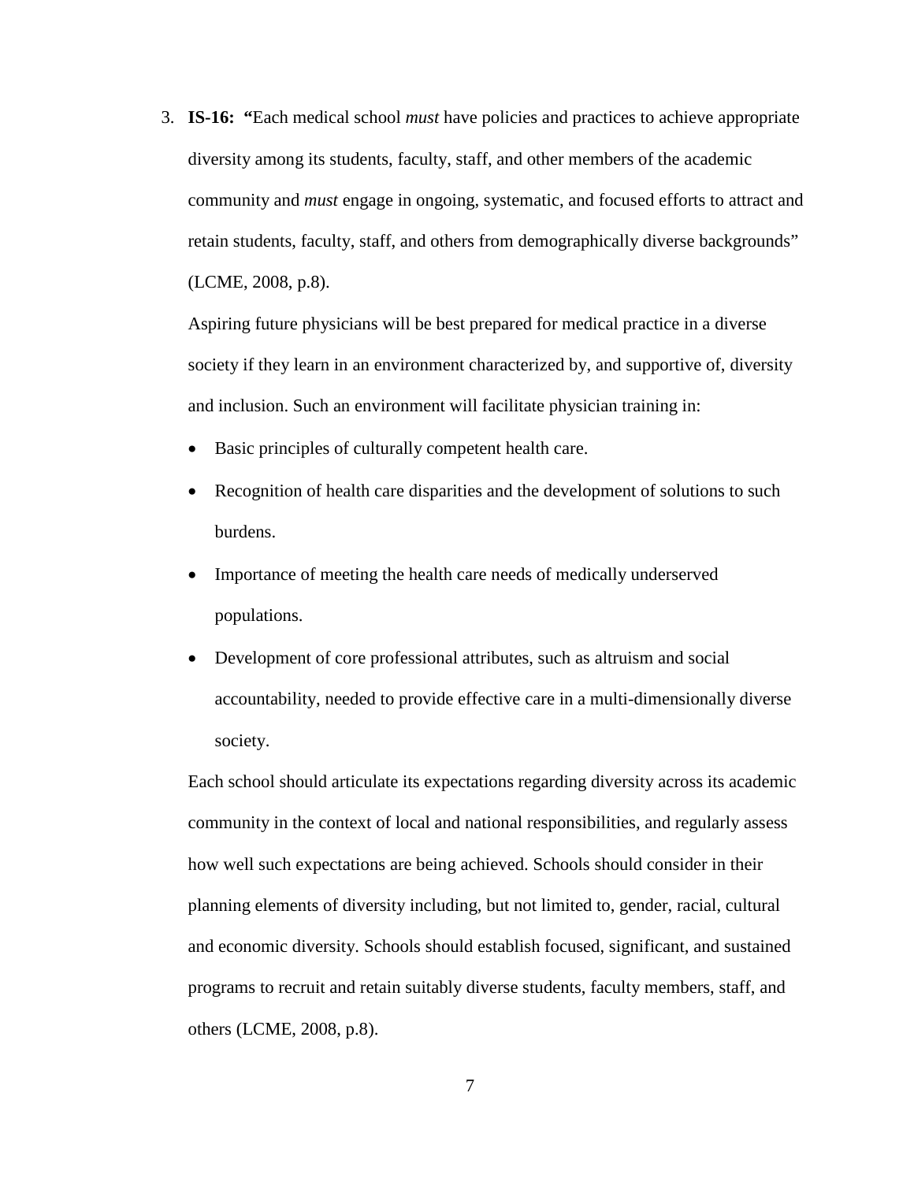3. **IS-16: "**Each medical school *must* have policies and practices to achieve appropriate diversity among its students, faculty, staff, and other members of the academic community and *must* engage in ongoing, systematic, and focused efforts to attract and retain students, faculty, staff, and others from demographically diverse backgrounds" (LCME, 2008, p.8).

   Aspiring future physicians will be best prepared for medical practice in a diverse society if they learn in an environment characterized by, and supportive of, diversity and inclusion. Such an environment will facilitate physician training in:

   - Basic principles of culturally competent health care.
   - Recognition of health care disparities and the development of solutions to such burdens.
   - Importance of meeting the health care needs of medically underserved populations.
   - Development of core professional attributes, such as altruism and social accountability, needed to provide effective care in a multi-dimensionally diverse society.

   Each school should articulate its expectations regarding diversity across its academic community in the context of local and national responsibilities, and regularly assess how well such expectations are being achieved. Schools should consider in their planning elements of diversity including, but not limited to, gender, racial, cultural and economic diversity. Schools should establish focused, significant, and sustained programs to recruit and retain suitably diverse students, faculty members, staff, and others (LCME, 2008, p.8).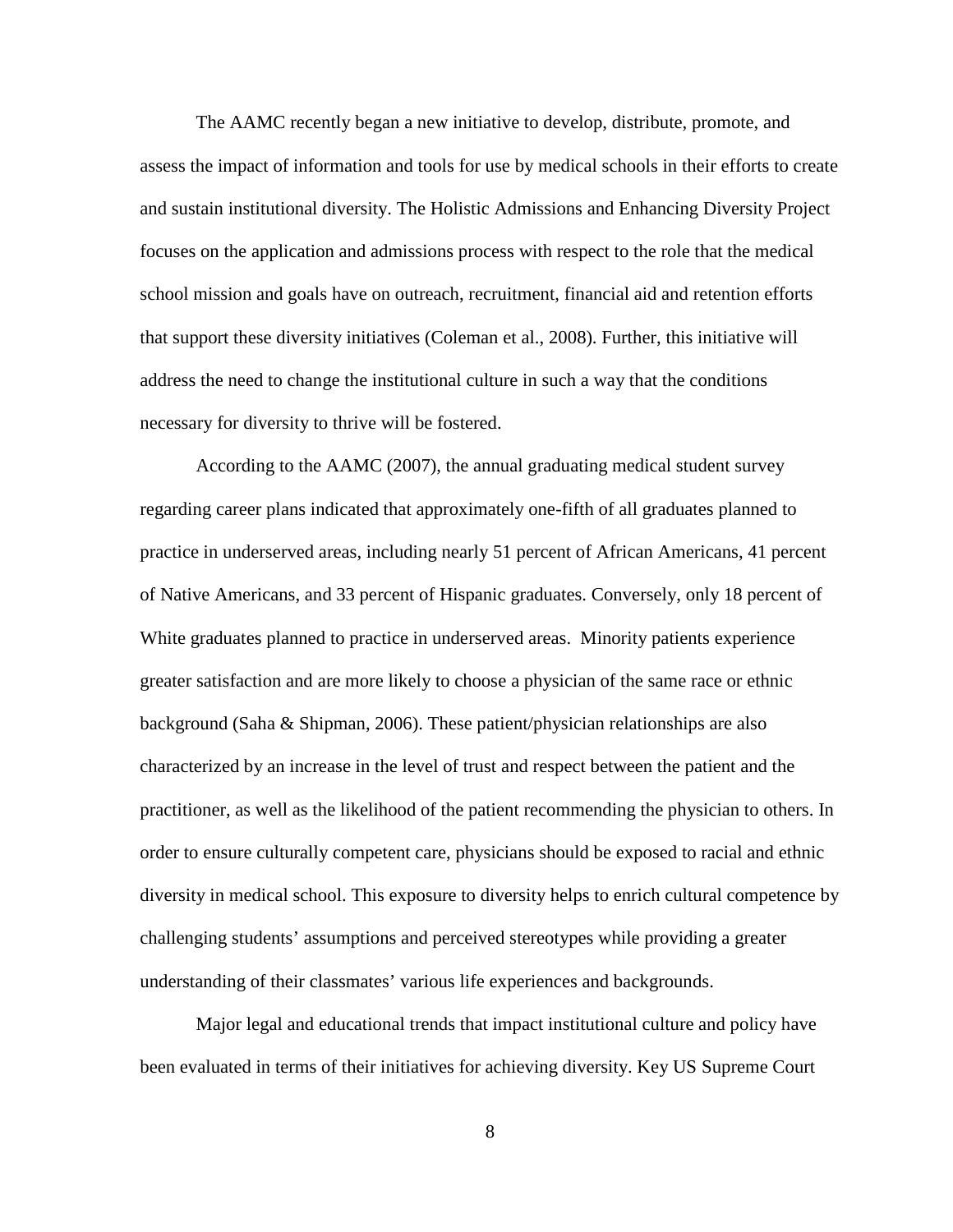The AAMC recently began a new initiative to develop, distribute, promote, and assess the impact of information and tools for use by medical schools in their efforts to create and sustain institutional diversity. The Holistic Admissions and Enhancing Diversity Project focuses on the application and admissions process with respect to the role that the medical school mission and goals have on outreach, recruitment, financial aid and retention efforts that support these diversity initiatives (Coleman et al., 2008). Further, this initiative will address the need to change the institutional culture in such a way that the conditions necessary for diversity to thrive will be fostered.

According to the AAMC (2007), the annual graduating medical student survey regarding career plans indicated that approximately one-fifth of all graduates planned to practice in underserved areas, including nearly 51 percent of African Americans, 41 percent of Native Americans, and 33 percent of Hispanic graduates. Conversely, only 18 percent of White graduates planned to practice in underserved areas. Minority patients experience greater satisfaction and are more likely to choose a physician of the same race or ethnic background (Saha & Shipman, 2006). These patient/physician relationships are also characterized by an increase in the level of trust and respect between the patient and the practitioner, as well as the likelihood of the patient recommending the physician to others. In order to ensure culturally competent care, physicians should be exposed to racial and ethnic diversity in medical school. This exposure to diversity helps to enrich cultural competence by challenging students' assumptions and perceived stereotypes while providing a greater understanding of their classmates' various life experiences and backgrounds.

Major legal and educational trends that impact institutional culture and policy have been evaluated in terms of their initiatives for achieving diversity. Key US Supreme Court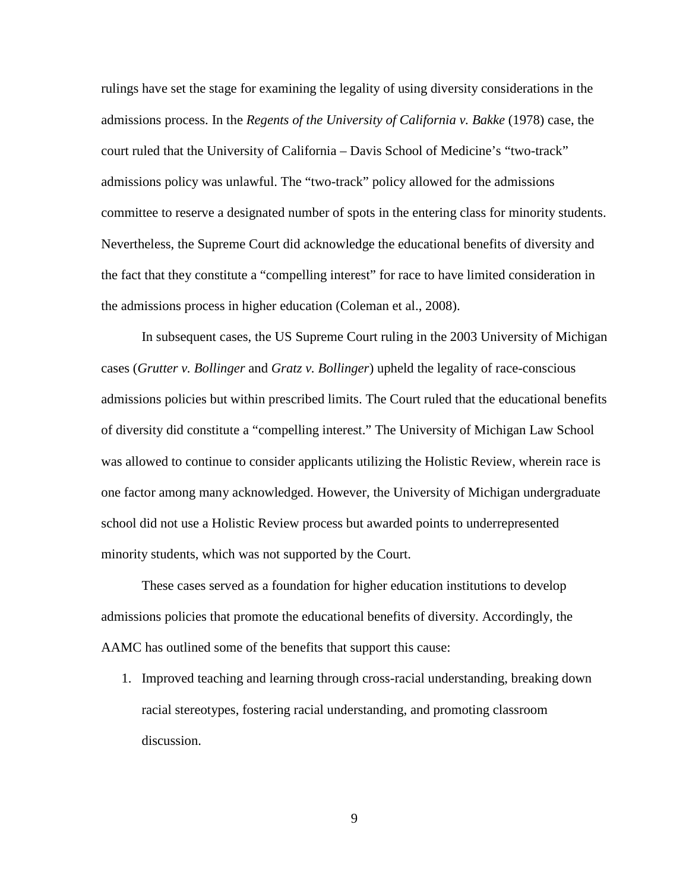rulings have set the stage for examining the legality of using diversity considerations in the admissions process. In the *Regents of the University of California v. Bakke* (1978) case, the court ruled that the University of California – Davis School of Medicine's "two-track" admissions policy was unlawful. The "two-track" policy allowed for the admissions committee to reserve a designated number of spots in the entering class for minority students. Nevertheless, the Supreme Court did acknowledge the educational benefits of diversity and the fact that they constitute a "compelling interest" for race to have limited consideration in the admissions process in higher education (Coleman et al., 2008).

In subsequent cases, the US Supreme Court ruling in the 2003 University of Michigan cases (*Grutter v. Bollinger* and *Gratz v. Bollinger*) upheld the legality of race-conscious admissions policies but within prescribed limits. The Court ruled that the educational benefits of diversity did constitute a "compelling interest." The University of Michigan Law School was allowed to continue to consider applicants utilizing the Holistic Review, wherein race is one factor among many acknowledged. However, the University of Michigan undergraduate school did not use a Holistic Review process but awarded points to underrepresented minority students, which was not supported by the Court.

These cases served as a foundation for higher education institutions to develop admissions policies that promote the educational benefits of diversity. Accordingly, the AAMC has outlined some of the benefits that support this cause:

1. Improved teaching and learning through cross-racial understanding, breaking down racial stereotypes, fostering racial understanding, and promoting classroom discussion.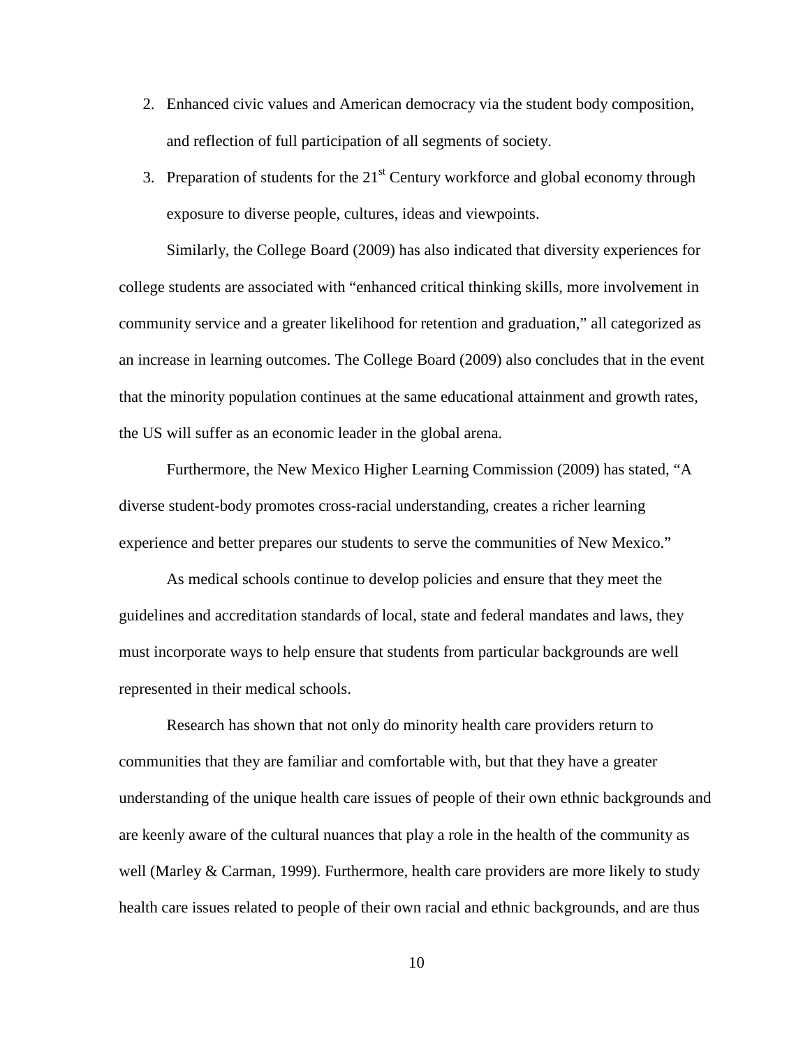2. Enhanced civic values and American democracy via the student body composition, and reflection of full participation of all segments of society.
3. Preparation of students for the 21st Century workforce and global economy through exposure to diverse people, cultures, ideas and viewpoints.

Similarly, the College Board (2009) has also indicated that diversity experiences for college students are associated with "enhanced critical thinking skills, more involvement in community service and a greater likelihood for retention and graduation," all categorized as an increase in learning outcomes. The College Board (2009) also concludes that in the event that the minority population continues at the same educational attainment and growth rates, the US will suffer as an economic leader in the global arena.

Furthermore, the New Mexico Higher Learning Commission (2009) has stated, "A diverse student-body promotes cross-racial understanding, creates a richer learning experience and better prepares our students to serve the communities of New Mexico."

As medical schools continue to develop policies and ensure that they meet the guidelines and accreditation standards of local, state and federal mandates and laws, they must incorporate ways to help ensure that students from particular backgrounds are well represented in their medical schools.

Research has shown that not only do minority health care providers return to communities that they are familiar and comfortable with, but that they have a greater understanding of the unique health care issues of people of their own ethnic backgrounds and are keenly aware of the cultural nuances that play a role in the health of the community as well (Marley & Carman, 1999). Furthermore, health care providers are more likely to study health care issues related to people of their own racial and ethnic backgrounds, and are thus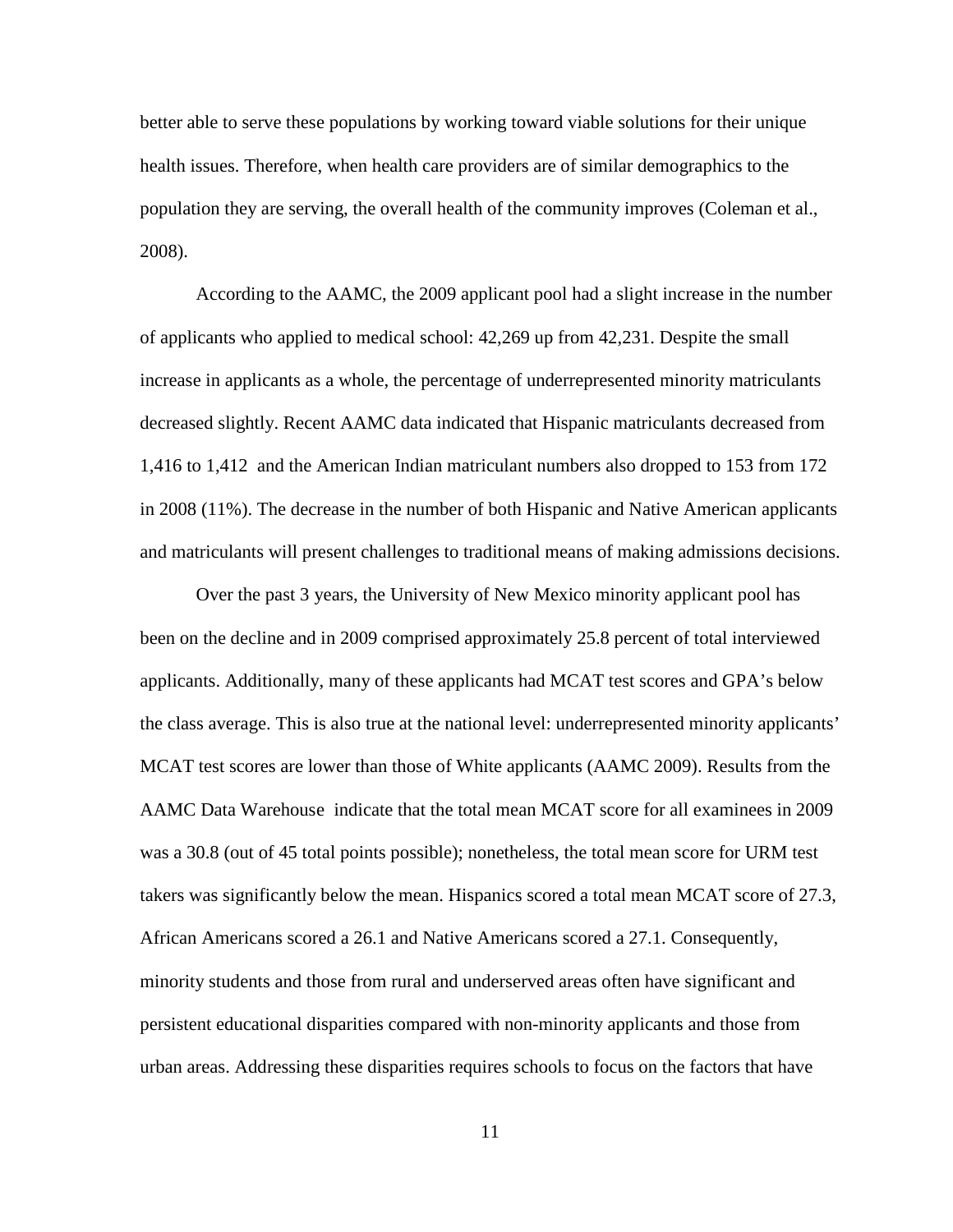better able to serve these populations by working toward viable solutions for their unique health issues. Therefore, when health care providers are of similar demographics to the population they are serving, the overall health of the community improves (Coleman et al., 2008).

According to the AAMC, the 2009 applicant pool had a slight increase in the number of applicants who applied to medical school: 42,269 up from 42,231. Despite the small increase in applicants as a whole, the percentage of underrepresented minority matriculants decreased slightly. Recent AAMC data indicated that Hispanic matriculants decreased from 1,416 to 1,412 and the American Indian matriculant numbers also dropped to 153 from 172 in 2008 (11%). The decrease in the number of both Hispanic and Native American applicants and matriculants will present challenges to traditional means of making admissions decisions.

Over the past 3 years, the University of New Mexico minority applicant pool has been on the decline and in 2009 comprised approximately 25.8 percent of total interviewed applicants. Additionally, many of these applicants had MCAT test scores and GPA's below the class average. This is also true at the national level: underrepresented minority applicants' MCAT test scores are lower than those of White applicants (AAMC 2009). Results from the AAMC Data Warehouse indicate that the total mean MCAT score for all examinees in 2009 was a 30.8 (out of 45 total points possible); nonetheless, the total mean score for URM test takers was significantly below the mean. Hispanics scored a total mean MCAT score of 27.3, African Americans scored a 26.1 and Native Americans scored a 27.1. Consequently, minority students and those from rural and underserved areas often have significant and persistent educational disparities compared with non-minority applicants and those from urban areas. Addressing these disparities requires schools to focus on the factors that have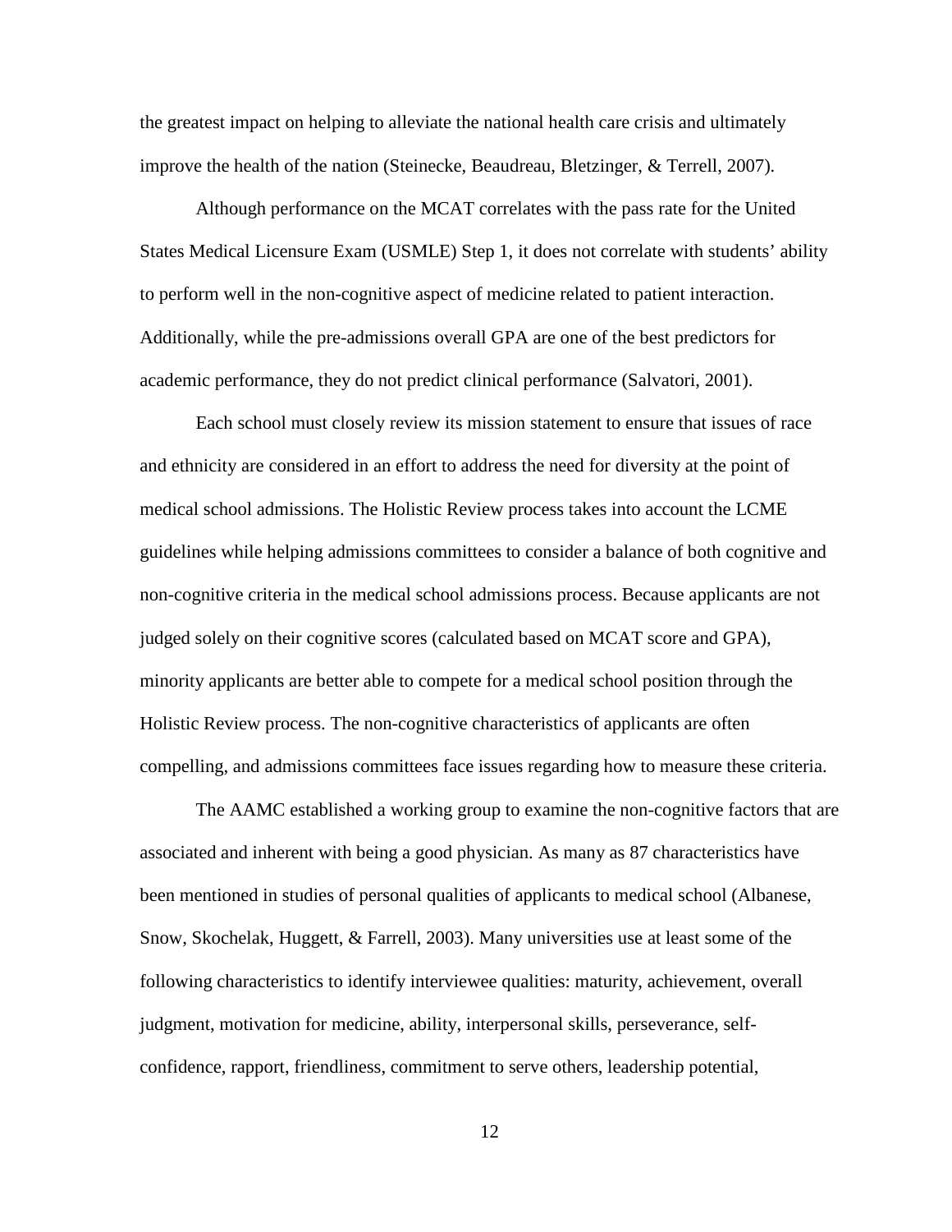the greatest impact on helping to alleviate the national health care crisis and ultimately improve the health of the nation (Steinecke, Beaudreau, Bletzinger, & Terrell, 2007).

Although performance on the MCAT correlates with the pass rate for the United States Medical Licensure Exam (USMLE) Step 1, it does not correlate with students' ability to perform well in the non-cognitive aspect of medicine related to patient interaction. Additionally, while the pre-admissions overall GPA are one of the best predictors for academic performance, they do not predict clinical performance (Salvatori, 2001).

Each school must closely review its mission statement to ensure that issues of race and ethnicity are considered in an effort to address the need for diversity at the point of medical school admissions. The Holistic Review process takes into account the LCME guidelines while helping admissions committees to consider a balance of both cognitive and non-cognitive criteria in the medical school admissions process. Because applicants are not judged solely on their cognitive scores (calculated based on MCAT score and GPA), minority applicants are better able to compete for a medical school position through the Holistic Review process. The non-cognitive characteristics of applicants are often compelling, and admissions committees face issues regarding how to measure these criteria.

The AAMC established a working group to examine the non-cognitive factors that are associated and inherent with being a good physician. As many as 87 characteristics have been mentioned in studies of personal qualities of applicants to medical school (Albanese, Snow, Skochelak, Huggett, & Farrell, 2003). Many universities use at least some of the following characteristics to identify interviewee qualities: maturity, achievement, overall judgment, motivation for medicine, ability, interpersonal skills, perseverance, self-confidence, rapport, friendliness, commitment to serve others, leadership potential,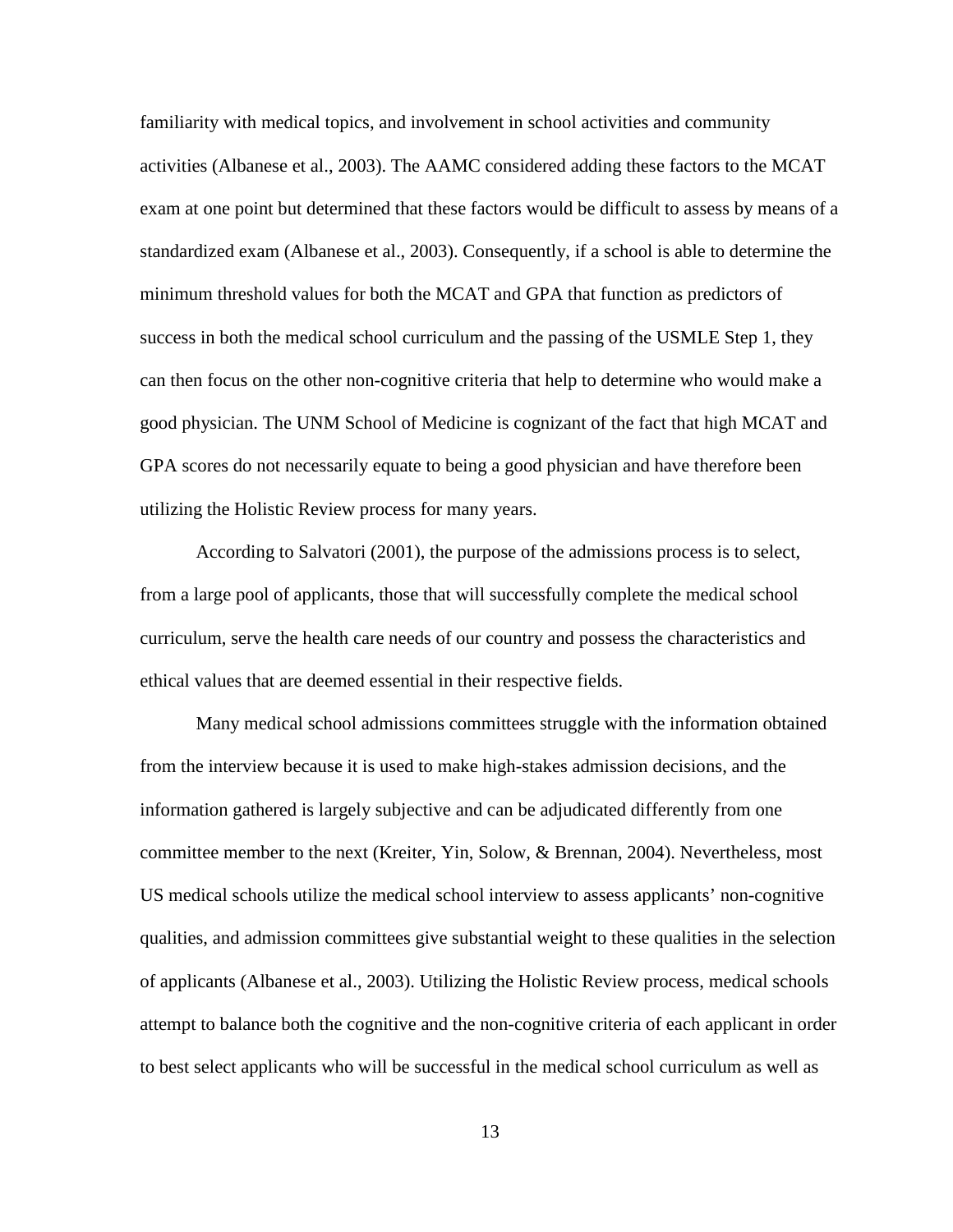familiarity with medical topics, and involvement in school activities and community activities (Albanese et al., 2003). The AAMC considered adding these factors to the MCAT exam at one point but determined that these factors would be difficult to assess by means of a standardized exam (Albanese et al., 2003). Consequently, if a school is able to determine the minimum threshold values for both the MCAT and GPA that function as predictors of success in both the medical school curriculum and the passing of the USMLE Step 1, they can then focus on the other non-cognitive criteria that help to determine who would make a good physician. The UNM School of Medicine is cognizant of the fact that high MCAT and GPA scores do not necessarily equate to being a good physician and have therefore been utilizing the Holistic Review process for many years.

According to Salvatori (2001), the purpose of the admissions process is to select, from a large pool of applicants, those that will successfully complete the medical school curriculum, serve the health care needs of our country and possess the characteristics and ethical values that are deemed essential in their respective fields.

Many medical school admissions committees struggle with the information obtained from the interview because it is used to make high-stakes admission decisions, and the information gathered is largely subjective and can be adjudicated differently from one committee member to the next (Kreiter, Yin, Solow, & Brennan, 2004). Nevertheless, most US medical schools utilize the medical school interview to assess applicants' non-cognitive qualities, and admission committees give substantial weight to these qualities in the selection of applicants (Albanese et al., 2003). Utilizing the Holistic Review process, medical schools attempt to balance both the cognitive and the non-cognitive criteria of each applicant in order to best select applicants who will be successful in the medical school curriculum as well as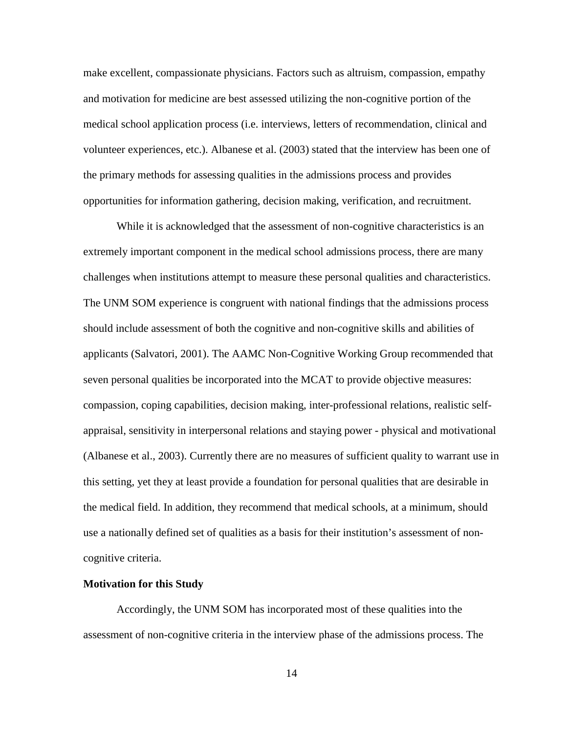make excellent, compassionate physicians. Factors such as altruism, compassion, empathy and motivation for medicine are best assessed utilizing the non-cognitive portion of the medical school application process (i.e. interviews, letters of recommendation, clinical and volunteer experiences, etc.). Albanese et al. (2003) stated that the interview has been one of the primary methods for assessing qualities in the admissions process and provides opportunities for information gathering, decision making, verification, and recruitment.

While it is acknowledged that the assessment of non-cognitive characteristics is an extremely important component in the medical school admissions process, there are many challenges when institutions attempt to measure these personal qualities and characteristics. The UNM SOM experience is congruent with national findings that the admissions process should include assessment of both the cognitive and non-cognitive skills and abilities of applicants (Salvatori, 2001). The AAMC Non-Cognitive Working Group recommended that seven personal qualities be incorporated into the MCAT to provide objective measures: compassion, coping capabilities, decision making, inter-professional relations, realistic self-appraisal, sensitivity in interpersonal relations and staying power - physical and motivational (Albanese et al., 2003). Currently there are no measures of sufficient quality to warrant use in this setting, yet they at least provide a foundation for personal qualities that are desirable in the medical field. In addition, they recommend that medical schools, at a minimum, should use a nationally defined set of qualities as a basis for their institution's assessment of non-cognitive criteria.

**Motivation for this Study**

Accordingly, the UNM SOM has incorporated most of these qualities into the assessment of non-cognitive criteria in the interview phase of the admissions process. The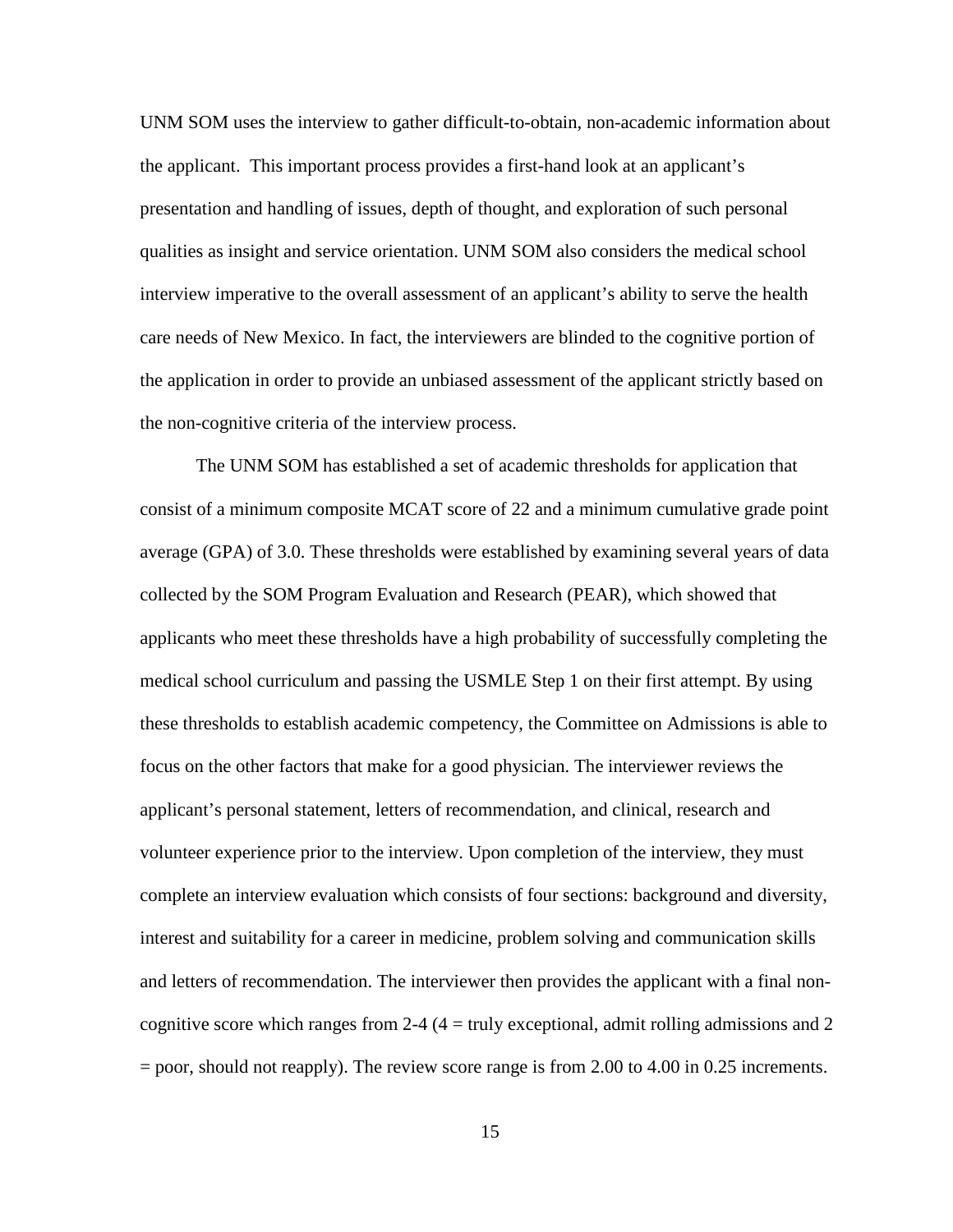UNM SOM uses the interview to gather difficult-to-obtain, non-academic information about the applicant. This important process provides a first-hand look at an applicant's presentation and handling of issues, depth of thought, and exploration of such personal qualities as insight and service orientation. UNM SOM also considers the medical school interview imperative to the overall assessment of an applicant's ability to serve the health care needs of New Mexico. In fact, the interviewers are blinded to the cognitive portion of the application in order to provide an unbiased assessment of the applicant strictly based on the non-cognitive criteria of the interview process.

The UNM SOM has established a set of academic thresholds for application that consist of a minimum composite MCAT score of 22 and a minimum cumulative grade point average (GPA) of 3.0. These thresholds were established by examining several years of data collected by the SOM Program Evaluation and Research (PEAR), which showed that applicants who meet these thresholds have a high probability of successfully completing the medical school curriculum and passing the USMLE Step 1 on their first attempt. By using these thresholds to establish academic competency, the Committee on Admissions is able to focus on the other factors that make for a good physician. The interviewer reviews the applicant's personal statement, letters of recommendation, and clinical, research and volunteer experience prior to the interview. Upon completion of the interview, they must complete an interview evaluation which consists of four sections: background and diversity, interest and suitability for a career in medicine, problem solving and communication skills and letters of recommendation. The interviewer then provides the applicant with a final non-cognitive score which ranges from 2-4 (4 = truly exceptional, admit rolling admissions and 2 = poor, should not reapply). The review score range is from 2.00 to 4.00 in 0.25 increments.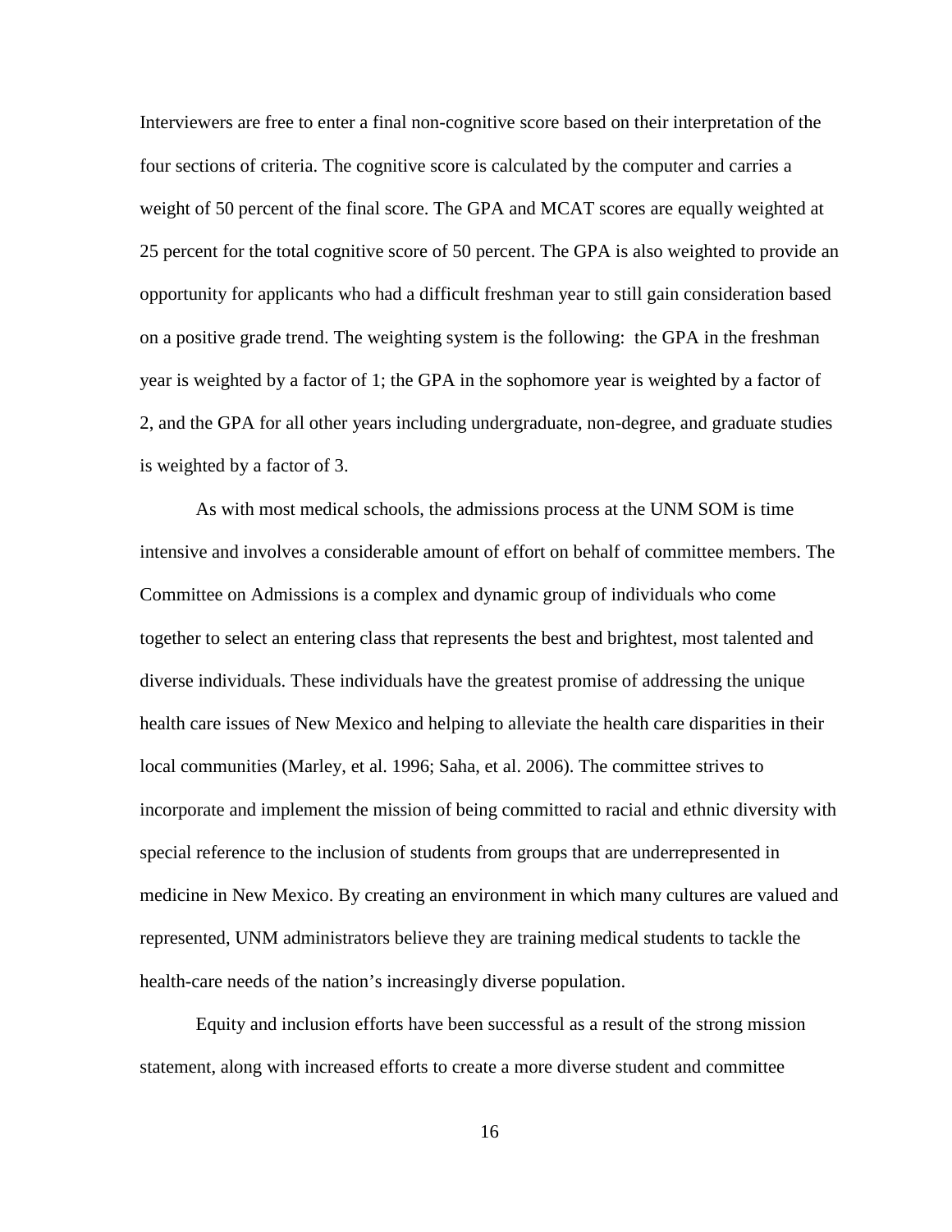Interviewers are free to enter a final non-cognitive score based on their interpretation of the four sections of criteria. The cognitive score is calculated by the computer and carries a weight of 50 percent of the final score. The GPA and MCAT scores are equally weighted at 25 percent for the total cognitive score of 50 percent. The GPA is also weighted to provide an opportunity for applicants who had a difficult freshman year to still gain consideration based on a positive grade trend. The weighting system is the following: the GPA in the freshman year is weighted by a factor of 1; the GPA in the sophomore year is weighted by a factor of 2, and the GPA for all other years including undergraduate, non-degree, and graduate studies is weighted by a factor of 3.

As with most medical schools, the admissions process at the UNM SOM is time intensive and involves a considerable amount of effort on behalf of committee members. The Committee on Admissions is a complex and dynamic group of individuals who come together to select an entering class that represents the best and brightest, most talented and diverse individuals. These individuals have the greatest promise of addressing the unique health care issues of New Mexico and helping to alleviate the health care disparities in their local communities (Marley, et al. 1996; Saha, et al. 2006). The committee strives to incorporate and implement the mission of being committed to racial and ethnic diversity with special reference to the inclusion of students from groups that are underrepresented in medicine in New Mexico. By creating an environment in which many cultures are valued and represented, UNM administrators believe they are training medical students to tackle the health-care needs of the nation's increasingly diverse population.

Equity and inclusion efforts have been successful as a result of the strong mission statement, along with increased efforts to create a more diverse student and committee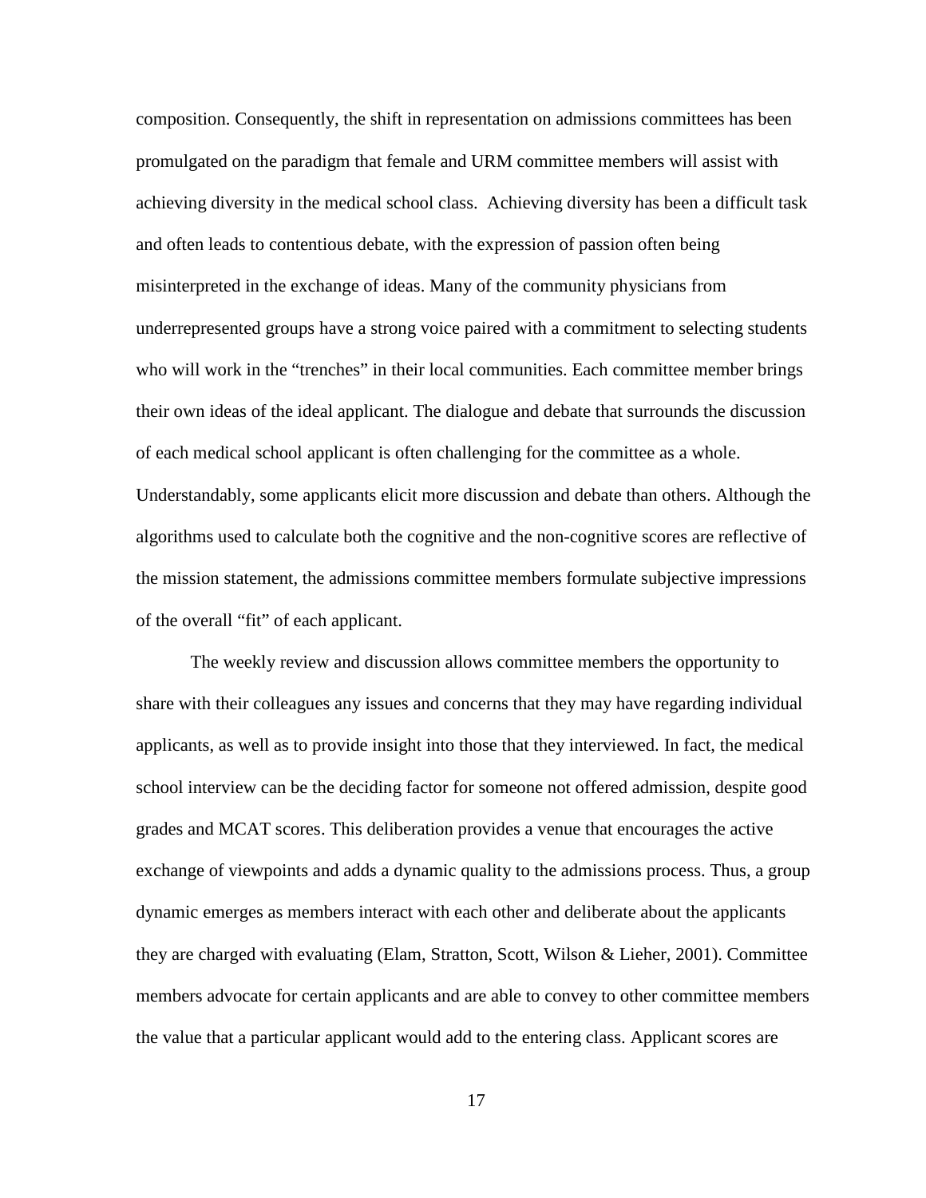composition. Consequently, the shift in representation on admissions committees has been promulgated on the paradigm that female and URM committee members will assist with achieving diversity in the medical school class. Achieving diversity has been a difficult task and often leads to contentious debate, with the expression of passion often being misinterpreted in the exchange of ideas. Many of the community physicians from underrepresented groups have a strong voice paired with a commitment to selecting students who will work in the "trenches" in their local communities. Each committee member brings their own ideas of the ideal applicant. The dialogue and debate that surrounds the discussion of each medical school applicant is often challenging for the committee as a whole. Understandably, some applicants elicit more discussion and debate than others. Although the algorithms used to calculate both the cognitive and the non-cognitive scores are reflective of the mission statement, the admissions committee members formulate subjective impressions of the overall "fit" of each applicant.

The weekly review and discussion allows committee members the opportunity to share with their colleagues any issues and concerns that they may have regarding individual applicants, as well as to provide insight into those that they interviewed. In fact, the medical school interview can be the deciding factor for someone not offered admission, despite good grades and MCAT scores. This deliberation provides a venue that encourages the active exchange of viewpoints and adds a dynamic quality to the admissions process. Thus, a group dynamic emerges as members interact with each other and deliberate about the applicants they are charged with evaluating (Elam, Stratton, Scott, Wilson & Lieher, 2001). Committee members advocate for certain applicants and are able to convey to other committee members the value that a particular applicant would add to the entering class. Applicant scores are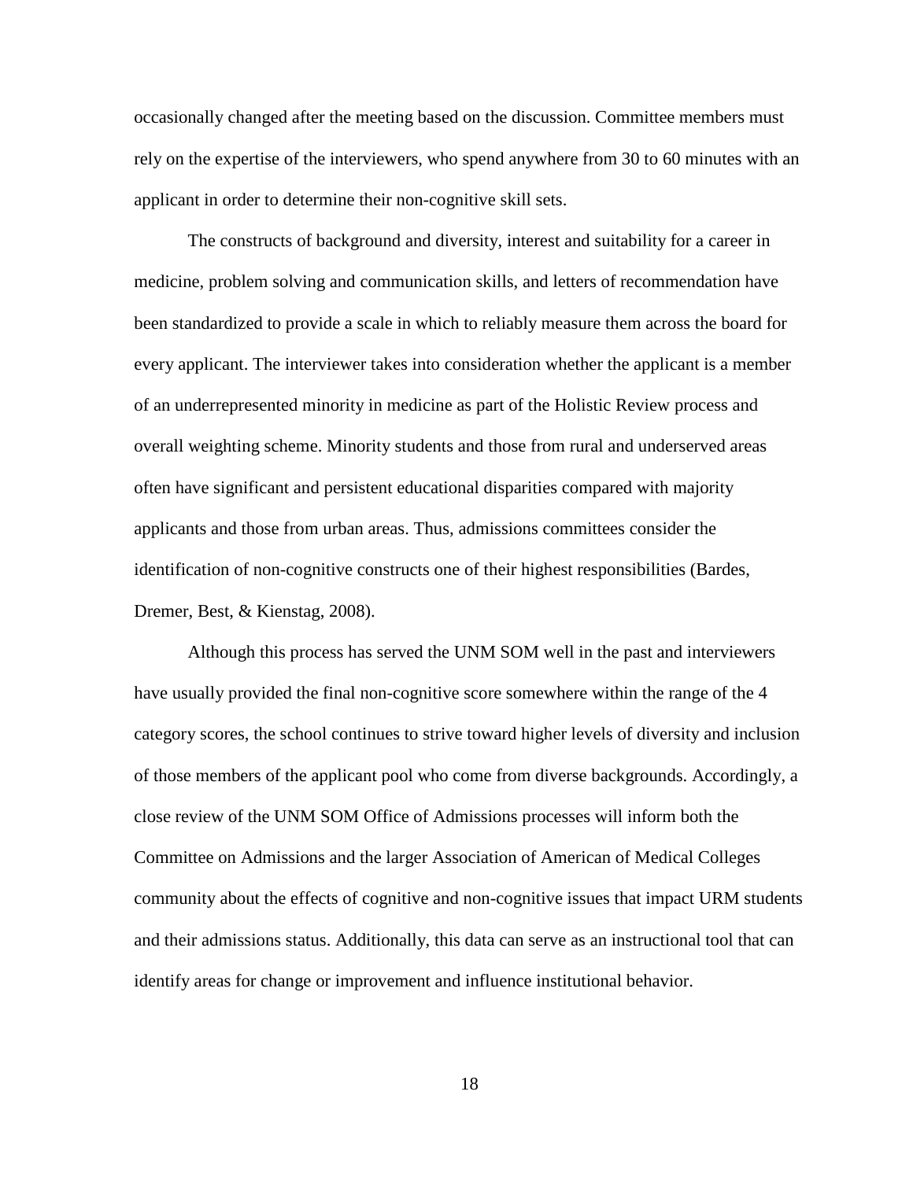occasionally changed after the meeting based on the discussion. Committee members must rely on the expertise of the interviewers, who spend anywhere from 30 to 60 minutes with an applicant in order to determine their non-cognitive skill sets.

The constructs of background and diversity, interest and suitability for a career in medicine, problem solving and communication skills, and letters of recommendation have been standardized to provide a scale in which to reliably measure them across the board for every applicant. The interviewer takes into consideration whether the applicant is a member of an underrepresented minority in medicine as part of the Holistic Review process and overall weighting scheme. Minority students and those from rural and underserved areas often have significant and persistent educational disparities compared with majority applicants and those from urban areas. Thus, admissions committees consider the identification of non-cognitive constructs one of their highest responsibilities (Bardes, Dremer, Best, & Kienstag, 2008).

Although this process has served the UNM SOM well in the past and interviewers have usually provided the final non-cognitive score somewhere within the range of the 4 category scores, the school continues to strive toward higher levels of diversity and inclusion of those members of the applicant pool who come from diverse backgrounds. Accordingly, a close review of the UNM SOM Office of Admissions processes will inform both the Committee on Admissions and the larger Association of American of Medical Colleges community about the effects of cognitive and non-cognitive issues that impact URM students and their admissions status. Additionally, this data can serve as an instructional tool that can identify areas for change or improvement and influence institutional behavior.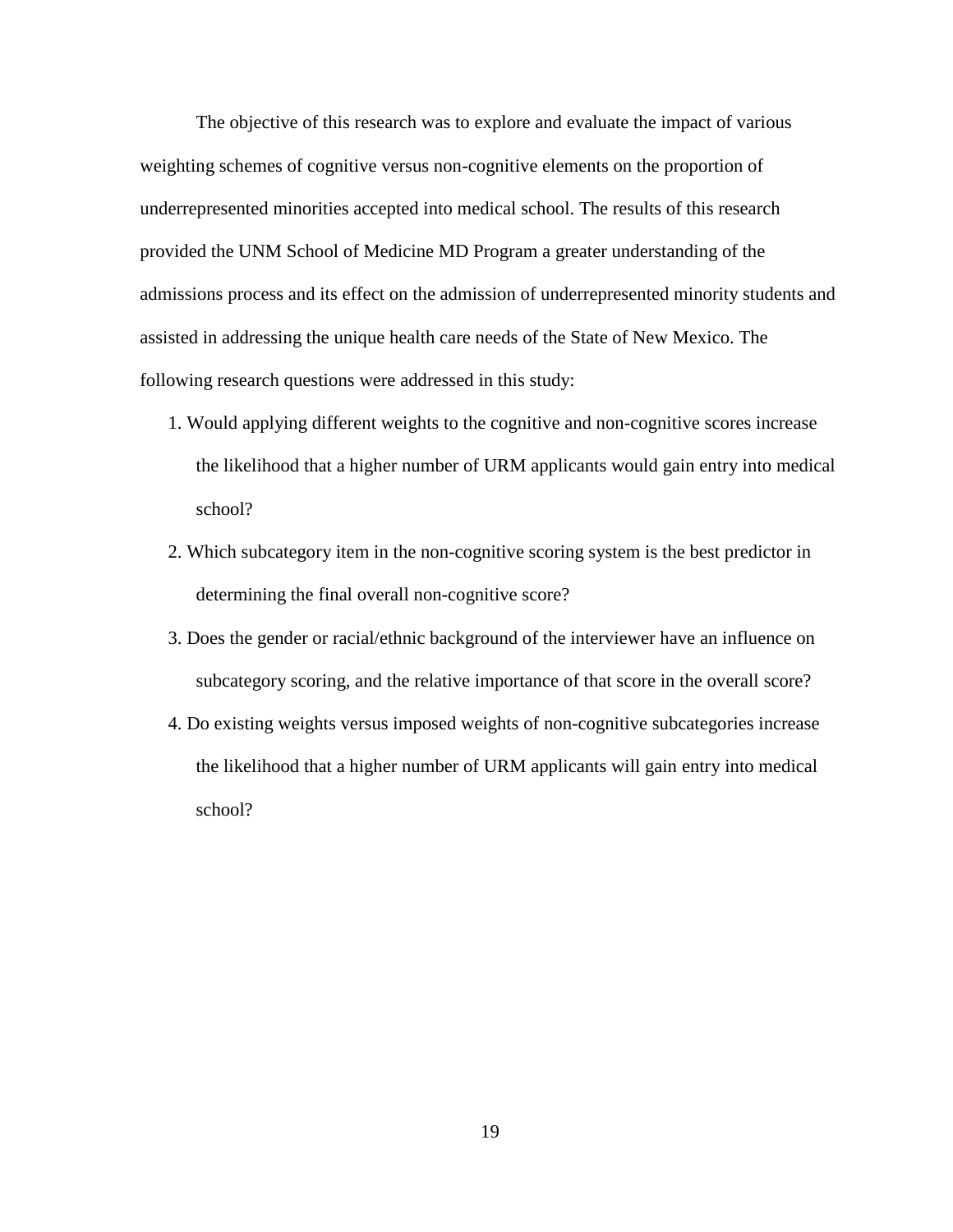The objective of this research was to explore and evaluate the impact of various weighting schemes of cognitive versus non-cognitive elements on the proportion of underrepresented minorities accepted into medical school. The results of this research provided the UNM School of Medicine MD Program a greater understanding of the admissions process and its effect on the admission of underrepresented minority students and assisted in addressing the unique health care needs of the State of New Mexico. The following research questions were addressed in this study:

1. Would applying different weights to the cognitive and non-cognitive scores increase the likelihood that a higher number of URM applicants would gain entry into medical school?
2. Which subcategory item in the non-cognitive scoring system is the best predictor in determining the final overall non-cognitive score?
3. Does the gender or racial/ethnic background of the interviewer have an influence on subcategory scoring, and the relative importance of that score in the overall score?
4. Do existing weights versus imposed weights of non-cognitive subcategories increase the likelihood that a higher number of URM applicants will gain entry into medical school?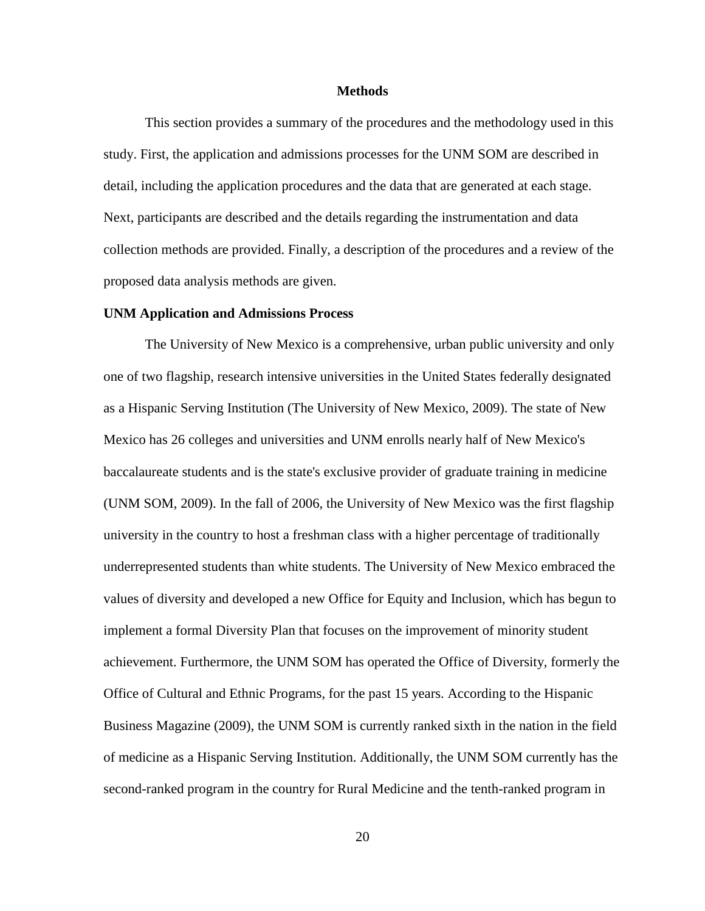# Methods

This section provides a summary of the procedures and the methodology used in this study. First, the application and admissions processes for the UNM SOM are described in detail, including the application procedures and the data that are generated at each stage. Next, participants are described and the details regarding the instrumentation and data collection methods are provided. Finally, a description of the procedures and a review of the proposed data analysis methods are given.

## UNM Application and Admissions Process

The University of New Mexico is a comprehensive, urban public university and only one of two flagship, research intensive universities in the United States federally designated as a Hispanic Serving Institution (The University of New Mexico, 2009). The state of New Mexico has 26 colleges and universities and UNM enrolls nearly half of New Mexico's baccalaureate students and is the state's exclusive provider of graduate training in medicine (UNM SOM, 2009). In the fall of 2006, the University of New Mexico was the first flagship university in the country to host a freshman class with a higher percentage of traditionally underrepresented students than white students. The University of New Mexico embraced the values of diversity and developed a new Office for Equity and Inclusion, which has begun to implement a formal Diversity Plan that focuses on the improvement of minority student achievement. Furthermore, the UNM SOM has operated the Office of Diversity, formerly the Office of Cultural and Ethnic Programs, for the past 15 years. According to the Hispanic Business Magazine (2009), the UNM SOM is currently ranked sixth in the nation in the field of medicine as a Hispanic Serving Institution. Additionally, the UNM SOM currently has the second-ranked program in the country for Rural Medicine and the tenth-ranked program in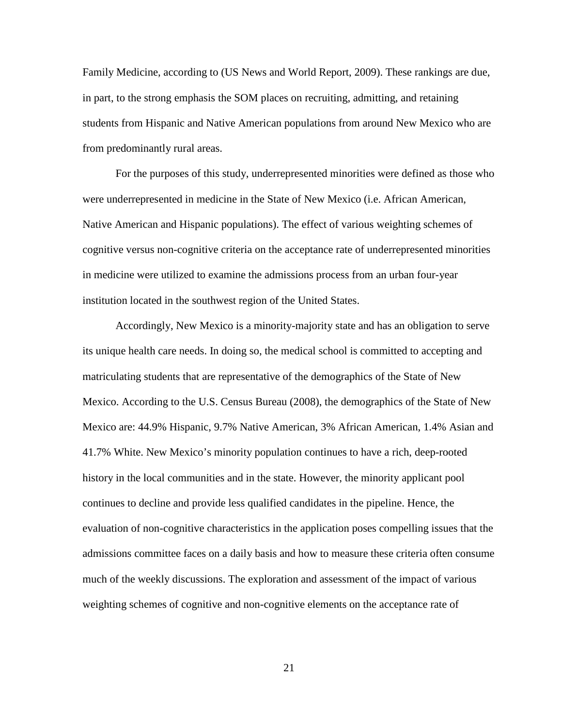Family Medicine, according to (US News and World Report, 2009). These rankings are due, in part, to the strong emphasis the SOM places on recruiting, admitting, and retaining students from Hispanic and Native American populations from around New Mexico who are from predominantly rural areas.

For the purposes of this study, underrepresented minorities were defined as those who were underrepresented in medicine in the State of New Mexico (i.e. African American, Native American and Hispanic populations). The effect of various weighting schemes of cognitive versus non-cognitive criteria on the acceptance rate of underrepresented minorities in medicine were utilized to examine the admissions process from an urban four-year institution located in the southwest region of the United States.

Accordingly, New Mexico is a minority-majority state and has an obligation to serve its unique health care needs. In doing so, the medical school is committed to accepting and matriculating students that are representative of the demographics of the State of New Mexico. According to the U.S. Census Bureau (2008), the demographics of the State of New Mexico are: 44.9% Hispanic, 9.7% Native American, 3% African American, 1.4% Asian and 41.7% White. New Mexico's minority population continues to have a rich, deep-rooted history in the local communities and in the state. However, the minority applicant pool continues to decline and provide less qualified candidates in the pipeline. Hence, the evaluation of non-cognitive characteristics in the application poses compelling issues that the admissions committee faces on a daily basis and how to measure these criteria often consume much of the weekly discussions. The exploration and assessment of the impact of various weighting schemes of cognitive and non-cognitive elements on the acceptance rate of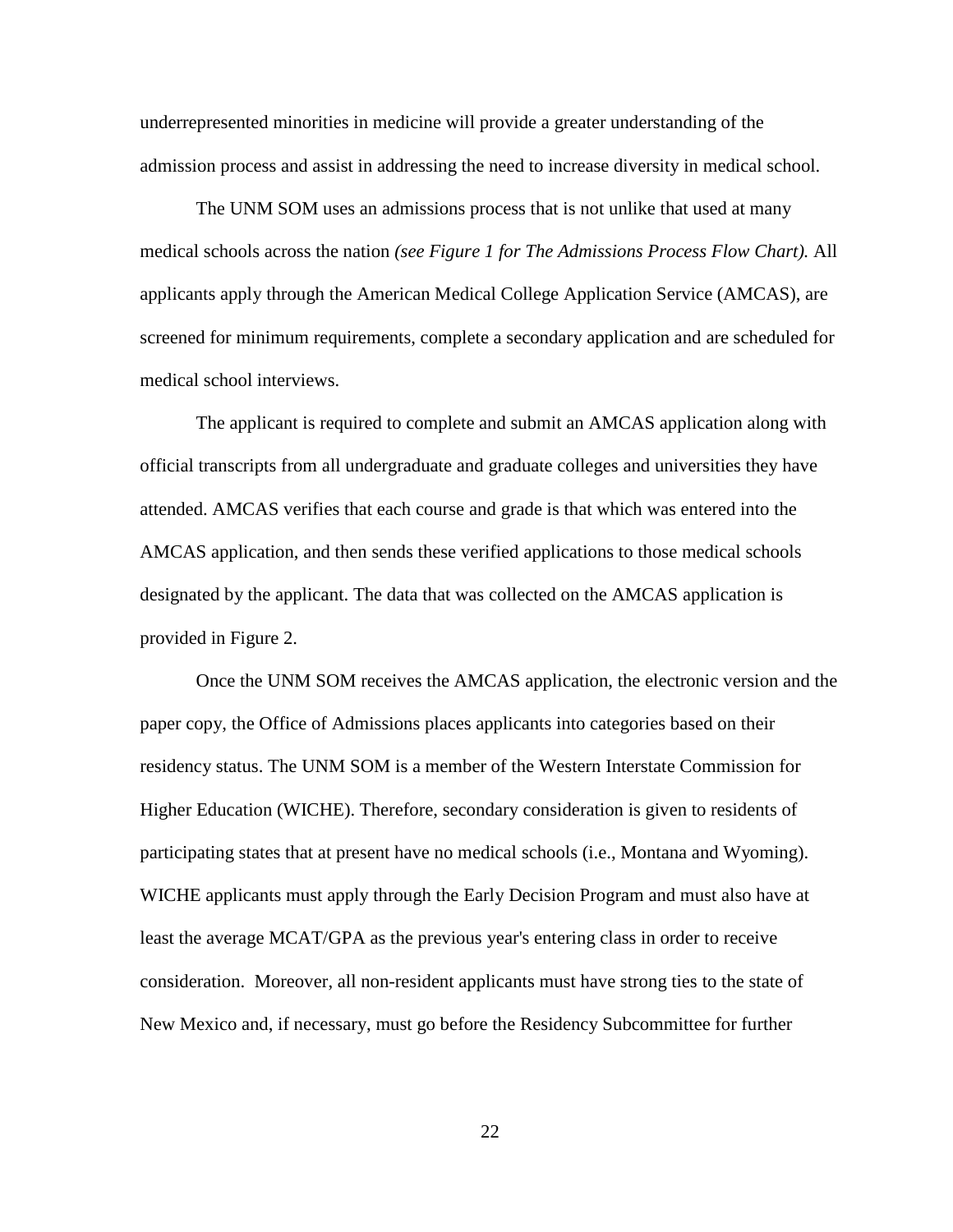underrepresented minorities in medicine will provide a greater understanding of the admission process and assist in addressing the need to increase diversity in medical school.

The UNM SOM uses an admissions process that is not unlike that used at many medical schools across the nation *(see Figure 1 for The Admissions Process Flow Chart).* All applicants apply through the American Medical College Application Service (AMCAS), are screened for minimum requirements, complete a secondary application and are scheduled for medical school interviews.

The applicant is required to complete and submit an AMCAS application along with official transcripts from all undergraduate and graduate colleges and universities they have attended. AMCAS verifies that each course and grade is that which was entered into the AMCAS application, and then sends these verified applications to those medical schools designated by the applicant. The data that was collected on the AMCAS application is provided in Figure 2.

Once the UNM SOM receives the AMCAS application, the electronic version and the paper copy, the Office of Admissions places applicants into categories based on their residency status. The UNM SOM is a member of the Western Interstate Commission for Higher Education (WICHE). Therefore, secondary consideration is given to residents of participating states that at present have no medical schools (i.e., Montana and Wyoming). WICHE applicants must apply through the Early Decision Program and must also have at least the average MCAT/GPA as the previous year's entering class in order to receive consideration. Moreover, all non-resident applicants must have strong ties to the state of New Mexico and, if necessary, must go before the Residency Subcommittee for further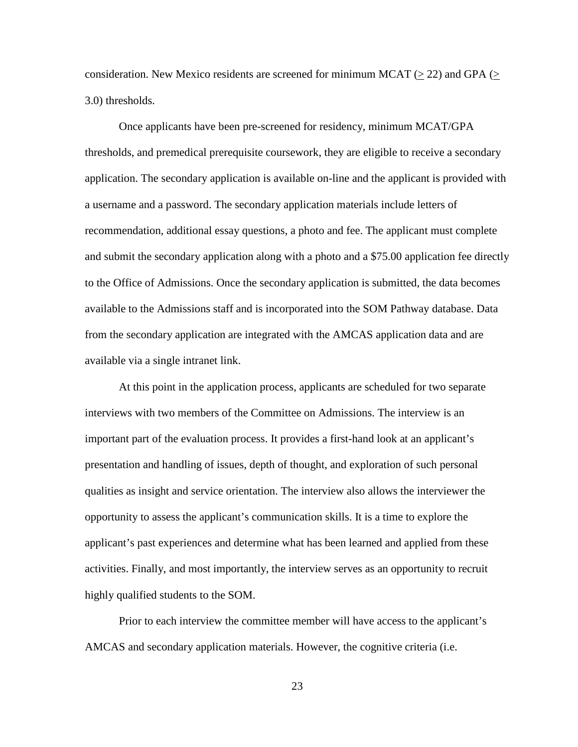consideration. New Mexico residents are screened for minimum MCAT ($\geq$ 22) and GPA ($\geq$ 3.0) thresholds.

Once applicants have been pre-screened for residency, minimum MCAT/GPA thresholds, and premedical prerequisite coursework, they are eligible to receive a secondary application. The secondary application is available on-line and the applicant is provided with a username and a password. The secondary application materials include letters of recommendation, additional essay questions, a photo and fee. The applicant must complete and submit the secondary application along with a photo and a $75.00 application fee directly to the Office of Admissions. Once the secondary application is submitted, the data becomes available to the Admissions staff and is incorporated into the SOM Pathway database. Data from the secondary application are integrated with the AMCAS application data and are available via a single intranet link.

At this point in the application process, applicants are scheduled for two separate interviews with two members of the Committee on Admissions. The interview is an important part of the evaluation process. It provides a first-hand look at an applicant's presentation and handling of issues, depth of thought, and exploration of such personal qualities as insight and service orientation. The interview also allows the interviewer the opportunity to assess the applicant's communication skills. It is a time to explore the applicant's past experiences and determine what has been learned and applied from these activities. Finally, and most importantly, the interview serves as an opportunity to recruit highly qualified students to the SOM.

Prior to each interview the committee member will have access to the applicant's AMCAS and secondary application materials. However, the cognitive criteria (i.e.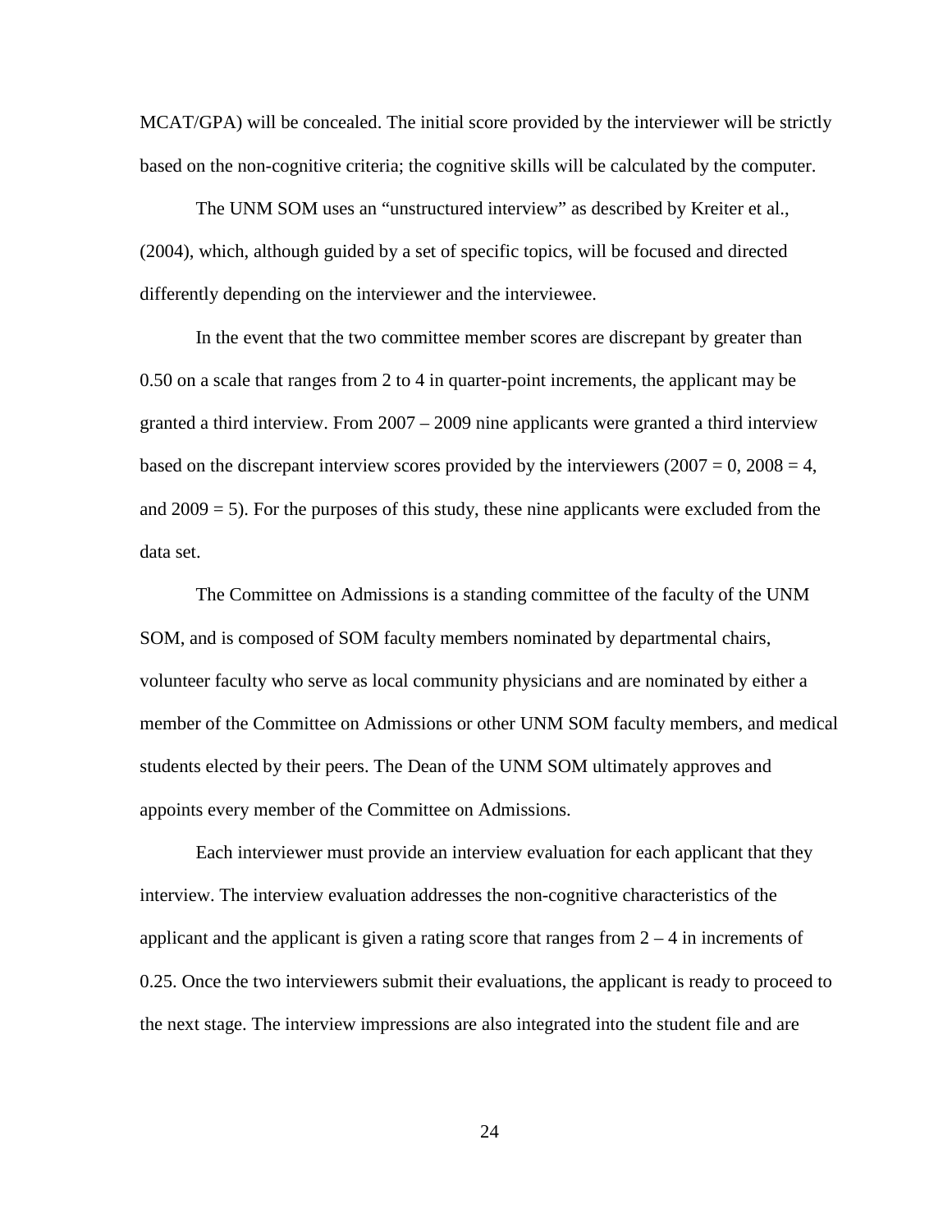MCAT/GPA) will be concealed. The initial score provided by the interviewer will be strictly based on the non-cognitive criteria; the cognitive skills will be calculated by the computer.

The UNM SOM uses an "unstructured interview" as described by Kreiter et al., (2004), which, although guided by a set of specific topics, will be focused and directed differently depending on the interviewer and the interviewee.

In the event that the two committee member scores are discrepant by greater than 0.50 on a scale that ranges from 2 to 4 in quarter-point increments, the applicant may be granted a third interview. From 2007 – 2009 nine applicants were granted a third interview based on the discrepant interview scores provided by the interviewers (2007 = 0, 2008 = 4, and 2009 = 5). For the purposes of this study, these nine applicants were excluded from the data set.

The Committee on Admissions is a standing committee of the faculty of the UNM SOM, and is composed of SOM faculty members nominated by departmental chairs, volunteer faculty who serve as local community physicians and are nominated by either a member of the Committee on Admissions or other UNM SOM faculty members, and medical students elected by their peers. The Dean of the UNM SOM ultimately approves and appoints every member of the Committee on Admissions.

Each interviewer must provide an interview evaluation for each applicant that they interview. The interview evaluation addresses the non-cognitive characteristics of the applicant and the applicant is given a rating score that ranges from 2 – 4 in increments of 0.25. Once the two interviewers submit their evaluations, the applicant is ready to proceed to the next stage. The interview impressions are also integrated into the student file and are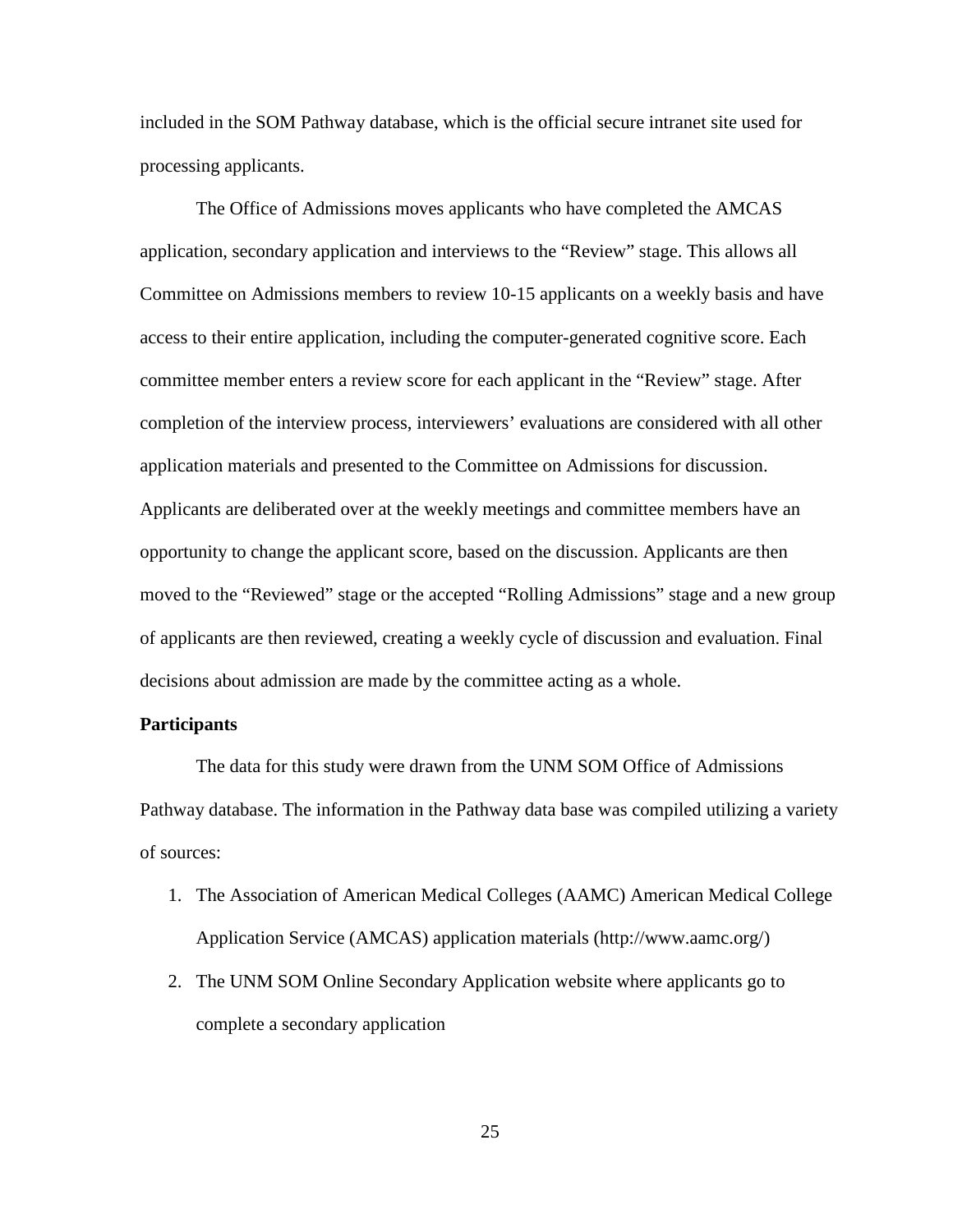included in the SOM Pathway database, which is the official secure intranet site used for processing applicants.

The Office of Admissions moves applicants who have completed the AMCAS application, secondary application and interviews to the “Review” stage. This allows all Committee on Admissions members to review 10-15 applicants on a weekly basis and have access to their entire application, including the computer-generated cognitive score. Each committee member enters a review score for each applicant in the “Review” stage. After completion of the interview process, interviewers’ evaluations are considered with all other application materials and presented to the Committee on Admissions for discussion. Applicants are deliberated over at the weekly meetings and committee members have an opportunity to change the applicant score, based on the discussion. Applicants are then moved to the “Reviewed” stage or the accepted “Rolling Admissions” stage and a new group of applicants are then reviewed, creating a weekly cycle of discussion and evaluation. Final decisions about admission are made by the committee acting as a whole.

**Participants**

The data for this study were drawn from the UNM SOM Office of Admissions Pathway database. The information in the Pathway data base was compiled utilizing a variety of sources:

1. The Association of American Medical Colleges (AAMC) American Medical College Application Service (AMCAS) application materials (http://www.aamc.org/)
2. The UNM SOM Online Secondary Application website where applicants go to complete a secondary application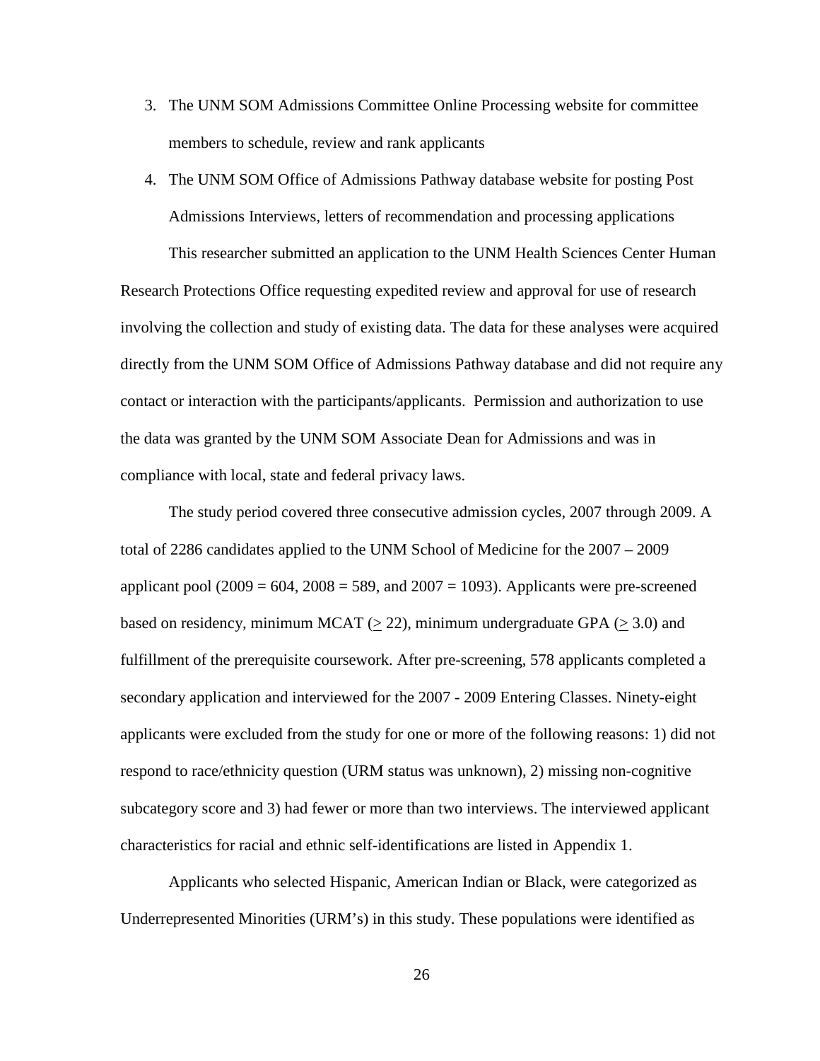3. The UNM SOM Admissions Committee Online Processing website for committee members to schedule, review and rank applicants
4. The UNM SOM Office of Admissions Pathway database website for posting Post Admissions Interviews, letters of recommendation and processing applications

This researcher submitted an application to the UNM Health Sciences Center Human Research Protections Office requesting expedited review and approval for use of research involving the collection and study of existing data. The data for these analyses were acquired directly from the UNM SOM Office of Admissions Pathway database and did not require any contact or interaction with the participants/applicants. Permission and authorization to use the data was granted by the UNM SOM Associate Dean for Admissions and was in compliance with local, state and federal privacy laws.

The study period covered three consecutive admission cycles, 2007 through 2009. A total of 2286 candidates applied to the UNM School of Medicine for the 2007 – 2009 applicant pool (2009 = 604, 2008 = 589, and 2007 = 1093). Applicants were pre-screened based on residency, minimum MCAT ($\geq$ 22), minimum undergraduate GPA ($\geq$ 3.0) and fulfillment of the prerequisite coursework. After pre-screening, 578 applicants completed a secondary application and interviewed for the 2007 - 2009 Entering Classes. Ninety-eight applicants were excluded from the study for one or more of the following reasons: 1) did not respond to race/ethnicity question (URM status was unknown), 2) missing non-cognitive subcategory score and 3) had fewer or more than two interviews. The interviewed applicant characteristics for racial and ethnic self-identifications are listed in Appendix 1.

Applicants who selected Hispanic, American Indian or Black, were categorized as Underrepresented Minorities (URM's) in this study. These populations were identified as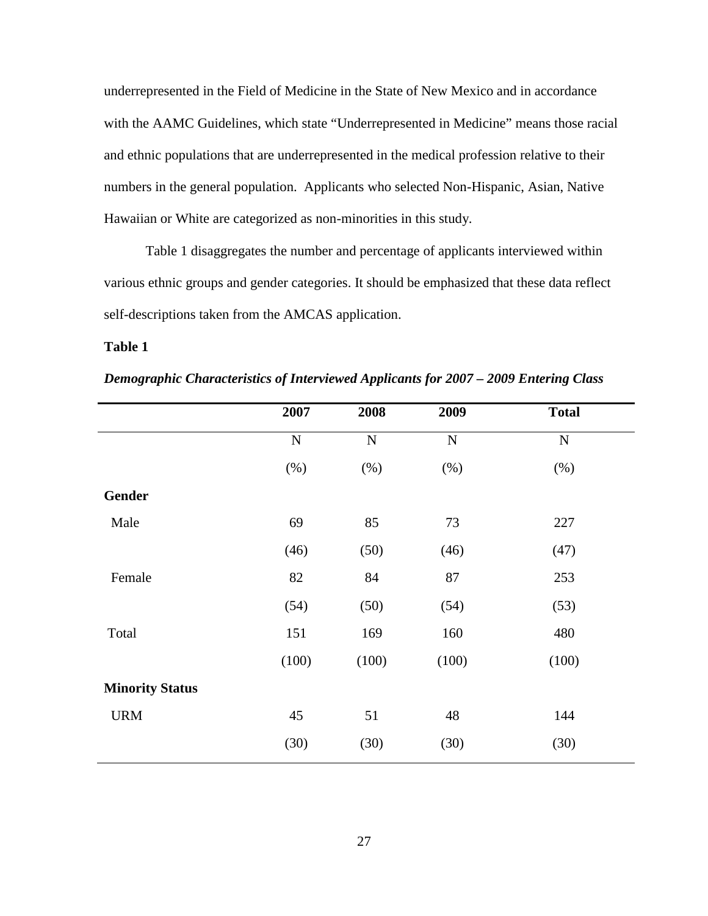underrepresented in the Field of Medicine in the State of New Mexico and in accordance with the AAMC Guidelines, which state "Underrepresented in Medicine" means those racial and ethnic populations that are underrepresented in the medical profession relative to their numbers in the general population. Applicants who selected Non-Hispanic, Asian, Native Hawaiian or White are categorized as non-minorities in this study.

Table 1 disaggregates the number and percentage of applicants interviewed within various ethnic groups and gender categories. It should be emphasized that these data reflect self-descriptions taken from the AMCAS application.

**Table 1**

***Demographic Characteristics of Interviewed Applicants for 2007 – 2009 Entering Class***

| | **2007** | **2008** | **2009** | **Total** |
|---|---|---|---|---|
| | N | N | N | N |
| | (%) | (%) | (%) | (%) |
| **Gender** | | | | |
| Male | 69 | 85 | 73 | 227 |
| | (46) | (50) | (46) | (47) |
| Female | 82 | 84 | 87 | 253 |
| | (54) | (50) | (54) | (53) |
| Total | 151 | 169 | 160 | 480 |
| | (100) | (100) | (100) | (100) |
| **Minority Status** | | | | |
| URM | 45 | 51 | 48 | 144 |
| | (30) | (30) | (30) | (30) |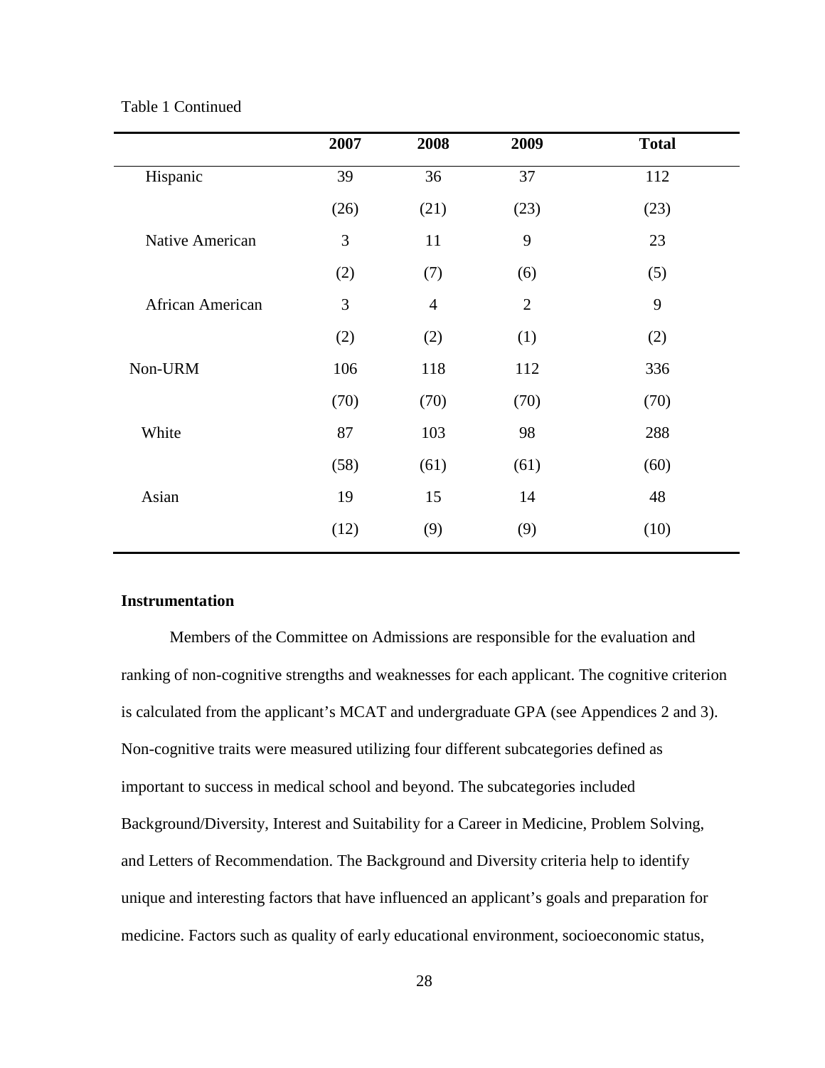Table 1 Continued

| | 2007 | 2008 | 2009 | Total |
|---|---|---|---|---|
| Hispanic | 39 | 36 | 37 | 112 |
| | (26) | (21) | (23) | (23) |
| Native American | 3 | 11 | 9 | 23 |
| | (2) | (7) | (6) | (5) |
| African American | 3 | 4 | 2 | 9 |
| | (2) | (2) | (1) | (2) |
| Non-URM | 106 | 118 | 112 | 336 |
| | (70) | (70) | (70) | (70) |
| White | 87 | 103 | 98 | 288 |
| | (58) | (61) | (61) | (60) |
| Asian | 19 | 15 | 14 | 48 |
| | (12) | (9) | (9) | (10) |

**Instrumentation**

Members of the Committee on Admissions are responsible for the evaluation and ranking of non-cognitive strengths and weaknesses for each applicant. The cognitive criterion is calculated from the applicant's MCAT and undergraduate GPA (see Appendices 2 and 3). Non-cognitive traits were measured utilizing four different subcategories defined as important to success in medical school and beyond. The subcategories included Background/Diversity, Interest and Suitability for a Career in Medicine, Problem Solving, and Letters of Recommendation. The Background and Diversity criteria help to identify unique and interesting factors that have influenced an applicant's goals and preparation for medicine. Factors such as quality of early educational environment, socioeconomic status,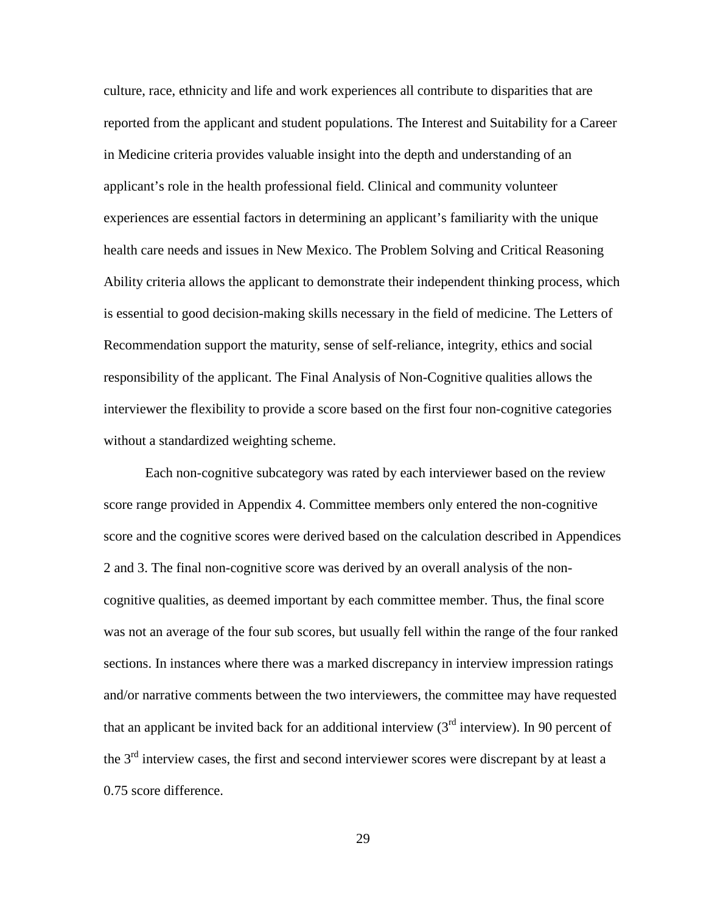culture, race, ethnicity and life and work experiences all contribute to disparities that are reported from the applicant and student populations. The Interest and Suitability for a Career in Medicine criteria provides valuable insight into the depth and understanding of an applicant's role in the health professional field. Clinical and community volunteer experiences are essential factors in determining an applicant's familiarity with the unique health care needs and issues in New Mexico. The Problem Solving and Critical Reasoning Ability criteria allows the applicant to demonstrate their independent thinking process, which is essential to good decision-making skills necessary in the field of medicine. The Letters of Recommendation support the maturity, sense of self-reliance, integrity, ethics and social responsibility of the applicant. The Final Analysis of Non-Cognitive qualities allows the interviewer the flexibility to provide a score based on the first four non-cognitive categories without a standardized weighting scheme.

Each non-cognitive subcategory was rated by each interviewer based on the review score range provided in Appendix 4. Committee members only entered the non-cognitive score and the cognitive scores were derived based on the calculation described in Appendices 2 and 3. The final non-cognitive score was derived by an overall analysis of the non-cognitive qualities, as deemed important by each committee member. Thus, the final score was not an average of the four sub scores, but usually fell within the range of the four ranked sections. In instances where there was a marked discrepancy in interview impression ratings and/or narrative comments between the two interviewers, the committee may have requested that an applicant be invited back for an additional interview (3rd interview). In 90 percent of the 3rd interview cases, the first and second interviewer scores were discrepant by at least a 0.75 score difference.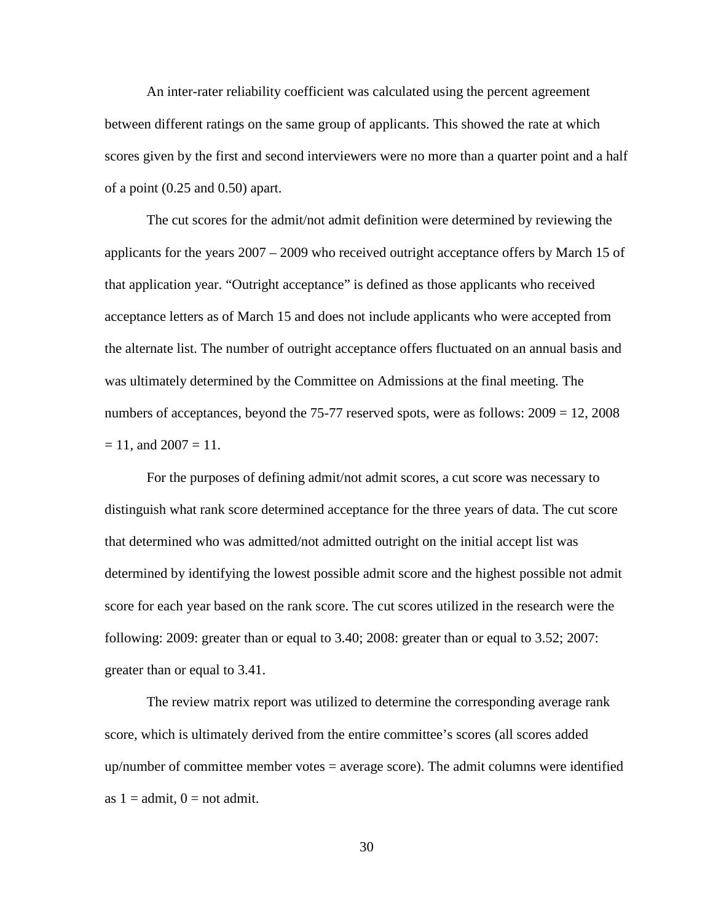An inter-rater reliability coefficient was calculated using the percent agreement between different ratings on the same group of applicants. This showed the rate at which scores given by the first and second interviewers were no more than a quarter point and a half of a point (0.25 and 0.50) apart.

The cut scores for the admit/not admit definition were determined by reviewing the applicants for the years 2007 – 2009 who received outright acceptance offers by March 15 of that application year. "Outright acceptance" is defined as those applicants who received acceptance letters as of March 15 and does not include applicants who were accepted from the alternate list. The number of outright acceptance offers fluctuated on an annual basis and was ultimately determined by the Committee on Admissions at the final meeting. The numbers of acceptances, beyond the 75-77 reserved spots, were as follows: 2009 = 12, 2008 = 11, and 2007 = 11.

For the purposes of defining admit/not admit scores, a cut score was necessary to distinguish what rank score determined acceptance for the three years of data. The cut score that determined who was admitted/not admitted outright on the initial accept list was determined by identifying the lowest possible admit score and the highest possible not admit score for each year based on the rank score. The cut scores utilized in the research were the following: 2009: greater than or equal to 3.40; 2008: greater than or equal to 3.52; 2007: greater than or equal to 3.41.

The review matrix report was utilized to determine the corresponding average rank score, which is ultimately derived from the entire committee's scores (all scores added up/number of committee member votes = average score). The admit columns were identified as 1 = admit, 0 = not admit.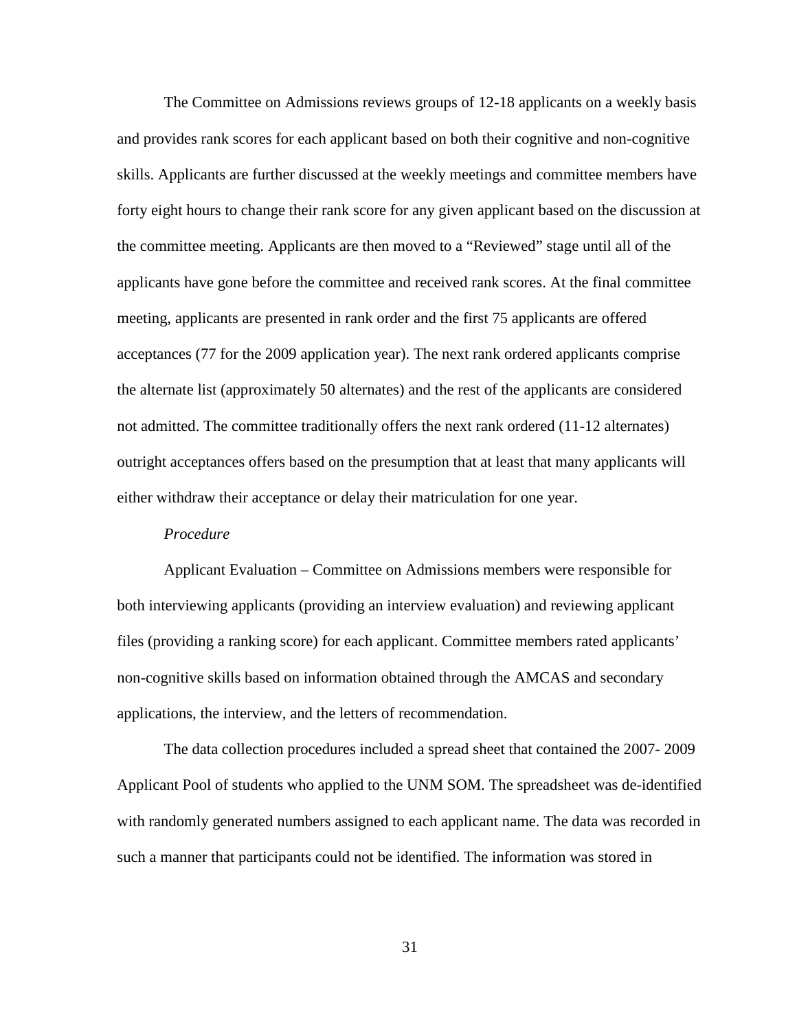The Committee on Admissions reviews groups of 12-18 applicants on a weekly basis and provides rank scores for each applicant based on both their cognitive and non-cognitive skills. Applicants are further discussed at the weekly meetings and committee members have forty eight hours to change their rank score for any given applicant based on the discussion at the committee meeting. Applicants are then moved to a "Reviewed" stage until all of the applicants have gone before the committee and received rank scores. At the final committee meeting, applicants are presented in rank order and the first 75 applicants are offered acceptances (77 for the 2009 application year). The next rank ordered applicants comprise the alternate list (approximately 50 alternates) and the rest of the applicants are considered not admitted. The committee traditionally offers the next rank ordered (11-12 alternates) outright acceptances offers based on the presumption that at least that many applicants will either withdraw their acceptance or delay their matriculation for one year.

*Procedure*

Applicant Evaluation – Committee on Admissions members were responsible for both interviewing applicants (providing an interview evaluation) and reviewing applicant files (providing a ranking score) for each applicant. Committee members rated applicants' non-cognitive skills based on information obtained through the AMCAS and secondary applications, the interview, and the letters of recommendation.

The data collection procedures included a spread sheet that contained the 2007- 2009 Applicant Pool of students who applied to the UNM SOM. The spreadsheet was de-identified with randomly generated numbers assigned to each applicant name. The data was recorded in such a manner that participants could not be identified. The information was stored in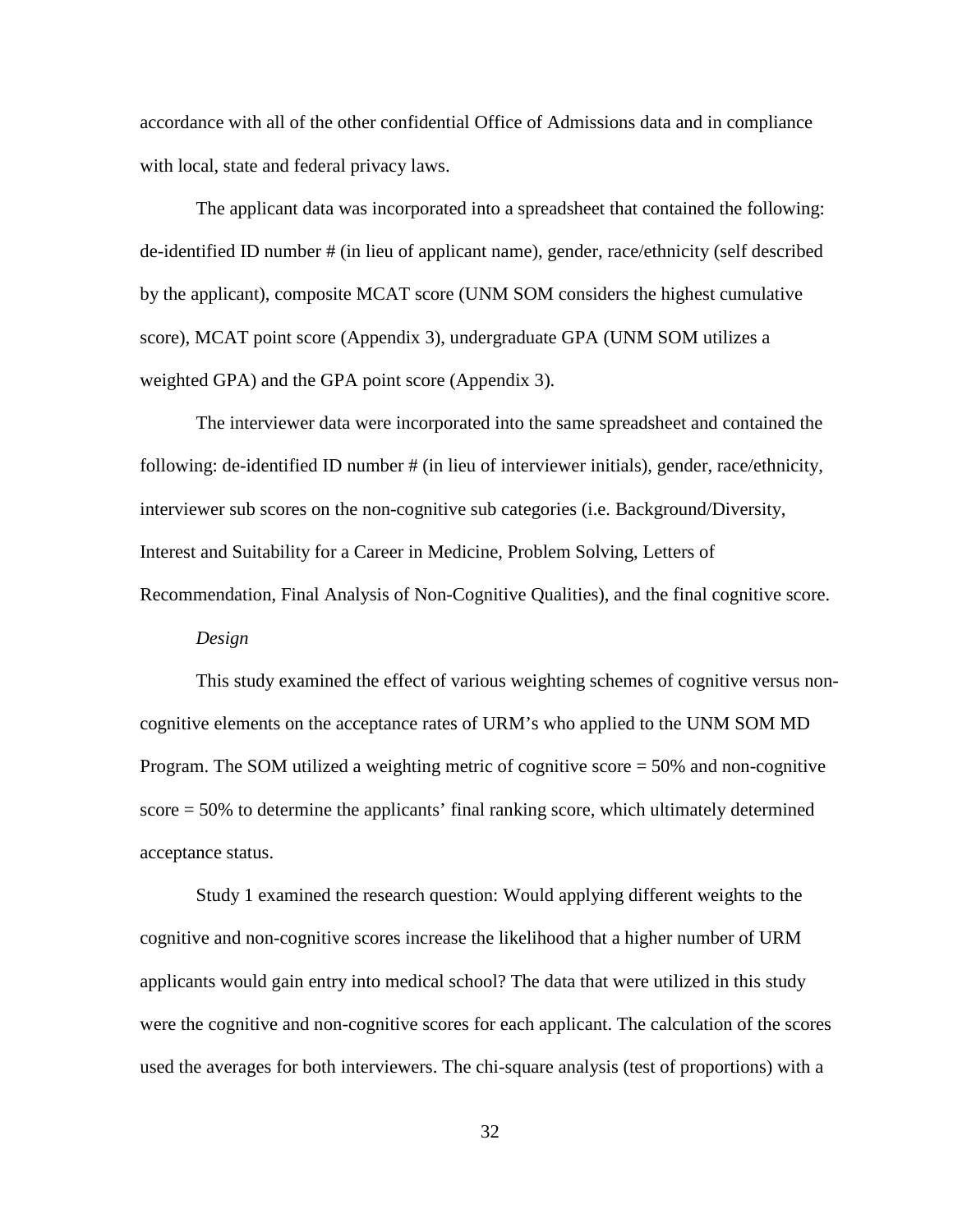accordance with all of the other confidential Office of Admissions data and in compliance with local, state and federal privacy laws.

The applicant data was incorporated into a spreadsheet that contained the following: de-identified ID number # (in lieu of applicant name), gender, race/ethnicity (self described by the applicant), composite MCAT score (UNM SOM considers the highest cumulative score), MCAT point score (Appendix 3), undergraduate GPA (UNM SOM utilizes a weighted GPA) and the GPA point score (Appendix 3).

The interviewer data were incorporated into the same spreadsheet and contained the following: de-identified ID number # (in lieu of interviewer initials), gender, race/ethnicity, interviewer sub scores on the non-cognitive sub categories (i.e. Background/Diversity, Interest and Suitability for a Career in Medicine, Problem Solving, Letters of Recommendation, Final Analysis of Non-Cognitive Qualities), and the final cognitive score.

*Design*

This study examined the effect of various weighting schemes of cognitive versus non-cognitive elements on the acceptance rates of URM's who applied to the UNM SOM MD Program. The SOM utilized a weighting metric of cognitive score = 50% and non-cognitive score = 50% to determine the applicants' final ranking score, which ultimately determined acceptance status.

Study 1 examined the research question: Would applying different weights to the cognitive and non-cognitive scores increase the likelihood that a higher number of URM applicants would gain entry into medical school? The data that were utilized in this study were the cognitive and non-cognitive scores for each applicant. The calculation of the scores used the averages for both interviewers. The chi-square analysis (test of proportions) with a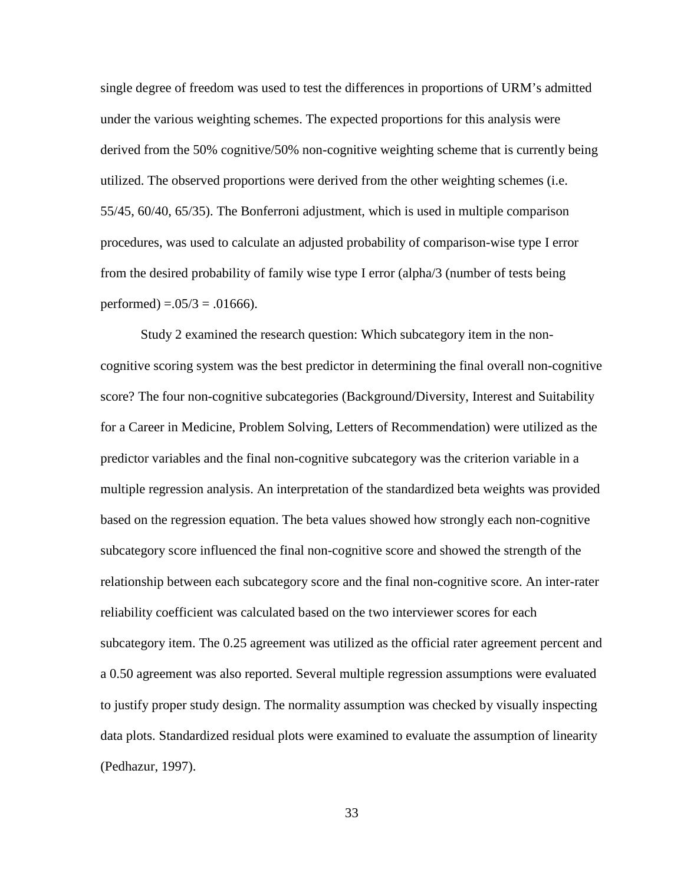single degree of freedom was used to test the differences in proportions of URM's admitted under the various weighting schemes. The expected proportions for this analysis were derived from the 50% cognitive/50% non-cognitive weighting scheme that is currently being utilized. The observed proportions were derived from the other weighting schemes (i.e. 55/45, 60/40, 65/35). The Bonferroni adjustment, which is used in multiple comparison procedures, was used to calculate an adjusted probability of comparison-wise type I error from the desired probability of family wise type I error (alpha/3 (number of tests being performed) =.05/3 = .01666).

Study 2 examined the research question: Which subcategory item in the non-cognitive scoring system was the best predictor in determining the final overall non-cognitive score? The four non-cognitive subcategories (Background/Diversity, Interest and Suitability for a Career in Medicine, Problem Solving, Letters of Recommendation) were utilized as the predictor variables and the final non-cognitive subcategory was the criterion variable in a multiple regression analysis. An interpretation of the standardized beta weights was provided based on the regression equation. The beta values showed how strongly each non-cognitive subcategory score influenced the final non-cognitive score and showed the strength of the relationship between each subcategory score and the final non-cognitive score. An inter-rater reliability coefficient was calculated based on the two interviewer scores for each subcategory item. The 0.25 agreement was utilized as the official rater agreement percent and a 0.50 agreement was also reported. Several multiple regression assumptions were evaluated to justify proper study design. The normality assumption was checked by visually inspecting data plots. Standardized residual plots were examined to evaluate the assumption of linearity (Pedhazur, 1997).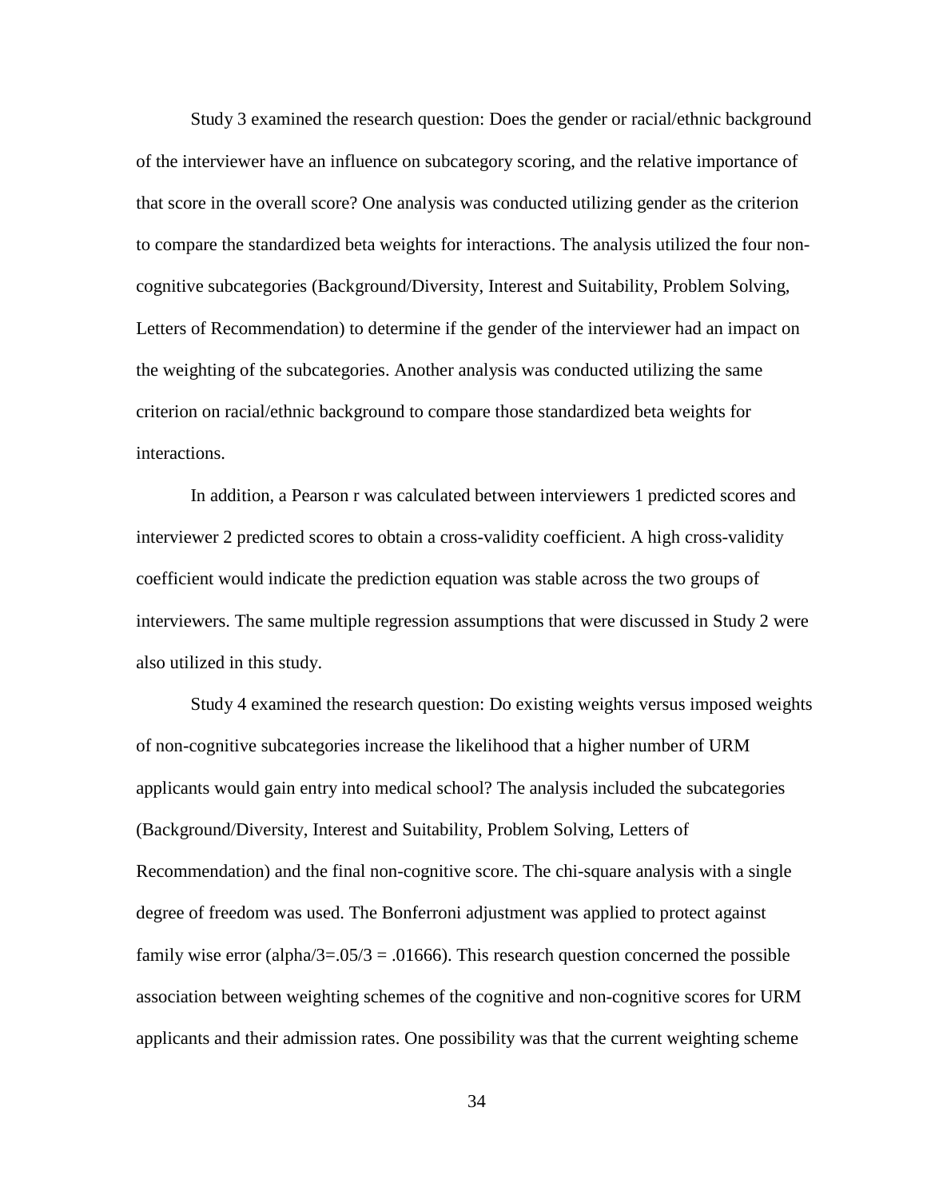Study 3 examined the research question: Does the gender or racial/ethnic background of the interviewer have an influence on subcategory scoring, and the relative importance of that score in the overall score? One analysis was conducted utilizing gender as the criterion to compare the standardized beta weights for interactions. The analysis utilized the four non-cognitive subcategories (Background/Diversity, Interest and Suitability, Problem Solving, Letters of Recommendation) to determine if the gender of the interviewer had an impact on the weighting of the subcategories. Another analysis was conducted utilizing the same criterion on racial/ethnic background to compare those standardized beta weights for interactions.

In addition, a Pearson r was calculated between interviewers 1 predicted scores and interviewer 2 predicted scores to obtain a cross-validity coefficient. A high cross-validity coefficient would indicate the prediction equation was stable across the two groups of interviewers. The same multiple regression assumptions that were discussed in Study 2 were also utilized in this study.

Study 4 examined the research question: Do existing weights versus imposed weights of non-cognitive subcategories increase the likelihood that a higher number of URM applicants would gain entry into medical school? The analysis included the subcategories (Background/Diversity, Interest and Suitability, Problem Solving, Letters of Recommendation) and the final non-cognitive score. The chi-square analysis with a single degree of freedom was used. The Bonferroni adjustment was applied to protect against family wise error (alpha/3=.05/3 = .01666). This research question concerned the possible association between weighting schemes of the cognitive and non-cognitive scores for URM applicants and their admission rates. One possibility was that the current weighting scheme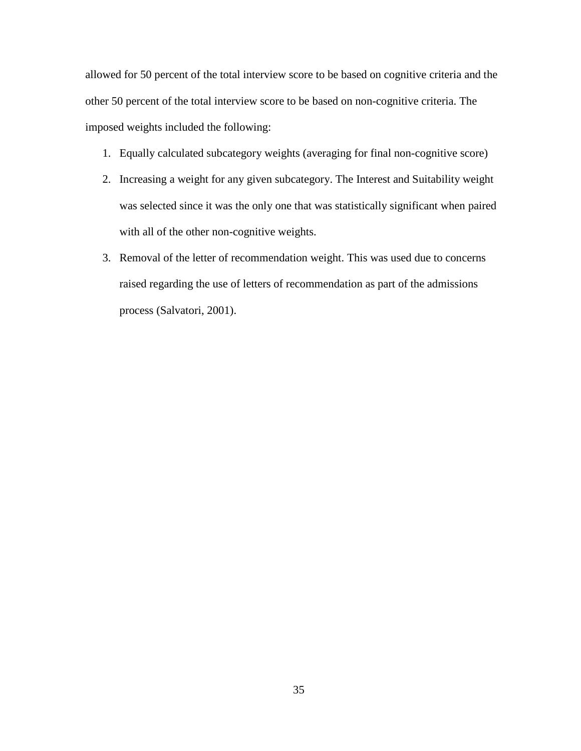allowed for 50 percent of the total interview score to be based on cognitive criteria and the other 50 percent of the total interview score to be based on non-cognitive criteria. The imposed weights included the following:

1. Equally calculated subcategory weights (averaging for final non-cognitive score)
2. Increasing a weight for any given subcategory. The Interest and Suitability weight was selected since it was the only one that was statistically significant when paired with all of the other non-cognitive weights.
3. Removal of the letter of recommendation weight. This was used due to concerns raised regarding the use of letters of recommendation as part of the admissions process (Salvatori, 2001).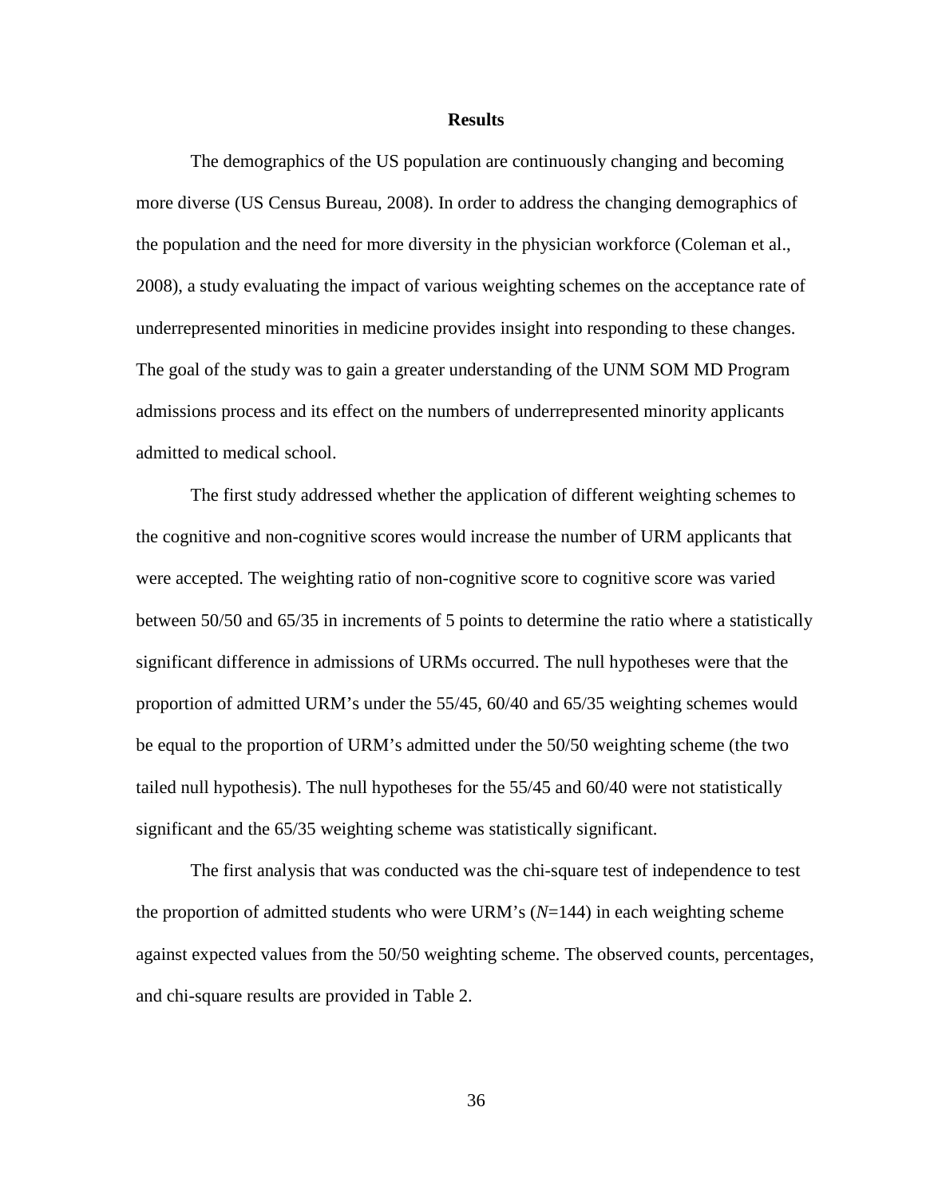# Results

The demographics of the US population are continuously changing and becoming more diverse (US Census Bureau, 2008). In order to address the changing demographics of the population and the need for more diversity in the physician workforce (Coleman et al., 2008), a study evaluating the impact of various weighting schemes on the acceptance rate of underrepresented minorities in medicine provides insight into responding to these changes. The goal of the study was to gain a greater understanding of the UNM SOM MD Program admissions process and its effect on the numbers of underrepresented minority applicants admitted to medical school.

The first study addressed whether the application of different weighting schemes to the cognitive and non-cognitive scores would increase the number of URM applicants that were accepted. The weighting ratio of non-cognitive score to cognitive score was varied between 50/50 and 65/35 in increments of 5 points to determine the ratio where a statistically significant difference in admissions of URMs occurred. The null hypotheses were that the proportion of admitted URM's under the 55/45, 60/40 and 65/35 weighting schemes would be equal to the proportion of URM's admitted under the 50/50 weighting scheme (the two tailed null hypothesis). The null hypotheses for the 55/45 and 60/40 were not statistically significant and the 65/35 weighting scheme was statistically significant.

The first analysis that was conducted was the chi-square test of independence to test the proportion of admitted students who were URM's ($N$=144) in each weighting scheme against expected values from the 50/50 weighting scheme. The observed counts, percentages, and chi-square results are provided in Table 2.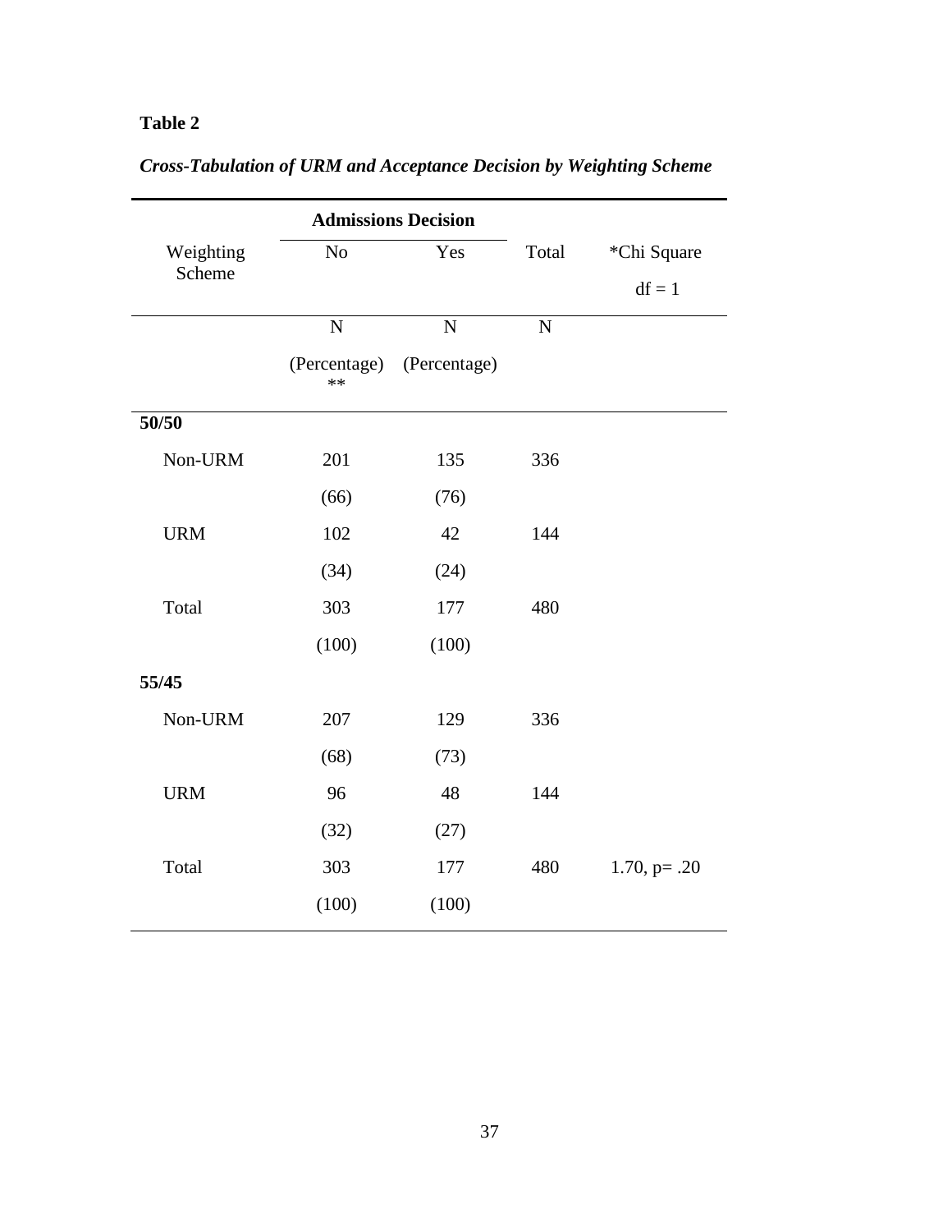**Table 2**

***Cross-Tabulation of URM and Acceptance Decision by Weighting Scheme***

| Weighting Scheme | Admissions Decision | | Total | *Chi Square |
|---|---|---|---|---|
| | No | Yes | | df = 1 |
| | N (Percentage) ** | N (Percentage) | N | |
| **50/50** | | | | |
| Non-URM | 201 | 135 | 336 | |
| | (66) | (76) | | |
| URM | 102 | 42 | 144 | |
| | (34) | (24) | | |
| Total | 303 | 177 | 480 | |
| | (100) | (100) | | |
| **55/45** | | | | |
| Non-URM | 207 | 129 | 336 | |
| | (68) | (73) | | |
| URM | 96 | 48 | 144 | |
| | (32) | (27) | | |
| Total | 303 | 177 | 480 | 1.70, p= .20 |
| | (100) | (100) | | |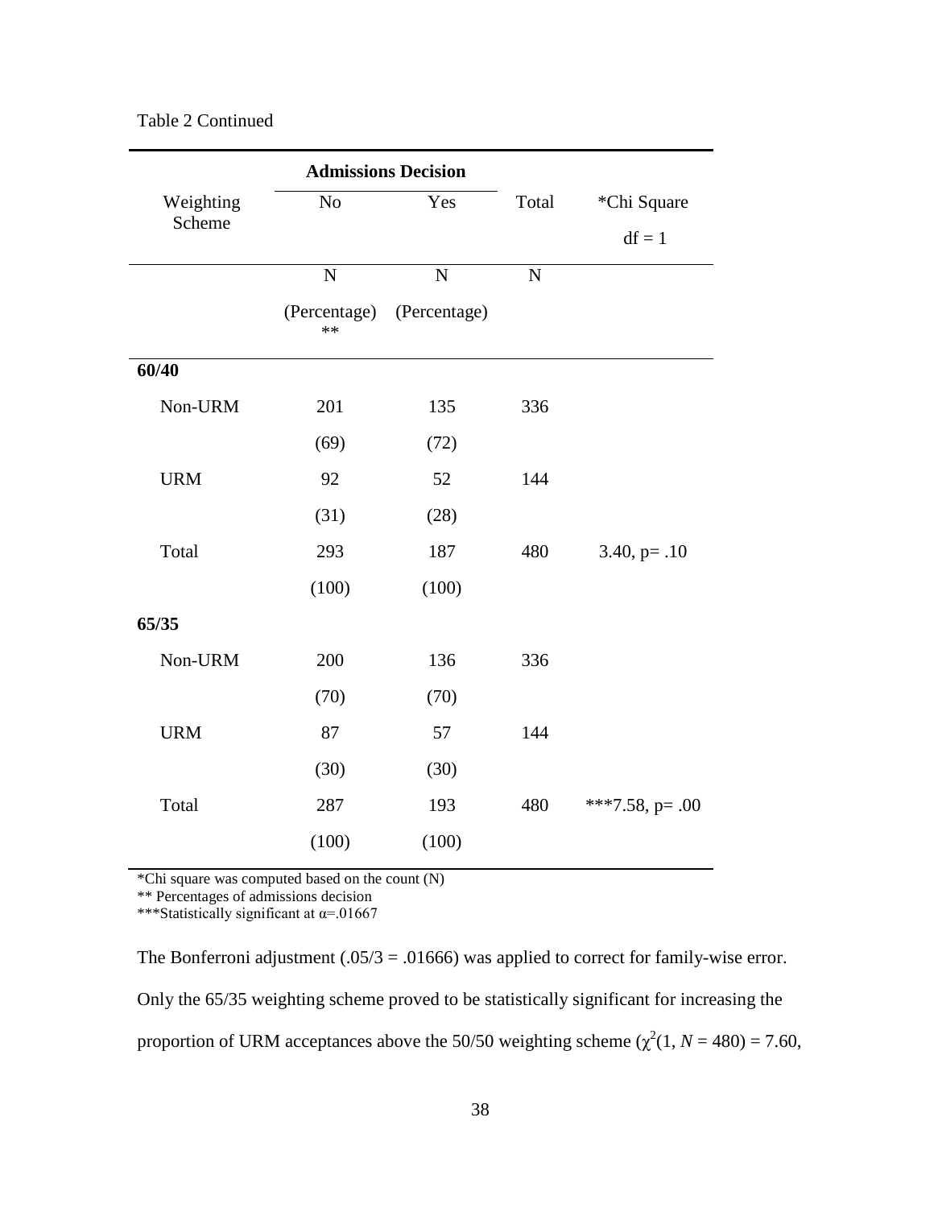Table 2 Continued

| Weighting Scheme | Admissions Decision | | Total | *Chi Square |
|---|---|---|---|---|
| | No | Yes | | df = 1 |
| | N (Percentage) ** | N (Percentage) | N | |
| **60/40** | | | | |
| Non-URM | 201 | 135 | 336 | |
| | (69) | (72) | | |
| URM | 92 | 52 | 144 | |
| | (31) | (28) | | |
| Total | 293 | 187 | 480 | 3.40, p= .10 |
| | (100) | (100) | | |
| **65/35** | | | | |
| Non-URM | 200 | 136 | 336 | |
| | (70) | (70) | | |
| URM | 87 | 57 | 144 | |
| | (30) | (30) | | |
| Total | 287 | 193 | 480 | ***7.58, p= .00 |
| | (100) | (100) | | |

*Chi square was computed based on the count (N)
** Percentages of admissions decision
***Statistically significant at α=.01667

The Bonferroni adjustment (.05/3 = .01666) was applied to correct for family-wise error. Only the 65/35 weighting scheme proved to be statistically significant for increasing the proportion of URM acceptances above the 50/50 weighting scheme ($\chi^2(1, N = 480) = 7.60$,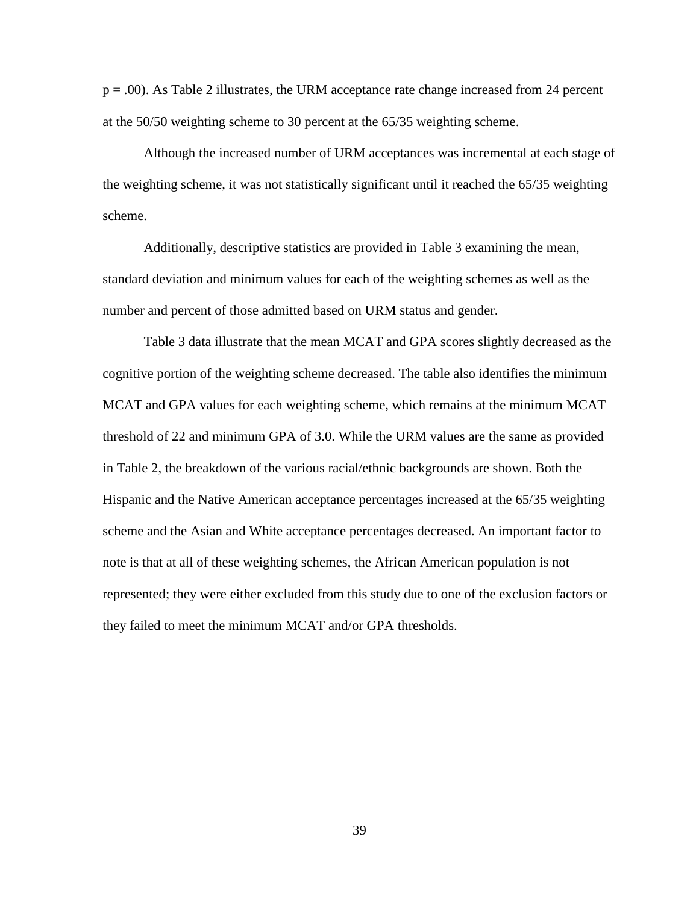$p = .00$). As Table 2 illustrates, the URM acceptance rate change increased from 24 percent at the 50/50 weighting scheme to 30 percent at the 65/35 weighting scheme.

Although the increased number of URM acceptances was incremental at each stage of the weighting scheme, it was not statistically significant until it reached the 65/35 weighting scheme.

Additionally, descriptive statistics are provided in Table 3 examining the mean, standard deviation and minimum values for each of the weighting schemes as well as the number and percent of those admitted based on URM status and gender.

Table 3 data illustrate that the mean MCAT and GPA scores slightly decreased as the cognitive portion of the weighting scheme decreased. The table also identifies the minimum MCAT and GPA values for each weighting scheme, which remains at the minimum MCAT threshold of 22 and minimum GPA of 3.0. While the URM values are the same as provided in Table 2, the breakdown of the various racial/ethnic backgrounds are shown. Both the Hispanic and the Native American acceptance percentages increased at the 65/35 weighting scheme and the Asian and White acceptance percentages decreased. An important factor to note is that at all of these weighting schemes, the African American population is not represented; they were either excluded from this study due to one of the exclusion factors or they failed to meet the minimum MCAT and/or GPA thresholds.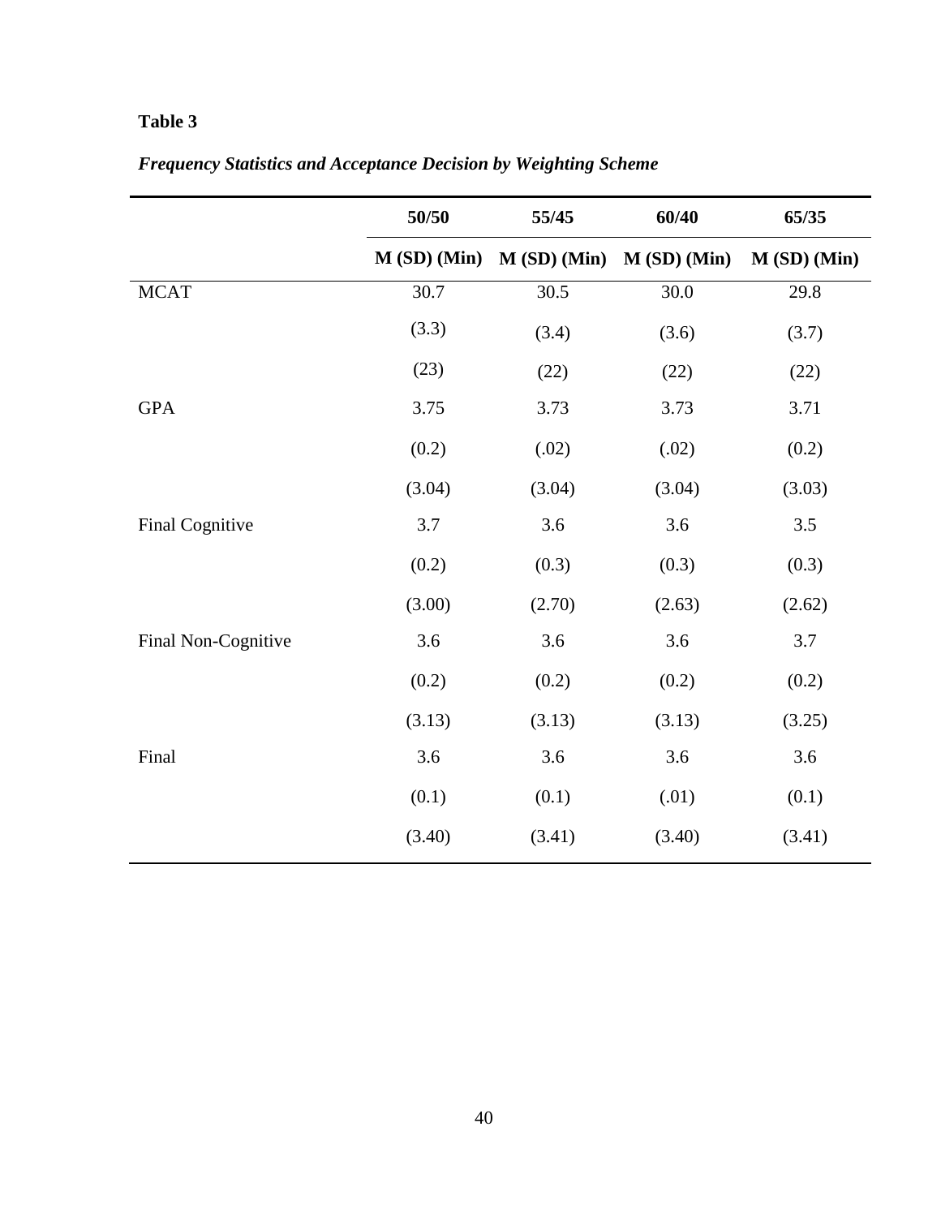**Table 3**

*Frequency Statistics and Acceptance Decision by Weighting Scheme*

| | 50/50 | 55/45 | 60/40 | 65/35 |
|---|---|---|---|---|
| | M (SD) (Min) | M (SD) (Min) | M (SD) (Min) | M (SD) (Min) |
| MCAT | 30.7 | 30.5 | 30.0 | 29.8 |
| | (3.3) | (3.4) | (3.6) | (3.7) |
| | (23) | (22) | (22) | (22) |
| GPA | 3.75 | 3.73 | 3.73 | 3.71 |
| | (0.2) | (.02) | (.02) | (0.2) |
| | (3.04) | (3.04) | (3.04) | (3.03) |
| Final Cognitive | 3.7 | 3.6 | 3.6 | 3.5 |
| | (0.2) | (0.3) | (0.3) | (0.3) |
| | (3.00) | (2.70) | (2.63) | (2.62) |
| Final Non-Cognitive | 3.6 | 3.6 | 3.6 | 3.7 |
| | (0.2) | (0.2) | (0.2) | (0.2) |
| | (3.13) | (3.13) | (3.13) | (3.25) |
| Final | 3.6 | 3.6 | 3.6 | 3.6 |
| | (0.1) | (0.1) | (.01) | (0.1) |
| | (3.40) | (3.41) | (3.40) | (3.41) |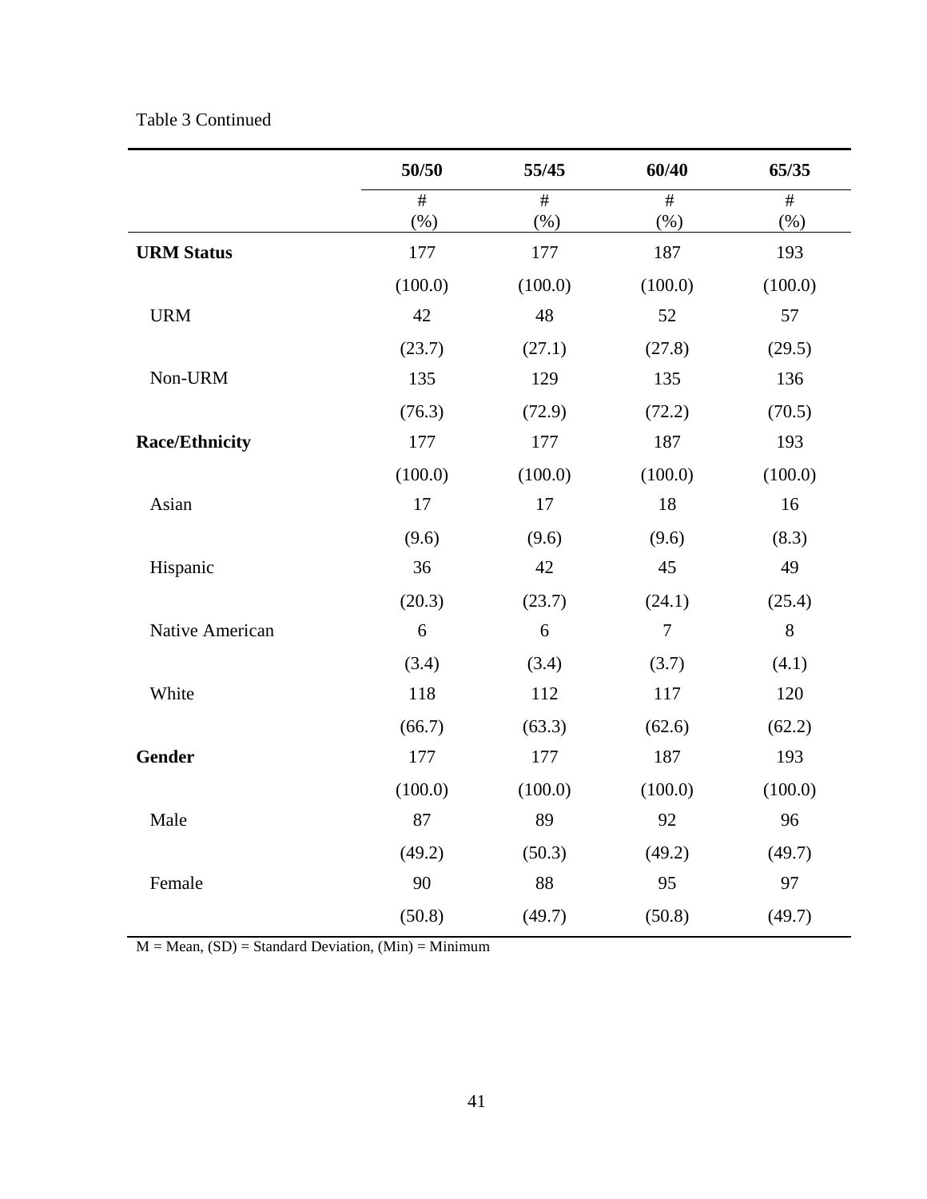Table 3 Continued

| | 50/50 | 55/45 | 60/40 | 65/35 |
|---|---|---|---|---|
| | # (%) | # (%) | # (%) | # (%) |
| **URM Status** | 177 | 177 | 187 | 193 |
| | (100.0) | (100.0) | (100.0) | (100.0) |
| URM | 42 | 48 | 52 | 57 |
| | (23.7) | (27.1) | (27.8) | (29.5) |
| Non-URM | 135 | 129 | 135 | 136 |
| | (76.3) | (72.9) | (72.2) | (70.5) |
| **Race/Ethnicity** | 177 | 177 | 187 | 193 |
| | (100.0) | (100.0) | (100.0) | (100.0) |
| Asian | 17 | 17 | 18 | 16 |
| | (9.6) | (9.6) | (9.6) | (8.3) |
| Hispanic | 36 | 42 | 45 | 49 |
| | (20.3) | (23.7) | (24.1) | (25.4) |
| Native American | 6 | 6 | 7 | 8 |
| | (3.4) | (3.4) | (3.7) | (4.1) |
| White | 118 | 112 | 117 | 120 |
| | (66.7) | (63.3) | (62.6) | (62.2) |
| **Gender** | 177 | 177 | 187 | 193 |
| | (100.0) | (100.0) | (100.0) | (100.0) |
| Male | 87 | 89 | 92 | 96 |
| | (49.2) | (50.3) | (49.2) | (49.7) |
| Female | 90 | 88 | 95 | 97 |
| | (50.8) | (49.7) | (50.8) | (49.7) |

M = Mean, (SD) = Standard Deviation, (Min) = Minimum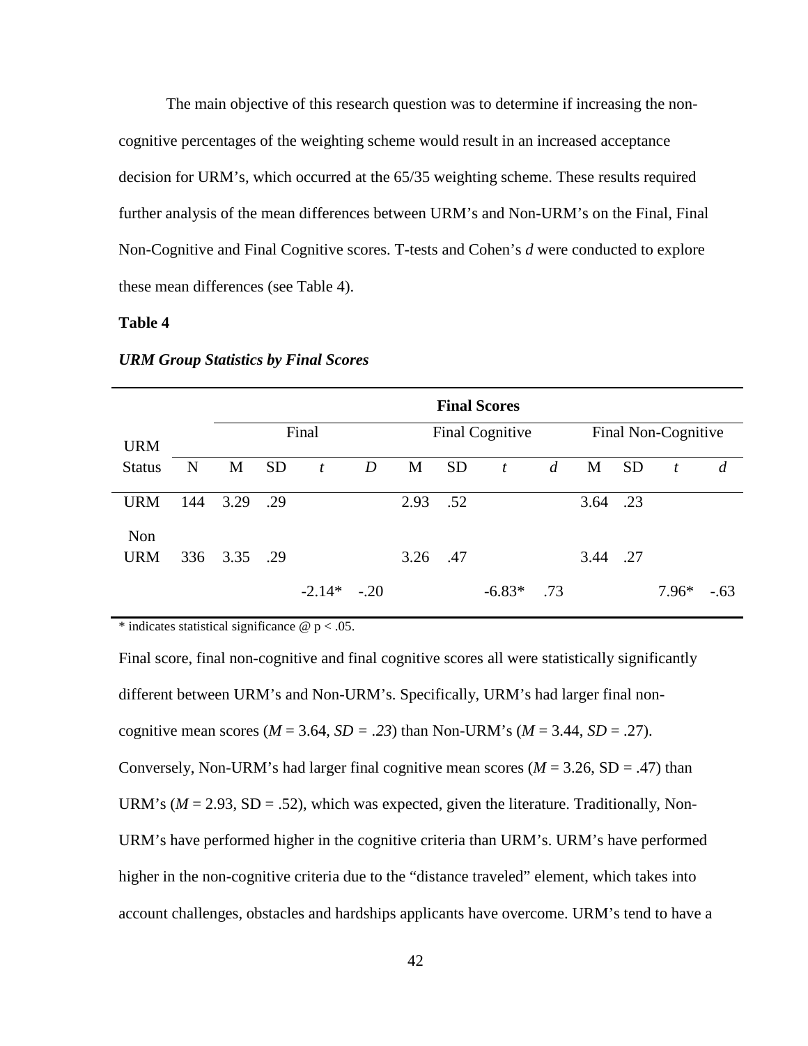The main objective of this research question was to determine if increasing the non-cognitive percentages of the weighting scheme would result in an increased acceptance decision for URM's, which occurred at the 65/35 weighting scheme. These results required further analysis of the mean differences between URM's and Non-URM's on the Final, Final Non-Cognitive and Final Cognitive scores. T-tests and Cohen's *d* were conducted to explore these mean differences (see Table 4).

**Table 4**

***URM Group Statistics by Final Scores***

| URM Status | N | Final Scores | | | | | | | | | | | |
|---|---|---|---|---|---|---|---|---|---|---|---|---|---|
| | | Final | | | | Final Cognitive | | | | Final Non-Cognitive | | | |
| | | M | SD | *t* | *D* | M | SD | *t* | *d* | M | SD | *t* | *d* |
| URM | 144 | 3.29 | .29 | | | 2.93 | .52 | | | 3.64 | .23 | | |
| Non URM | 336 | 3.35 | .29 | | | 3.26 | .47 | | | 3.44 | .27 | | |
| | | | | -2.14* | -.20 | | | -6.83* | .73 | | | 7.96* | -.63 |

\* indicates statistical significance @ $p < .05$.

Final score, final non-cognitive and final cognitive scores all were statistically significantly different between URM's and Non-URM's. Specifically, URM's had larger final non-cognitive mean scores ($M$ = 3.64, $SD$ = .23) than Non-URM's ($M$ = 3.44, $SD$ = .27). Conversely, Non-URM's had larger final cognitive mean scores ($M$ = 3.26, SD = .47) than URM's ($M$ = 2.93, SD = .52), which was expected, given the literature. Traditionally, Non-URM's have performed higher in the cognitive criteria than URM's. URM's have performed higher in the non-cognitive criteria due to the "distance traveled" element, which takes into account challenges, obstacles and hardships applicants have overcome. URM's tend to have a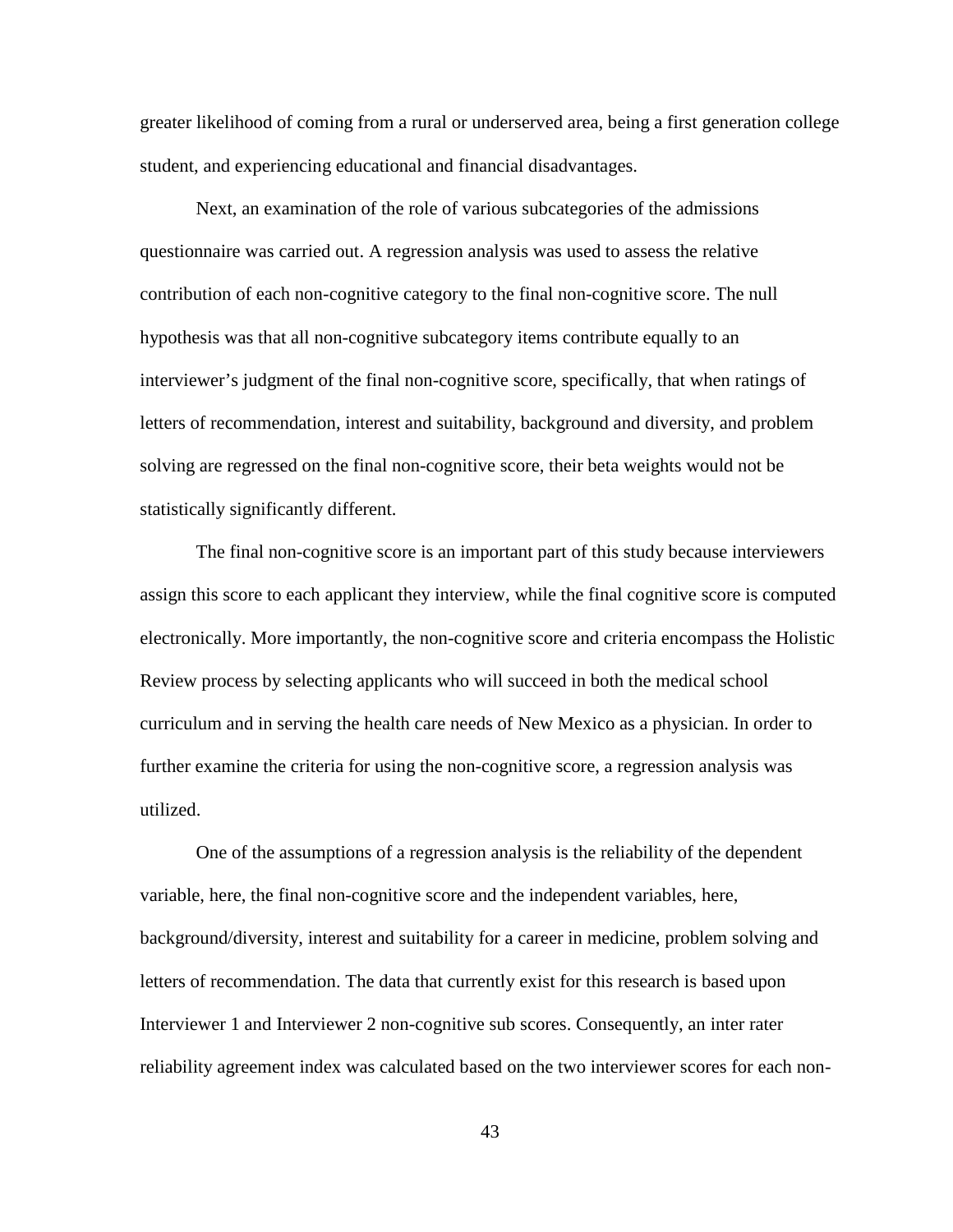greater likelihood of coming from a rural or underserved area, being a first generation college student, and experiencing educational and financial disadvantages.

Next, an examination of the role of various subcategories of the admissions questionnaire was carried out. A regression analysis was used to assess the relative contribution of each non-cognitive category to the final non-cognitive score. The null hypothesis was that all non-cognitive subcategory items contribute equally to an interviewer's judgment of the final non-cognitive score, specifically, that when ratings of letters of recommendation, interest and suitability, background and diversity, and problem solving are regressed on the final non-cognitive score, their beta weights would not be statistically significantly different.

The final non-cognitive score is an important part of this study because interviewers assign this score to each applicant they interview, while the final cognitive score is computed electronically. More importantly, the non-cognitive score and criteria encompass the Holistic Review process by selecting applicants who will succeed in both the medical school curriculum and in serving the health care needs of New Mexico as a physician. In order to further examine the criteria for using the non-cognitive score, a regression analysis was utilized.

One of the assumptions of a regression analysis is the reliability of the dependent variable, here, the final non-cognitive score and the independent variables, here, background/diversity, interest and suitability for a career in medicine, problem solving and letters of recommendation. The data that currently exist for this research is based upon Interviewer 1 and Interviewer 2 non-cognitive sub scores. Consequently, an inter rater reliability agreement index was calculated based on the two interviewer scores for each non-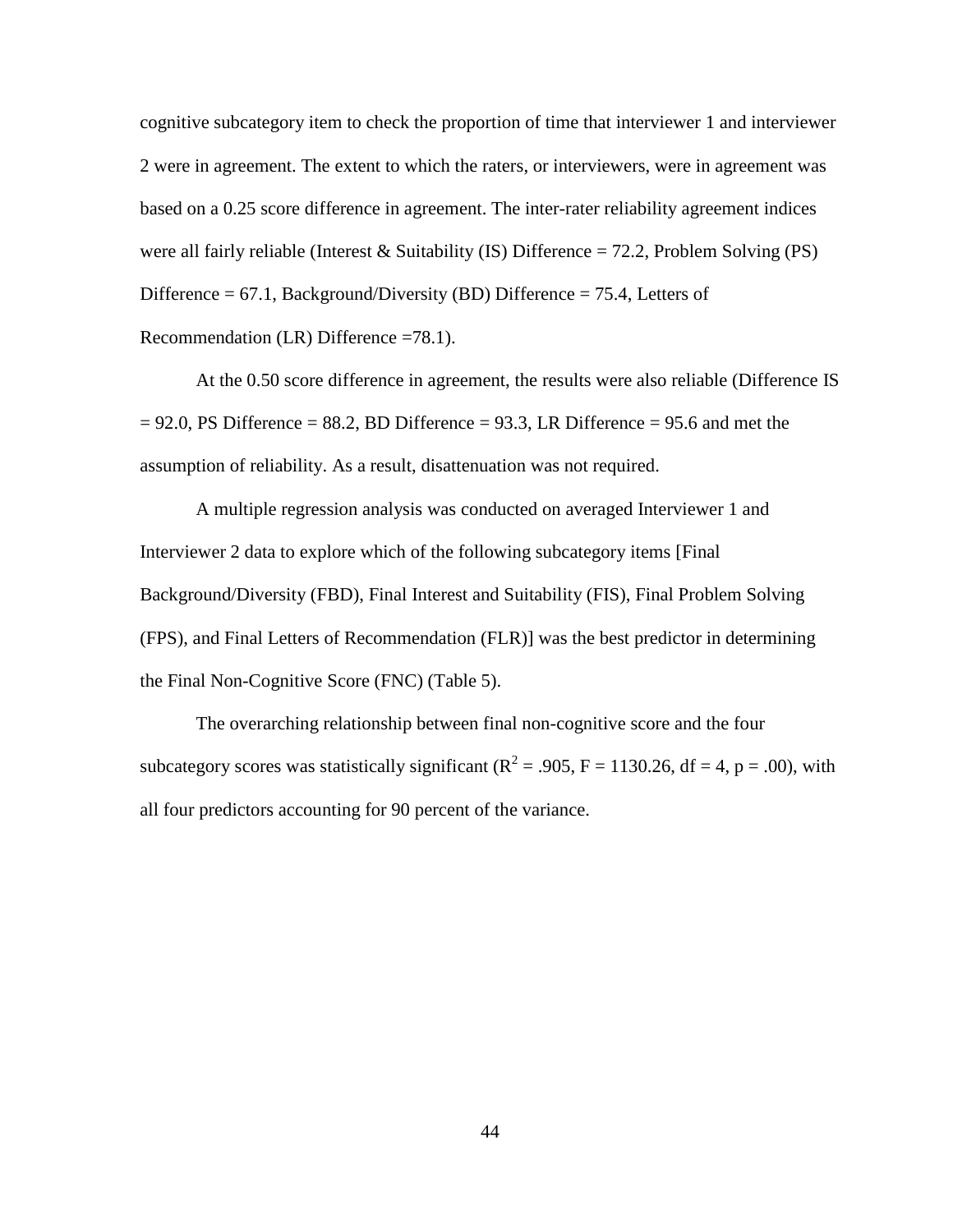cognitive subcategory item to check the proportion of time that interviewer 1 and interviewer 2 were in agreement. The extent to which the raters, or interviewers, were in agreement was based on a 0.25 score difference in agreement. The inter-rater reliability agreement indices were all fairly reliable (Interest & Suitability (IS) Difference = 72.2, Problem Solving (PS) Difference = 67.1, Background/Diversity (BD) Difference = 75.4, Letters of Recommendation (LR) Difference =78.1).

At the 0.50 score difference in agreement, the results were also reliable (Difference IS = 92.0, PS Difference = 88.2, BD Difference = 93.3, LR Difference = 95.6 and met the assumption of reliability. As a result, disattenuation was not required.

A multiple regression analysis was conducted on averaged Interviewer 1 and Interviewer 2 data to explore which of the following subcategory items [Final Background/Diversity (FBD), Final Interest and Suitability (FIS), Final Problem Solving (FPS), and Final Letters of Recommendation (FLR)] was the best predictor in determining the Final Non-Cognitive Score (FNC) (Table 5).

The overarching relationship between final non-cognitive score and the four subcategory scores was statistically significant ($R^2 = .905$, $F = 1130.26$, $df = 4$, $p = .00$), with all four predictors accounting for 90 percent of the variance.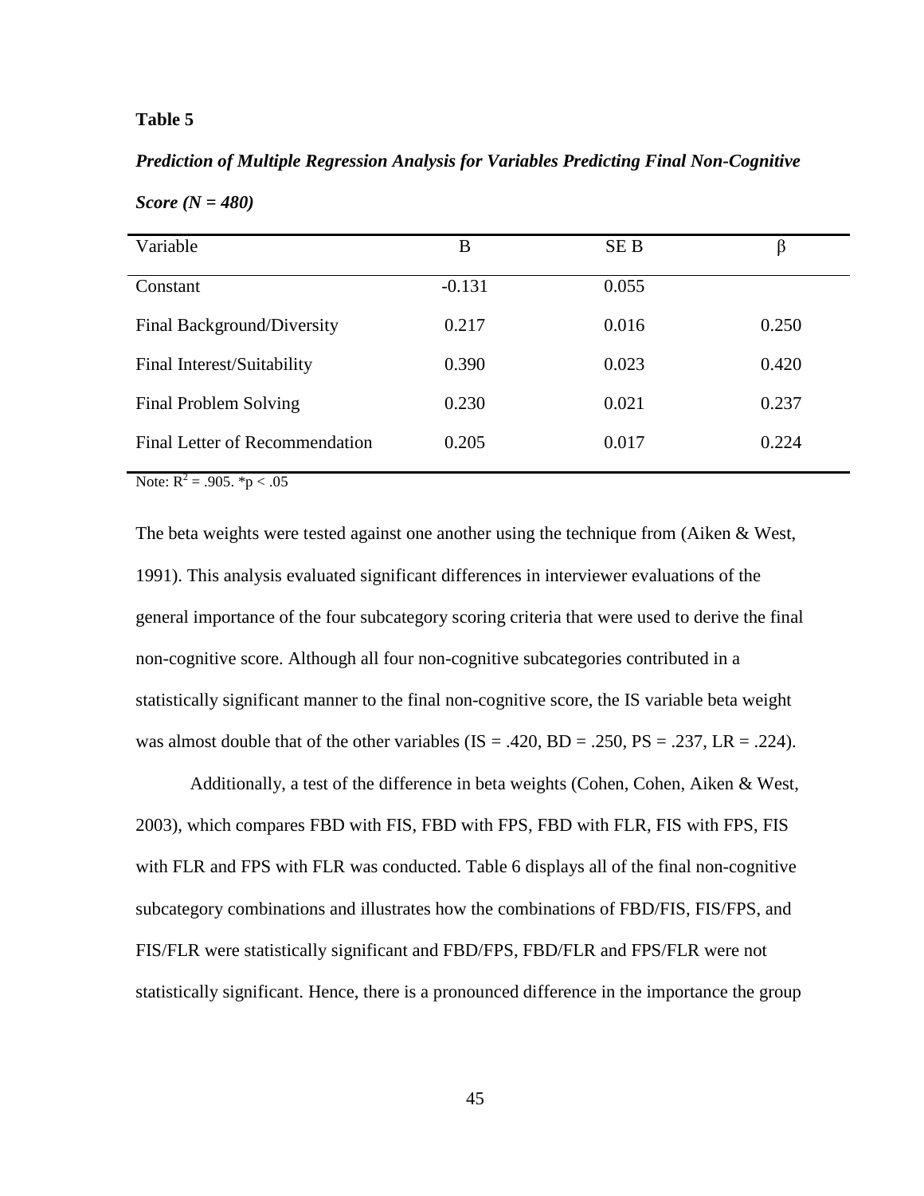**Table 5**

***Prediction of Multiple Regression Analysis for Variables Predicting Final Non-Cognitive Score (N = 480)***

| Variable | B | SE B | β |
|---|---|---|---|
| Constant | -0.131 | 0.055 | |
| Final Background/Diversity | 0.217 | 0.016 | 0.250 |
| Final Interest/Suitability | 0.390 | 0.023 | 0.420 |
| Final Problem Solving | 0.230 | 0.021 | 0.237 |
| Final Letter of Recommendation | 0.205 | 0.017 | 0.224 |

Note: $R^2 = .905$. $*p < .05$

The beta weights were tested against one another using the technique from (Aiken & West, 1991). This analysis evaluated significant differences in interviewer evaluations of the general importance of the four subcategory scoring criteria that were used to derive the final non-cognitive score. Although all four non-cognitive subcategories contributed in a statistically significant manner to the final non-cognitive score, the IS variable beta weight was almost double that of the other variables (IS = .420, BD = .250, PS = .237, LR = .224).

Additionally, a test of the difference in beta weights (Cohen, Cohen, Aiken & West, 2003), which compares FBD with FIS, FBD with FPS, FBD with FLR, FIS with FPS, FIS with FLR and FPS with FLR was conducted. Table 6 displays all of the final non-cognitive subcategory combinations and illustrates how the combinations of FBD/FIS, FIS/FPS, and FIS/FLR were statistically significant and FBD/FPS, FBD/FLR and FPS/FLR were not statistically significant. Hence, there is a pronounced difference in the importance the group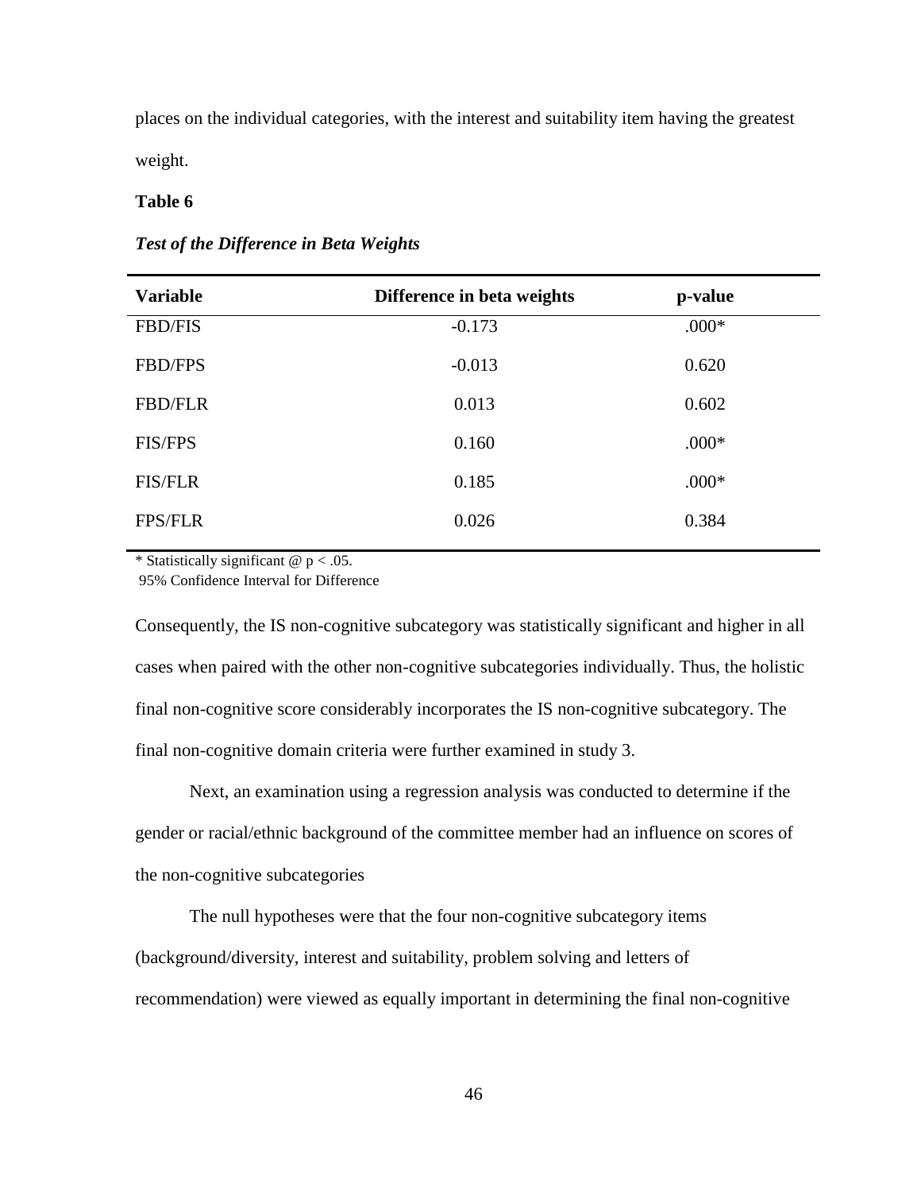places on the individual categories, with the interest and suitability item having the greatest weight.

**Table 6**

***Test of the Difference in Beta Weights***

| Variable | Difference in beta weights | p-value |
|---|---|---|
| FBD/FIS | -0.173 | .000* |
| FBD/FPS | -0.013 | 0.620 |
| FBD/FLR | 0.013 | 0.602 |
| FIS/FPS | 0.160 | .000* |
| FIS/FLR | 0.185 | .000* |
| FPS/FLR | 0.026 | 0.384 |

\* Statistically significant @ $p < .05$.

95% Confidence Interval for Difference

Consequently, the IS non-cognitive subcategory was statistically significant and higher in all cases when paired with the other non-cognitive subcategories individually. Thus, the holistic final non-cognitive score considerably incorporates the IS non-cognitive subcategory. The final non-cognitive domain criteria were further examined in study 3.

Next, an examination using a regression analysis was conducted to determine if the gender or racial/ethnic background of the committee member had an influence on scores of the non-cognitive subcategories

The null hypotheses were that the four non-cognitive subcategory items (background/diversity, interest and suitability, problem solving and letters of recommendation) were viewed as equally important in determining the final non-cognitive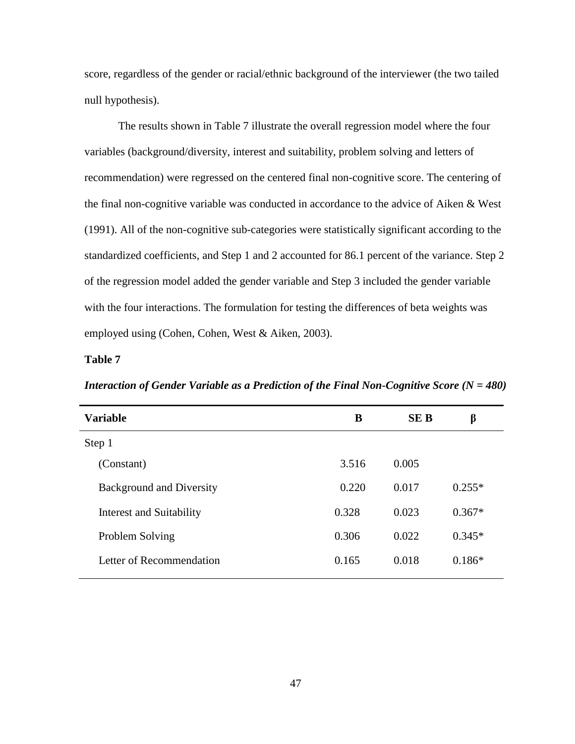score, regardless of the gender or racial/ethnic background of the interviewer (the two tailed null hypothesis).

The results shown in Table 7 illustrate the overall regression model where the four variables (background/diversity, interest and suitability, problem solving and letters of recommendation) were regressed on the centered final non-cognitive score. The centering of the final non-cognitive variable was conducted in accordance to the advice of Aiken & West (1991). All of the non-cognitive sub-categories were statistically significant according to the standardized coefficients, and Step 1 and 2 accounted for 86.1 percent of the variance. Step 2 of the regression model added the gender variable and Step 3 included the gender variable with the four interactions. The formulation for testing the differences of beta weights was employed using (Cohen, Cohen, West & Aiken, 2003).

**Table 7**

***Interaction of Gender Variable as a Prediction of the Final Non-Cognitive Score (N = 480)***

| Variable | B | SE B | β |
|---|---|---|---|
| Step 1 | | | |
| (Constant) | 3.516 | 0.005 | |
| Background and Diversity | 0.220 | 0.017 | 0.255* |
| Interest and Suitability | 0.328 | 0.023 | 0.367* |
| Problem Solving | 0.306 | 0.022 | 0.345* |
| Letter of Recommendation | 0.165 | 0.018 | 0.186* |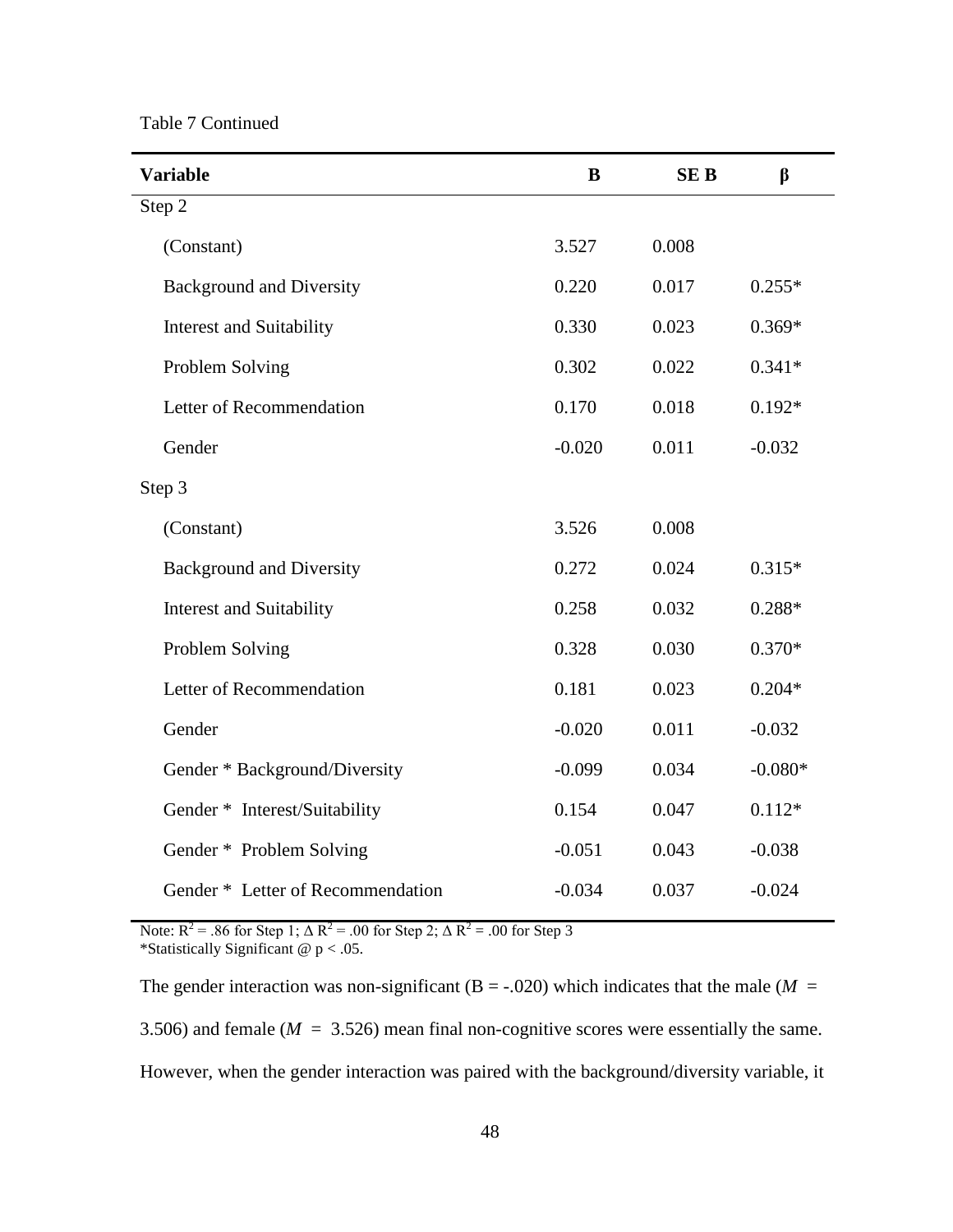Table 7 Continued

| **Variable** | **B** | **SE B** | **β** |
|---|---|---|---|
| Step 2 | | | |
| (Constant) | 3.527 | 0.008 | |
| Background and Diversity | 0.220 | 0.017 | 0.255* |
| Interest and Suitability | 0.330 | 0.023 | 0.369* |
| Problem Solving | 0.302 | 0.022 | 0.341* |
| Letter of Recommendation | 0.170 | 0.018 | 0.192* |
| Gender | -0.020 | 0.011 | -0.032 |
| Step 3 | | | |
| (Constant) | 3.526 | 0.008 | |
| Background and Diversity | 0.272 | 0.024 | 0.315* |
| Interest and Suitability | 0.258 | 0.032 | 0.288* |
| Problem Solving | 0.328 | 0.030 | 0.370* |
| Letter of Recommendation | 0.181 | 0.023 | 0.204* |
| Gender | -0.020 | 0.011 | -0.032 |
| Gender * Background/Diversity | -0.099 | 0.034 | -0.080* |
| Gender * Interest/Suitability | 0.154 | 0.047 | 0.112* |
| Gender * Problem Solving | -0.051 | 0.043 | -0.038 |
| Gender * Letter of Recommendation | -0.034 | 0.037 | -0.024 |

Note: $R^2 = .86$ for Step 1; $\Delta R^2 = .00$ for Step 2; $\Delta R^2 = .00$ for Step 3
*Statistically Significant @ $p < .05$.

The gender interaction was non-significant (B = -.020) which indicates that the male ($M$ = 3.506) and female ($M$ = 3.526) mean final non-cognitive scores were essentially the same. However, when the gender interaction was paired with the background/diversity variable, it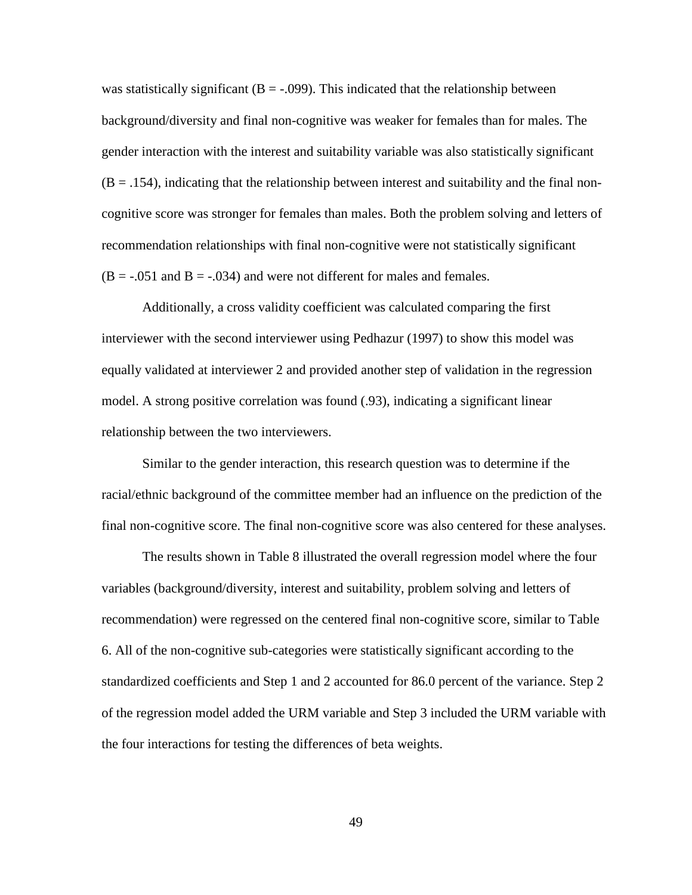was statistically significant ($B = -.099$). This indicated that the relationship between background/diversity and final non-cognitive was weaker for females than for males. The gender interaction with the interest and suitability variable was also statistically significant ($B = .154$), indicating that the relationship between interest and suitability and the final non-cognitive score was stronger for females than males. Both the problem solving and letters of recommendation relationships with final non-cognitive were not statistically significant ($B = -.051$ and $B = -.034$) and were not different for males and females.

Additionally, a cross validity coefficient was calculated comparing the first interviewer with the second interviewer using Pedhazur (1997) to show this model was equally validated at interviewer 2 and provided another step of validation in the regression model. A strong positive correlation was found (.93), indicating a significant linear relationship between the two interviewers.

Similar to the gender interaction, this research question was to determine if the racial/ethnic background of the committee member had an influence on the prediction of the final non-cognitive score. The final non-cognitive score was also centered for these analyses.

The results shown in Table 8 illustrated the overall regression model where the four variables (background/diversity, interest and suitability, problem solving and letters of recommendation) were regressed on the centered final non-cognitive score, similar to Table 6. All of the non-cognitive sub-categories were statistically significant according to the standardized coefficients and Step 1 and 2 accounted for 86.0 percent of the variance. Step 2 of the regression model added the URM variable and Step 3 included the URM variable with the four interactions for testing the differences of beta weights.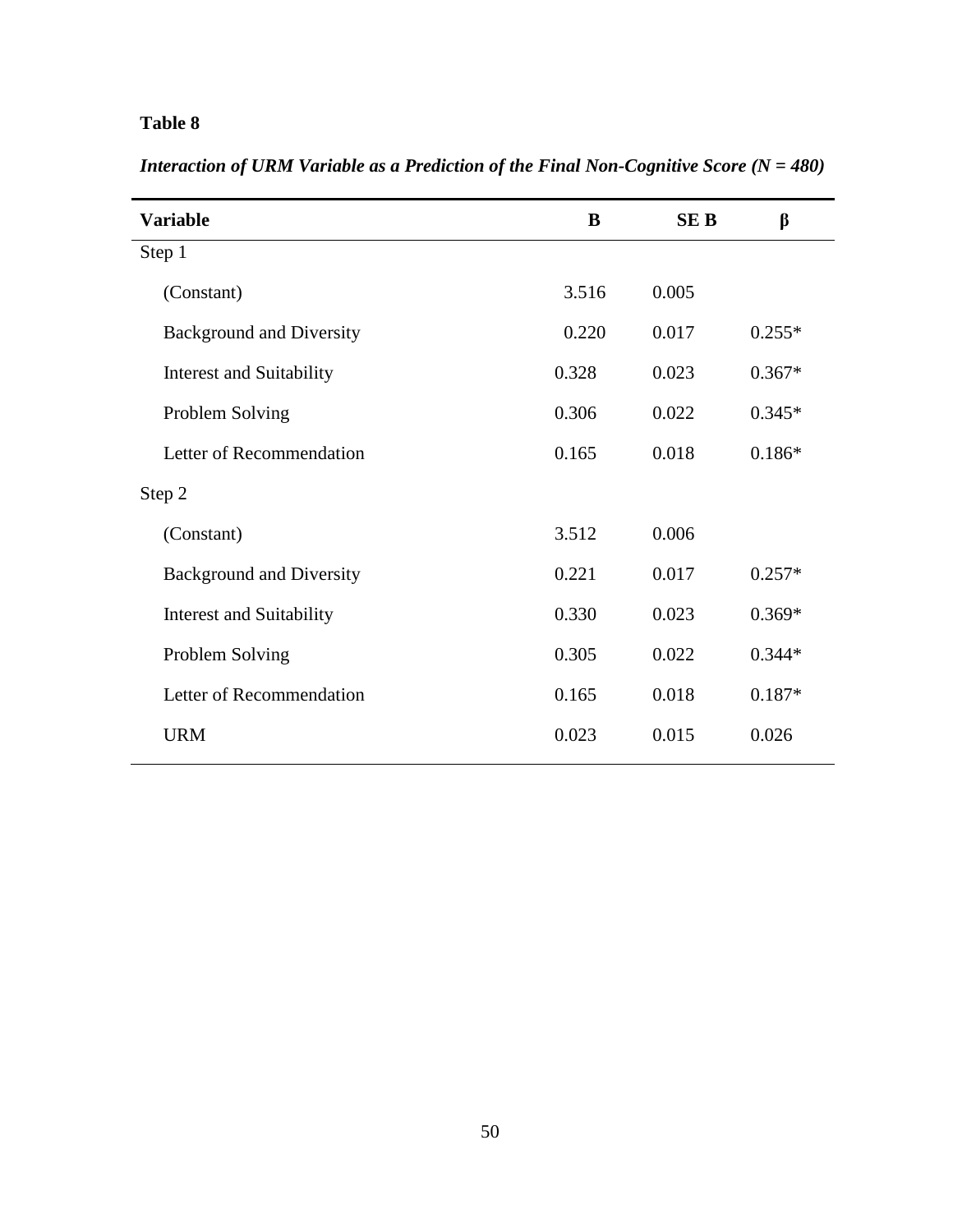**Table 8**

***Interaction of URM Variable as a Prediction of the Final Non-Cognitive Score (N = 480)***

| **Variable** | **B** | **SE B** | **β** |
|---|---|---|---|
| Step 1 | | | |
| (Constant) | 3.516 | 0.005 | |
| Background and Diversity | 0.220 | 0.017 | 0.255* |
| Interest and Suitability | 0.328 | 0.023 | 0.367* |
| Problem Solving | 0.306 | 0.022 | 0.345* |
| Letter of Recommendation | 0.165 | 0.018 | 0.186* |
| Step 2 | | | |
| (Constant) | 3.512 | 0.006 | |
| Background and Diversity | 0.221 | 0.017 | 0.257* |
| Interest and Suitability | 0.330 | 0.023 | 0.369* |
| Problem Solving | 0.305 | 0.022 | 0.344* |
| Letter of Recommendation | 0.165 | 0.018 | 0.187* |
| URM | 0.023 | 0.015 | 0.026 |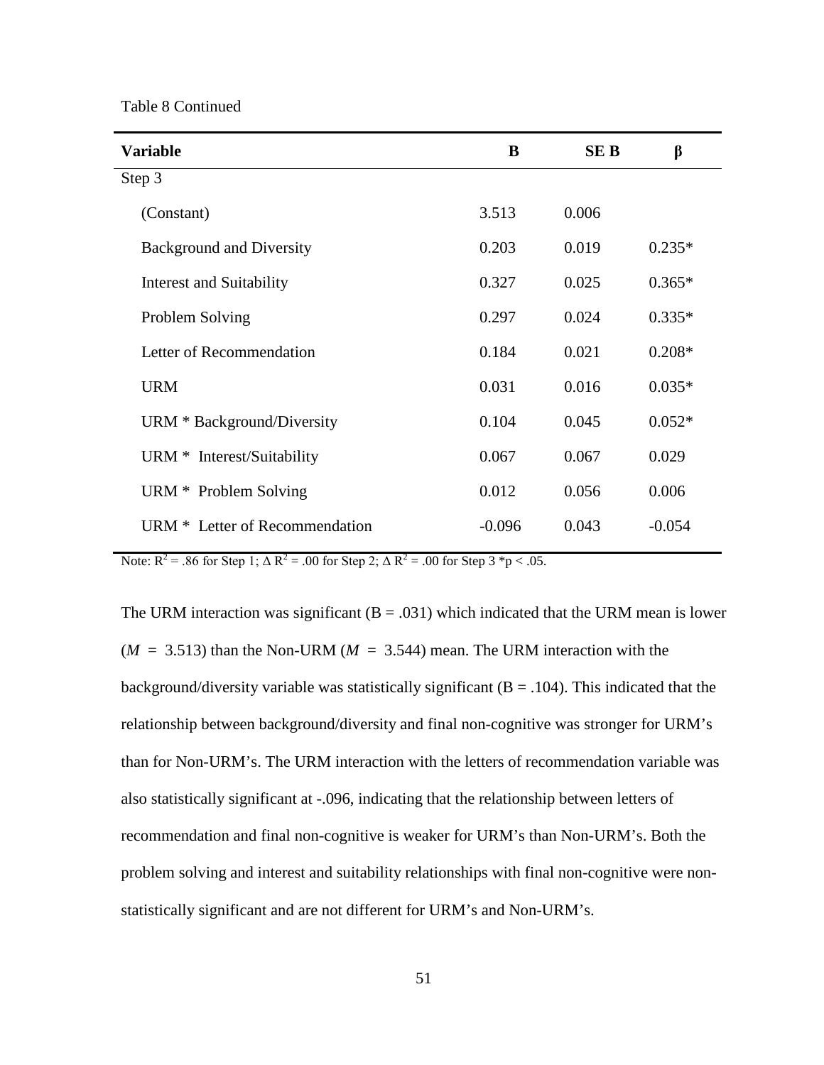Table 8 Continued

| Variable | B | SE B | β |
|---|---|---|---|
| Step 3 | | | |
| (Constant) | 3.513 | 0.006 | |
| Background and Diversity | 0.203 | 0.019 | 0.235* |
| Interest and Suitability | 0.327 | 0.025 | 0.365* |
| Problem Solving | 0.297 | 0.024 | 0.335* |
| Letter of Recommendation | 0.184 | 0.021 | 0.208* |
| URM | 0.031 | 0.016 | 0.035* |
| URM * Background/Diversity | 0.104 | 0.045 | 0.052* |
| URM * Interest/Suitability | 0.067 | 0.067 | 0.029 |
| URM * Problem Solving | 0.012 | 0.056 | 0.006 |
| URM * Letter of Recommendation | -0.096 | 0.043 | -0.054 |

Note: $R^2 = .86$ for Step 1; $\Delta R^2 = .00$ for Step 2; $\Delta R^2 = .00$ for Step 3 *$p < .05$.

The URM interaction was significant (B = .031) which indicated that the URM mean is lower ($M$ = 3.513) than the Non-URM ($M$ = 3.544) mean. The URM interaction with the background/diversity variable was statistically significant (B = .104). This indicated that the relationship between background/diversity and final non-cognitive was stronger for URM's than for Non-URM's. The URM interaction with the letters of recommendation variable was also statistically significant at -.096, indicating that the relationship between letters of recommendation and final non-cognitive is weaker for URM's than Non-URM's. Both the problem solving and interest and suitability relationships with final non-cognitive were non-statistically significant and are not different for URM's and Non-URM's.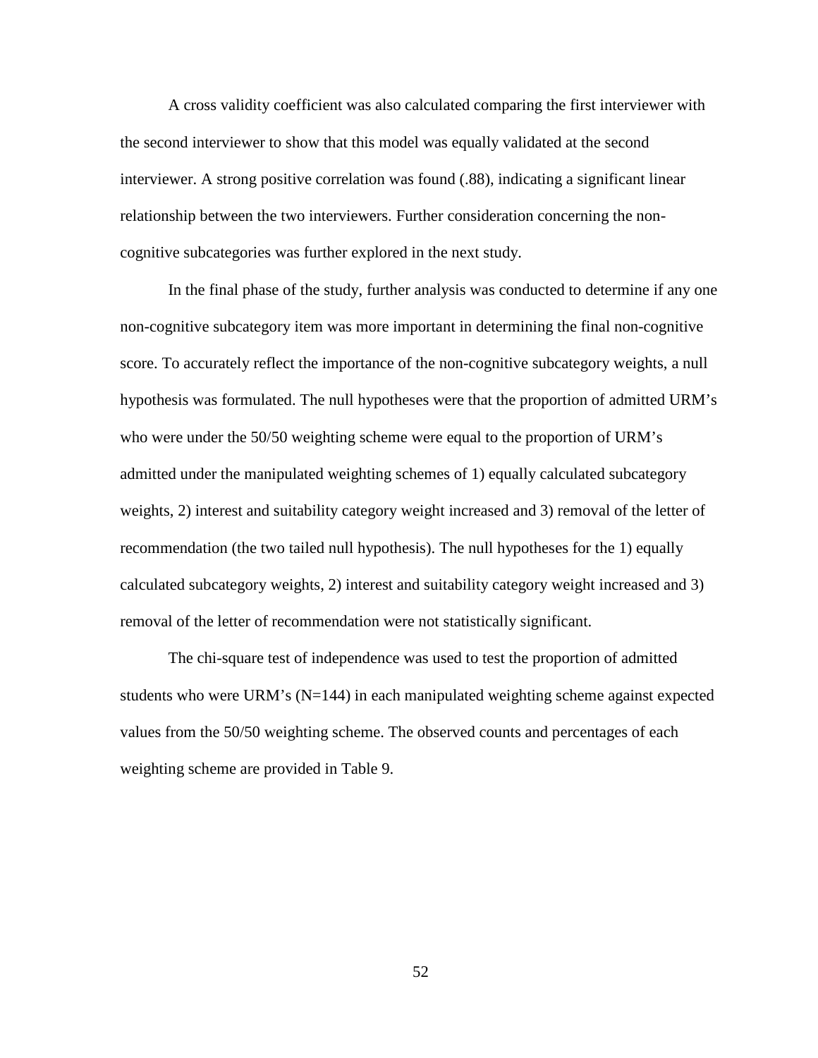A cross validity coefficient was also calculated comparing the first interviewer with the second interviewer to show that this model was equally validated at the second interviewer. A strong positive correlation was found (.88), indicating a significant linear relationship between the two interviewers. Further consideration concerning the non-cognitive subcategories was further explored in the next study.

In the final phase of the study, further analysis was conducted to determine if any one non-cognitive subcategory item was more important in determining the final non-cognitive score. To accurately reflect the importance of the non-cognitive subcategory weights, a null hypothesis was formulated. The null hypotheses were that the proportion of admitted URM's who were under the 50/50 weighting scheme were equal to the proportion of URM's admitted under the manipulated weighting schemes of 1) equally calculated subcategory weights, 2) interest and suitability category weight increased and 3) removal of the letter of recommendation (the two tailed null hypothesis). The null hypotheses for the 1) equally calculated subcategory weights, 2) interest and suitability category weight increased and 3) removal of the letter of recommendation were not statistically significant.

The chi-square test of independence was used to test the proportion of admitted students who were URM's (N=144) in each manipulated weighting scheme against expected values from the 50/50 weighting scheme. The observed counts and percentages of each weighting scheme are provided in Table 9.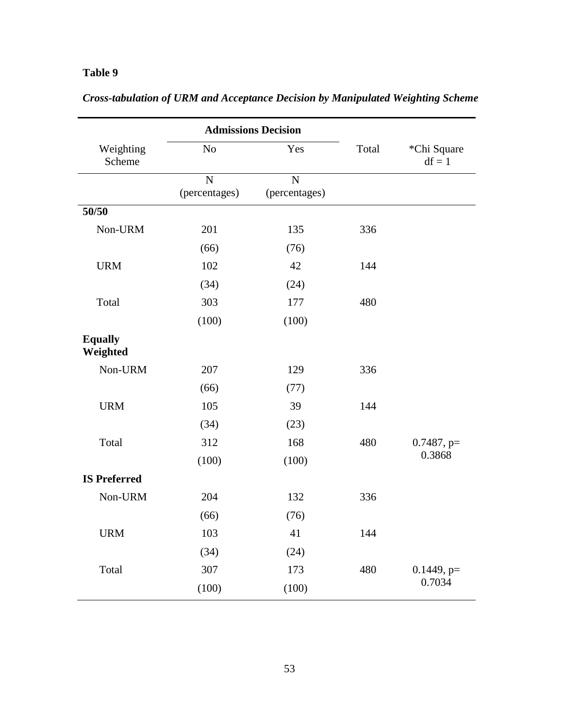**Table 9**

*Cross-tabulation of URM and Acceptance Decision by Manipulated Weighting Scheme*

| Weighting Scheme | Admissions Decision No | Admissions Decision Yes | Total | *Chi Square df = 1 |
|---|---|---|---|---|
| | N (percentages) | N (percentages) | | |
| **50/50** | | | | |
| Non-URM | 201 | 135 | 336 | |
| | (66) | (76) | | |
| URM | 102 | 42 | 144 | |
| | (34) | (24) | | |
| Total | 303 | 177 | 480 | |
| | (100) | (100) | | |
| **Equally Weighted** | | | | |
| Non-URM | 207 | 129 | 336 | |
| | (66) | (77) | | |
| URM | 105 | 39 | 144 | |
| | (34) | (23) | | |
| Total | 312 | 168 | 480 | 0.7487, p= 0.3868 |
| | (100) | (100) | | |
| **IS Preferred** | | | | |
| Non-URM | 204 | 132 | 336 | |
| | (66) | (76) | | |
| URM | 103 | 41 | 144 | |
| | (34) | (24) | | |
| Total | 307 | 173 | 480 | 0.1449, p= 0.7034 |
| | (100) | (100) | | |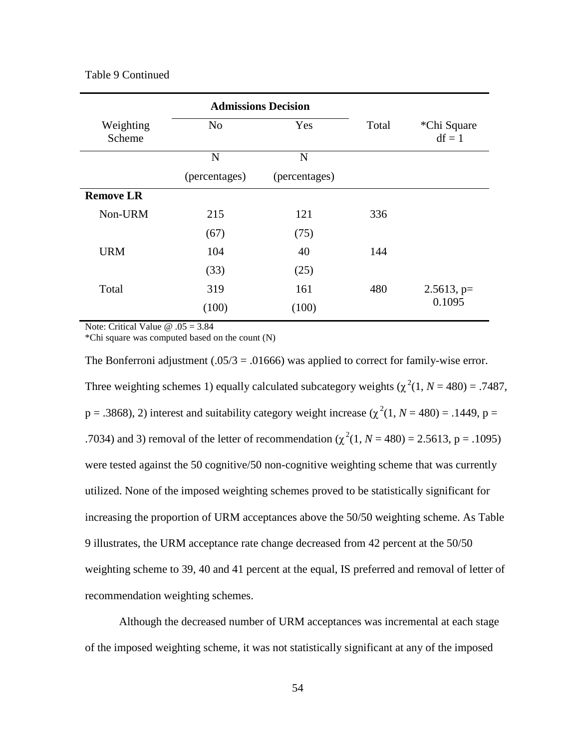Table 9 Continued

| Weighting Scheme | Admissions Decision | | Total | *Chi Square df = 1 |
|---|---|---|---|---|
| | No | Yes | | |
| | N (percentages) | N (percentages) | | |
| **Remove LR** | | | | |
| Non-URM | 215 (67) | 121 (75) | 336 | |
| URM | 104 (33) | 40 (25) | 144 | |
| Total | 319 (100) | 161 (100) | 480 | 2.5613, p= 0.1095 |

Note: Critical Value @ .05 = 3.84
*Chi square was computed based on the count (N)

The Bonferroni adjustment (.05/3 = .01666) was applied to correct for family-wise error. Three weighting schemes 1) equally calculated subcategory weights ($\chi^2(1, N = 480) = .7487$, p = .3868), 2) interest and suitability category weight increase ($\chi^2(1, N = 480) = .1449$, p = .7034) and 3) removal of the letter of recommendation ($\chi^2(1, N = 480) = 2.5613$, p = .1095) were tested against the 50 cognitive/50 non-cognitive weighting scheme that was currently utilized. None of the imposed weighting schemes proved to be statistically significant for increasing the proportion of URM acceptances above the 50/50 weighting scheme. As Table 9 illustrates, the URM acceptance rate change decreased from 42 percent at the 50/50 weighting scheme to 39, 40 and 41 percent at the equal, IS preferred and removal of letter of recommendation weighting schemes.

Although the decreased number of URM acceptances was incremental at each stage of the imposed weighting scheme, it was not statistically significant at any of the imposed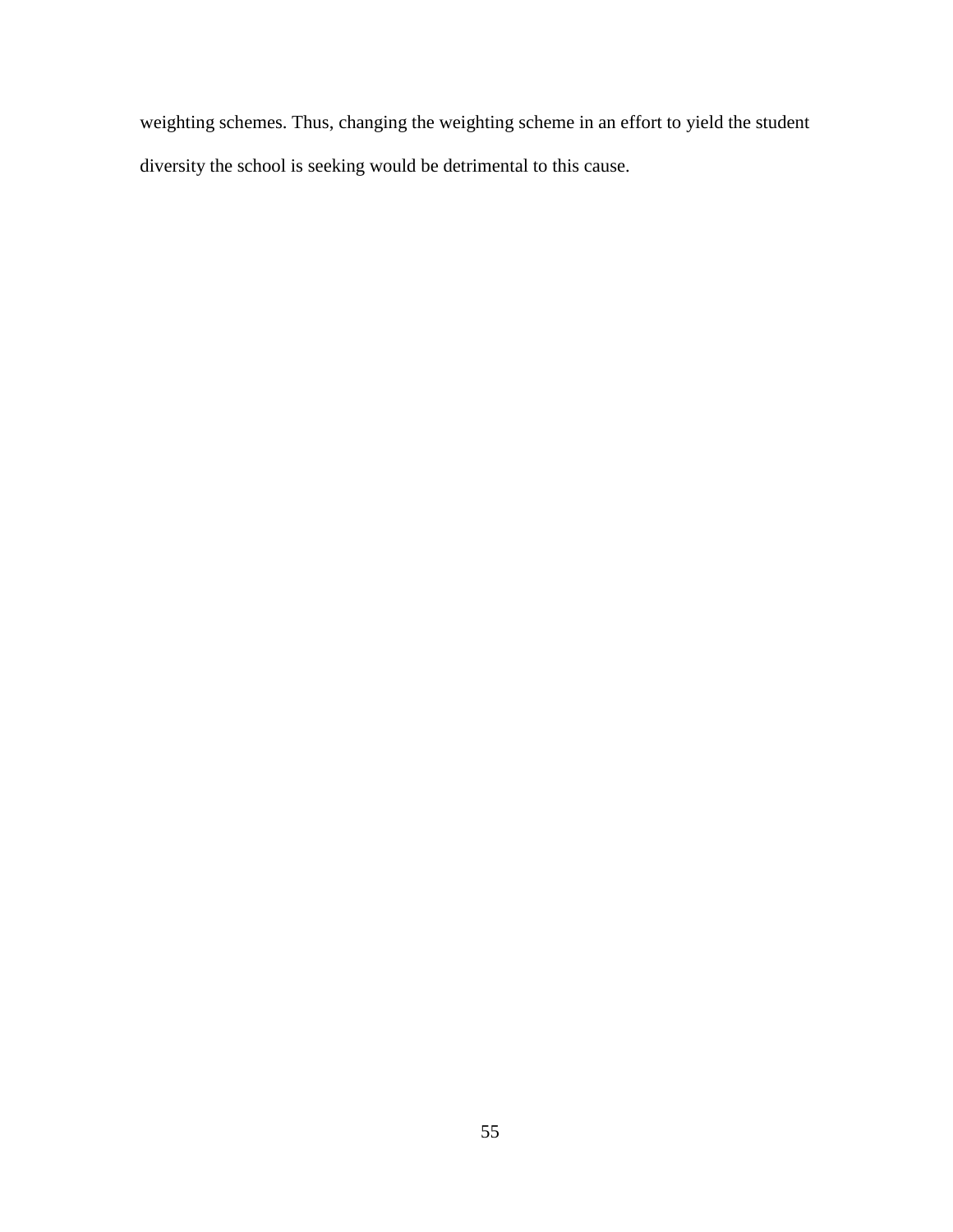weighting schemes. Thus, changing the weighting scheme in an effort to yield the student diversity the school is seeking would be detrimental to this cause.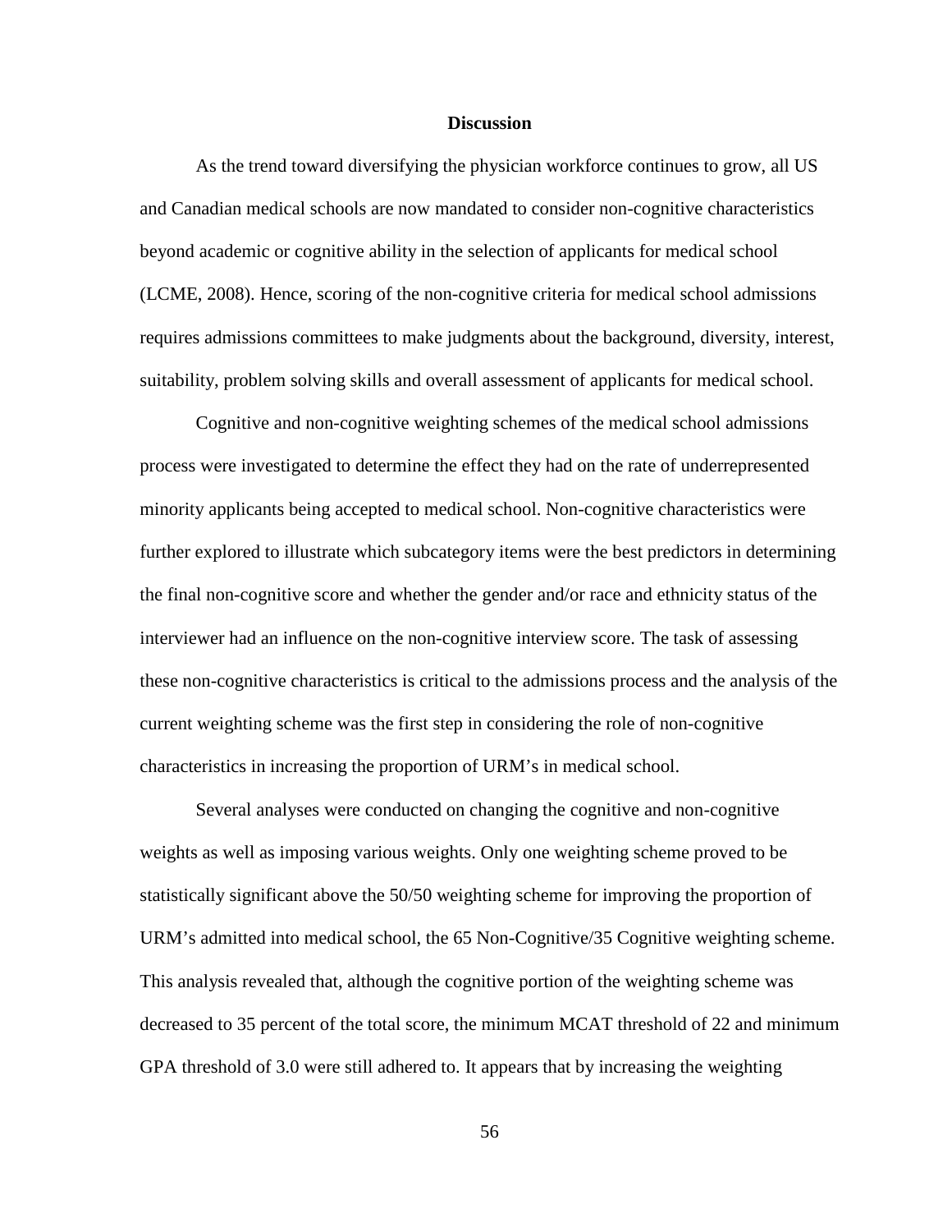## Discussion

As the trend toward diversifying the physician workforce continues to grow, all US and Canadian medical schools are now mandated to consider non-cognitive characteristics beyond academic or cognitive ability in the selection of applicants for medical school (LCME, 2008). Hence, scoring of the non-cognitive criteria for medical school admissions requires admissions committees to make judgments about the background, diversity, interest, suitability, problem solving skills and overall assessment of applicants for medical school.

Cognitive and non-cognitive weighting schemes of the medical school admissions process were investigated to determine the effect they had on the rate of underrepresented minority applicants being accepted to medical school. Non-cognitive characteristics were further explored to illustrate which subcategory items were the best predictors in determining the final non-cognitive score and whether the gender and/or race and ethnicity status of the interviewer had an influence on the non-cognitive interview score. The task of assessing these non-cognitive characteristics is critical to the admissions process and the analysis of the current weighting scheme was the first step in considering the role of non-cognitive characteristics in increasing the proportion of URM's in medical school.

Several analyses were conducted on changing the cognitive and non-cognitive weights as well as imposing various weights. Only one weighting scheme proved to be statistically significant above the 50/50 weighting scheme for improving the proportion of URM's admitted into medical school, the 65 Non-Cognitive/35 Cognitive weighting scheme. This analysis revealed that, although the cognitive portion of the weighting scheme was decreased to 35 percent of the total score, the minimum MCAT threshold of 22 and minimum GPA threshold of 3.0 were still adhered to. It appears that by increasing the weighting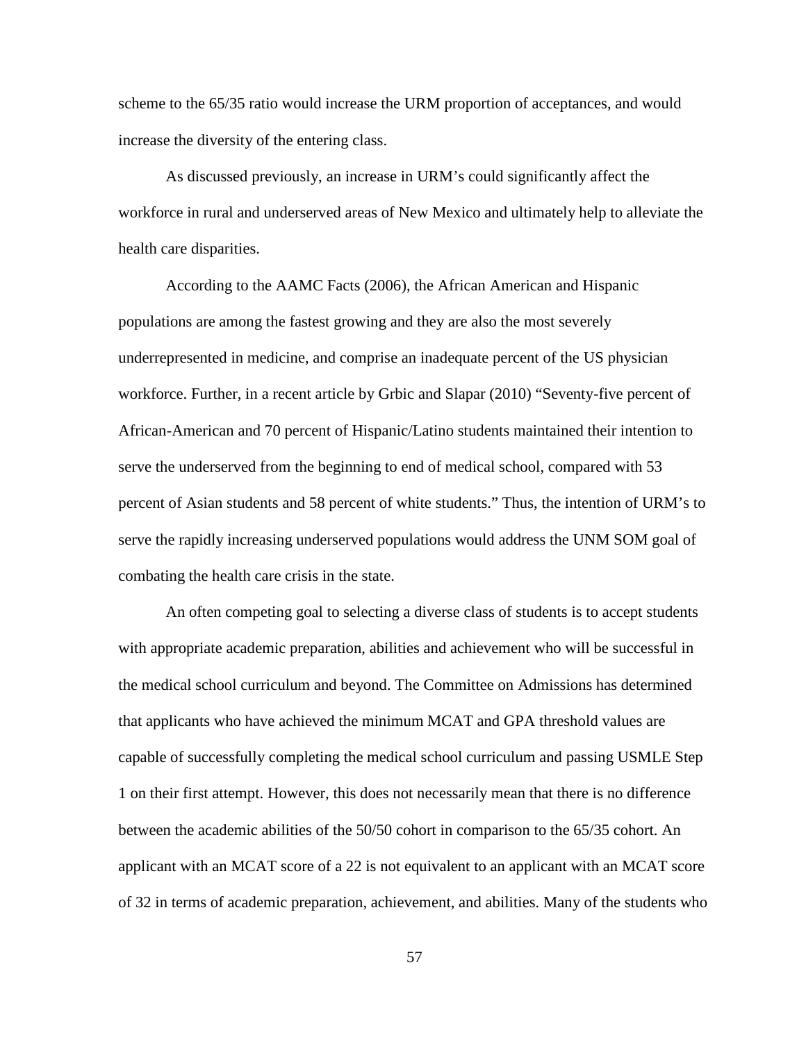scheme to the 65/35 ratio would increase the URM proportion of acceptances, and would increase the diversity of the entering class.

As discussed previously, an increase in URM's could significantly affect the workforce in rural and underserved areas of New Mexico and ultimately help to alleviate the health care disparities.

According to the AAMC Facts (2006), the African American and Hispanic populations are among the fastest growing and they are also the most severely underrepresented in medicine, and comprise an inadequate percent of the US physician workforce. Further, in a recent article by Grbic and Slapar (2010) "Seventy-five percent of African-American and 70 percent of Hispanic/Latino students maintained their intention to serve the underserved from the beginning to end of medical school, compared with 53 percent of Asian students and 58 percent of white students." Thus, the intention of URM's to serve the rapidly increasing underserved populations would address the UNM SOM goal of combating the health care crisis in the state.

An often competing goal to selecting a diverse class of students is to accept students with appropriate academic preparation, abilities and achievement who will be successful in the medical school curriculum and beyond. The Committee on Admissions has determined that applicants who have achieved the minimum MCAT and GPA threshold values are capable of successfully completing the medical school curriculum and passing USMLE Step 1 on their first attempt. However, this does not necessarily mean that there is no difference between the academic abilities of the 50/50 cohort in comparison to the 65/35 cohort. An applicant with an MCAT score of a 22 is not equivalent to an applicant with an MCAT score of 32 in terms of academic preparation, achievement, and abilities. Many of the students who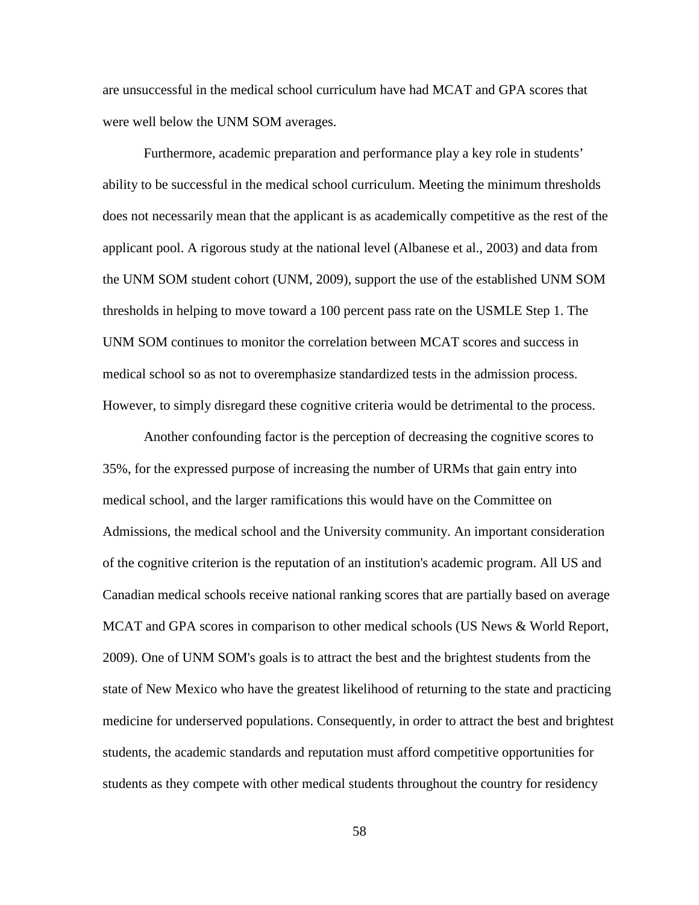are unsuccessful in the medical school curriculum have had MCAT and GPA scores that were well below the UNM SOM averages.

Furthermore, academic preparation and performance play a key role in students' ability to be successful in the medical school curriculum. Meeting the minimum thresholds does not necessarily mean that the applicant is as academically competitive as the rest of the applicant pool. A rigorous study at the national level (Albanese et al., 2003) and data from the UNM SOM student cohort (UNM, 2009), support the use of the established UNM SOM thresholds in helping to move toward a 100 percent pass rate on the USMLE Step 1. The UNM SOM continues to monitor the correlation between MCAT scores and success in medical school so as not to overemphasize standardized tests in the admission process. However, to simply disregard these cognitive criteria would be detrimental to the process.

Another confounding factor is the perception of decreasing the cognitive scores to 35%, for the expressed purpose of increasing the number of URMs that gain entry into medical school, and the larger ramifications this would have on the Committee on Admissions, the medical school and the University community. An important consideration of the cognitive criterion is the reputation of an institution's academic program. All US and Canadian medical schools receive national ranking scores that are partially based on average MCAT and GPA scores in comparison to other medical schools (US News & World Report, 2009). One of UNM SOM's goals is to attract the best and the brightest students from the state of New Mexico who have the greatest likelihood of returning to the state and practicing medicine for underserved populations. Consequently, in order to attract the best and brightest students, the academic standards and reputation must afford competitive opportunities for students as they compete with other medical students throughout the country for residency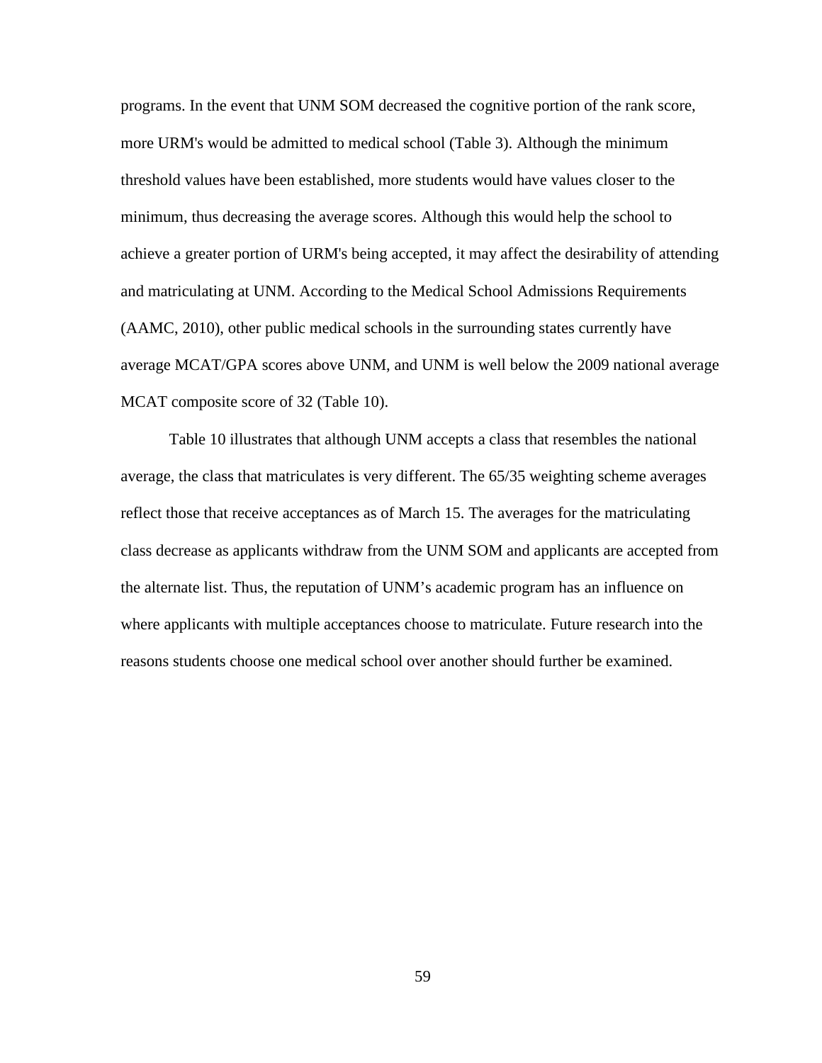programs. In the event that UNM SOM decreased the cognitive portion of the rank score, more URM's would be admitted to medical school (Table 3). Although the minimum threshold values have been established, more students would have values closer to the minimum, thus decreasing the average scores. Although this would help the school to achieve a greater portion of URM's being accepted, it may affect the desirability of attending and matriculating at UNM. According to the Medical School Admissions Requirements (AAMC, 2010), other public medical schools in the surrounding states currently have average MCAT/GPA scores above UNM, and UNM is well below the 2009 national average MCAT composite score of 32 (Table 10).

Table 10 illustrates that although UNM accepts a class that resembles the national average, the class that matriculates is very different. The 65/35 weighting scheme averages reflect those that receive acceptances as of March 15. The averages for the matriculating class decrease as applicants withdraw from the UNM SOM and applicants are accepted from the alternate list. Thus, the reputation of UNM's academic program has an influence on where applicants with multiple acceptances choose to matriculate. Future research into the reasons students choose one medical school over another should further be examined.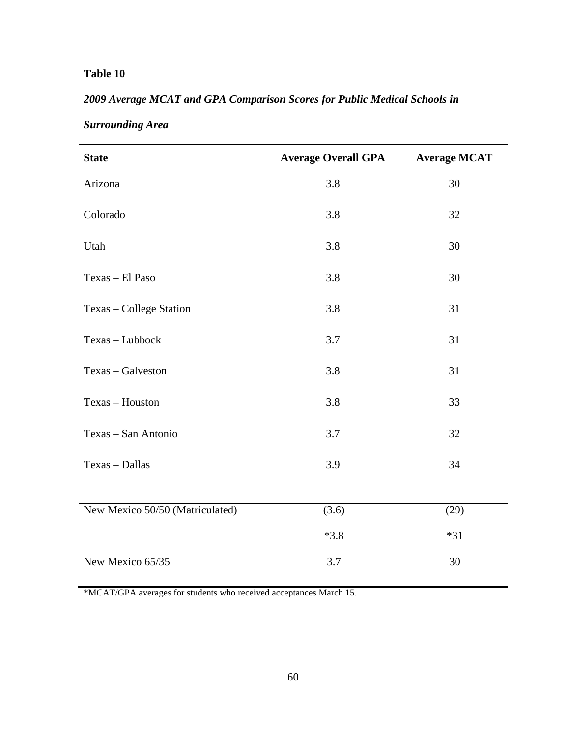**Table 10**

*2009 Average MCAT and GPA Comparison Scores for Public Medical Schools in Surrounding Area*

| State | Average Overall GPA | Average MCAT |
|---|---|---|
| Arizona | 3.8 | 30 |
| Colorado | 3.8 | 32 |
| Utah | 3.8 | 30 |
| Texas – El Paso | 3.8 | 30 |
| Texas – College Station | 3.8 | 31 |
| Texas – Lubbock | 3.7 | 31 |
| Texas – Galveston | 3.8 | 31 |
| Texas – Houston | 3.8 | 33 |
| Texas – San Antonio | 3.7 | 32 |
| Texas – Dallas | 3.9 | 34 |
| New Mexico 50/50 (Matriculated) | (3.6) | (29) |
| | *3.8 | *31 |
| New Mexico 65/35 | 3.7 | 30 |

*MCAT/GPA averages for students who received acceptances March 15.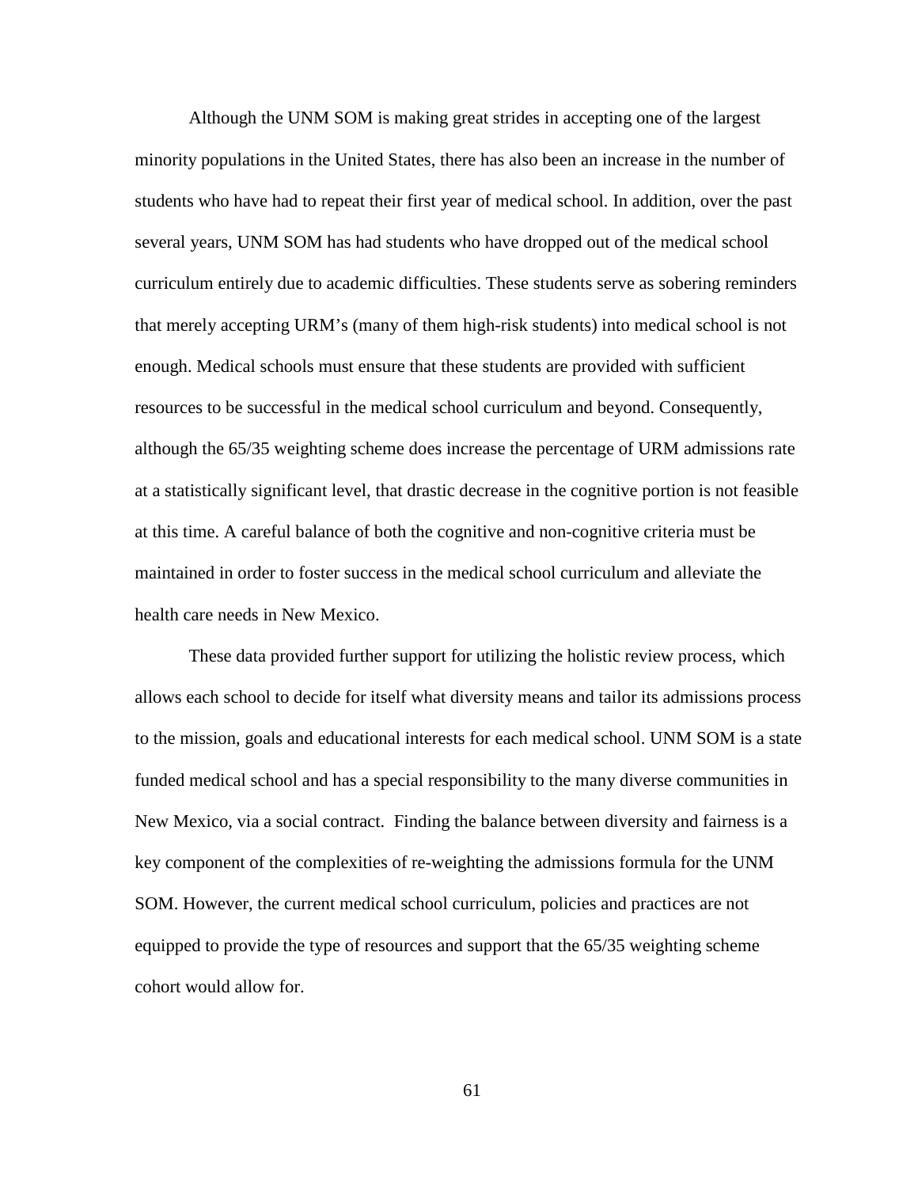Although the UNM SOM is making great strides in accepting one of the largest minority populations in the United States, there has also been an increase in the number of students who have had to repeat their first year of medical school. In addition, over the past several years, UNM SOM has had students who have dropped out of the medical school curriculum entirely due to academic difficulties. These students serve as sobering reminders that merely accepting URM's (many of them high-risk students) into medical school is not enough. Medical schools must ensure that these students are provided with sufficient resources to be successful in the medical school curriculum and beyond. Consequently, although the 65/35 weighting scheme does increase the percentage of URM admissions rate at a statistically significant level, that drastic decrease in the cognitive portion is not feasible at this time. A careful balance of both the cognitive and non-cognitive criteria must be maintained in order to foster success in the medical school curriculum and alleviate the health care needs in New Mexico.

These data provided further support for utilizing the holistic review process, which allows each school to decide for itself what diversity means and tailor its admissions process to the mission, goals and educational interests for each medical school. UNM SOM is a state funded medical school and has a special responsibility to the many diverse communities in New Mexico, via a social contract. Finding the balance between diversity and fairness is a key component of the complexities of re-weighting the admissions formula for the UNM SOM. However, the current medical school curriculum, policies and practices are not equipped to provide the type of resources and support that the 65/35 weighting scheme cohort would allow for.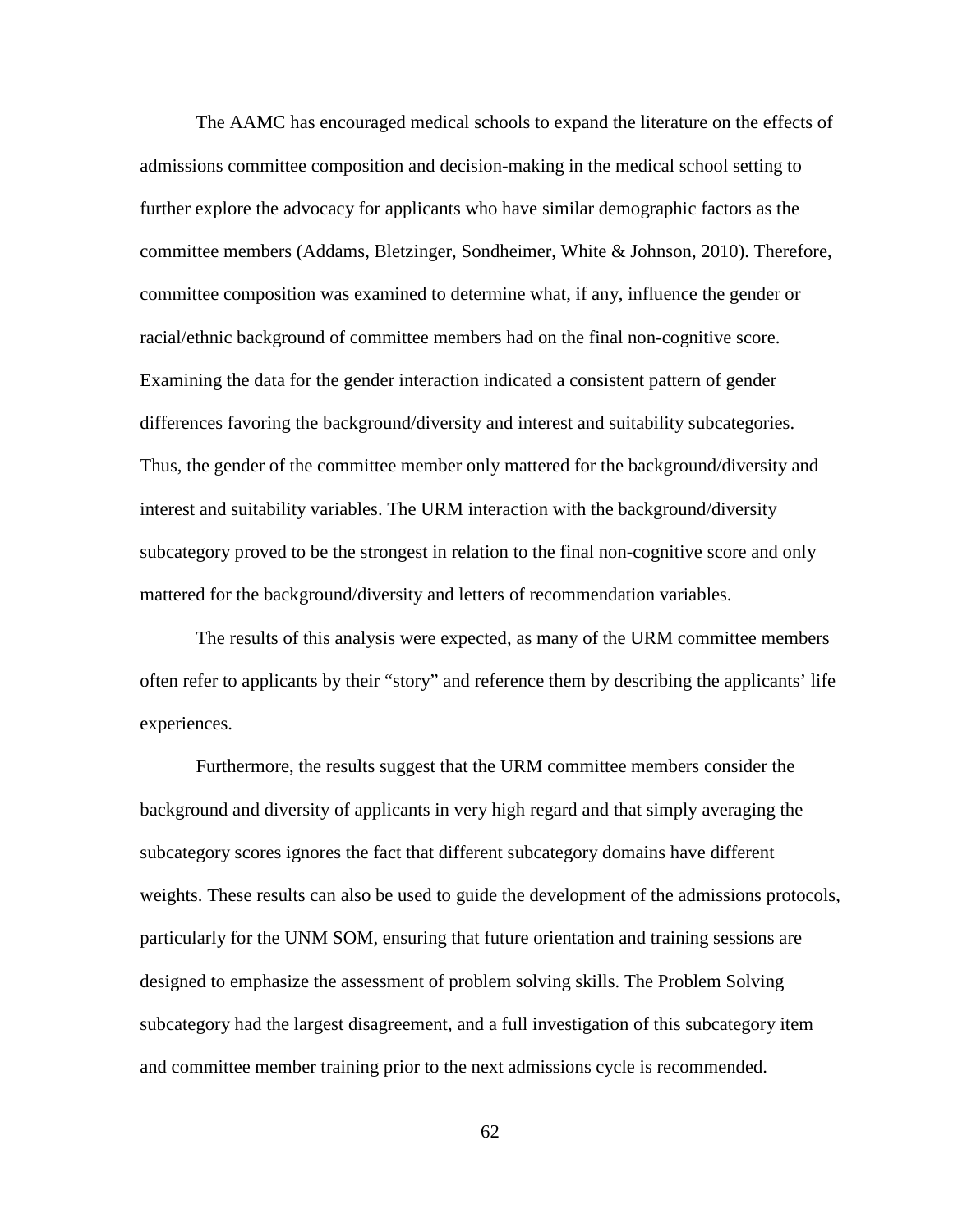The AAMC has encouraged medical schools to expand the literature on the effects of admissions committee composition and decision-making in the medical school setting to further explore the advocacy for applicants who have similar demographic factors as the committee members (Addams, Bletzinger, Sondheimer, White & Johnson, 2010). Therefore, committee composition was examined to determine what, if any, influence the gender or racial/ethnic background of committee members had on the final non-cognitive score. Examining the data for the gender interaction indicated a consistent pattern of gender differences favoring the background/diversity and interest and suitability subcategories. Thus, the gender of the committee member only mattered for the background/diversity and interest and suitability variables. The URM interaction with the background/diversity subcategory proved to be the strongest in relation to the final non-cognitive score and only mattered for the background/diversity and letters of recommendation variables.

The results of this analysis were expected, as many of the URM committee members often refer to applicants by their "story" and reference them by describing the applicants' life experiences.

Furthermore, the results suggest that the URM committee members consider the background and diversity of applicants in very high regard and that simply averaging the subcategory scores ignores the fact that different subcategory domains have different weights. These results can also be used to guide the development of the admissions protocols, particularly for the UNM SOM, ensuring that future orientation and training sessions are designed to emphasize the assessment of problem solving skills. The Problem Solving subcategory had the largest disagreement, and a full investigation of this subcategory item and committee member training prior to the next admissions cycle is recommended.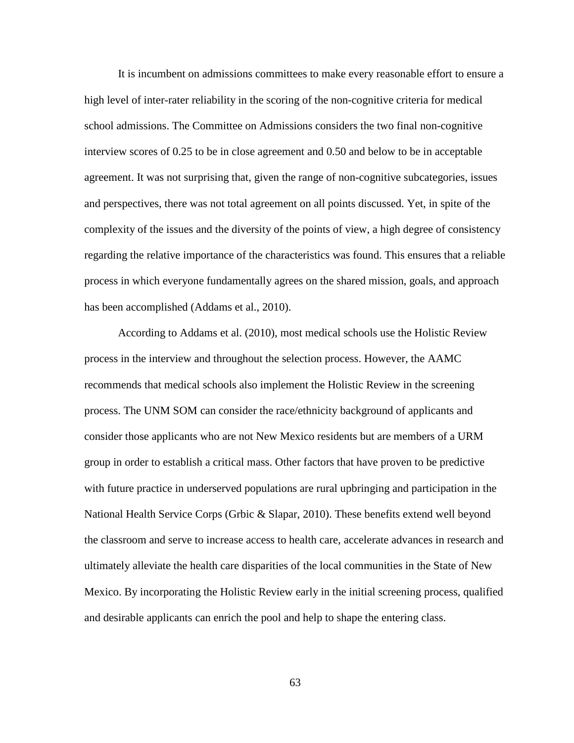It is incumbent on admissions committees to make every reasonable effort to ensure a high level of inter-rater reliability in the scoring of the non-cognitive criteria for medical school admissions. The Committee on Admissions considers the two final non-cognitive interview scores of 0.25 to be in close agreement and 0.50 and below to be in acceptable agreement. It was not surprising that, given the range of non-cognitive subcategories, issues and perspectives, there was not total agreement on all points discussed. Yet, in spite of the complexity of the issues and the diversity of the points of view, a high degree of consistency regarding the relative importance of the characteristics was found. This ensures that a reliable process in which everyone fundamentally agrees on the shared mission, goals, and approach has been accomplished (Addams et al., 2010).

According to Addams et al. (2010), most medical schools use the Holistic Review process in the interview and throughout the selection process. However, the AAMC recommends that medical schools also implement the Holistic Review in the screening process. The UNM SOM can consider the race/ethnicity background of applicants and consider those applicants who are not New Mexico residents but are members of a URM group in order to establish a critical mass. Other factors that have proven to be predictive with future practice in underserved populations are rural upbringing and participation in the National Health Service Corps (Grbic & Slapar, 2010). These benefits extend well beyond the classroom and serve to increase access to health care, accelerate advances in research and ultimately alleviate the health care disparities of the local communities in the State of New Mexico. By incorporating the Holistic Review early in the initial screening process, qualified and desirable applicants can enrich the pool and help to shape the entering class.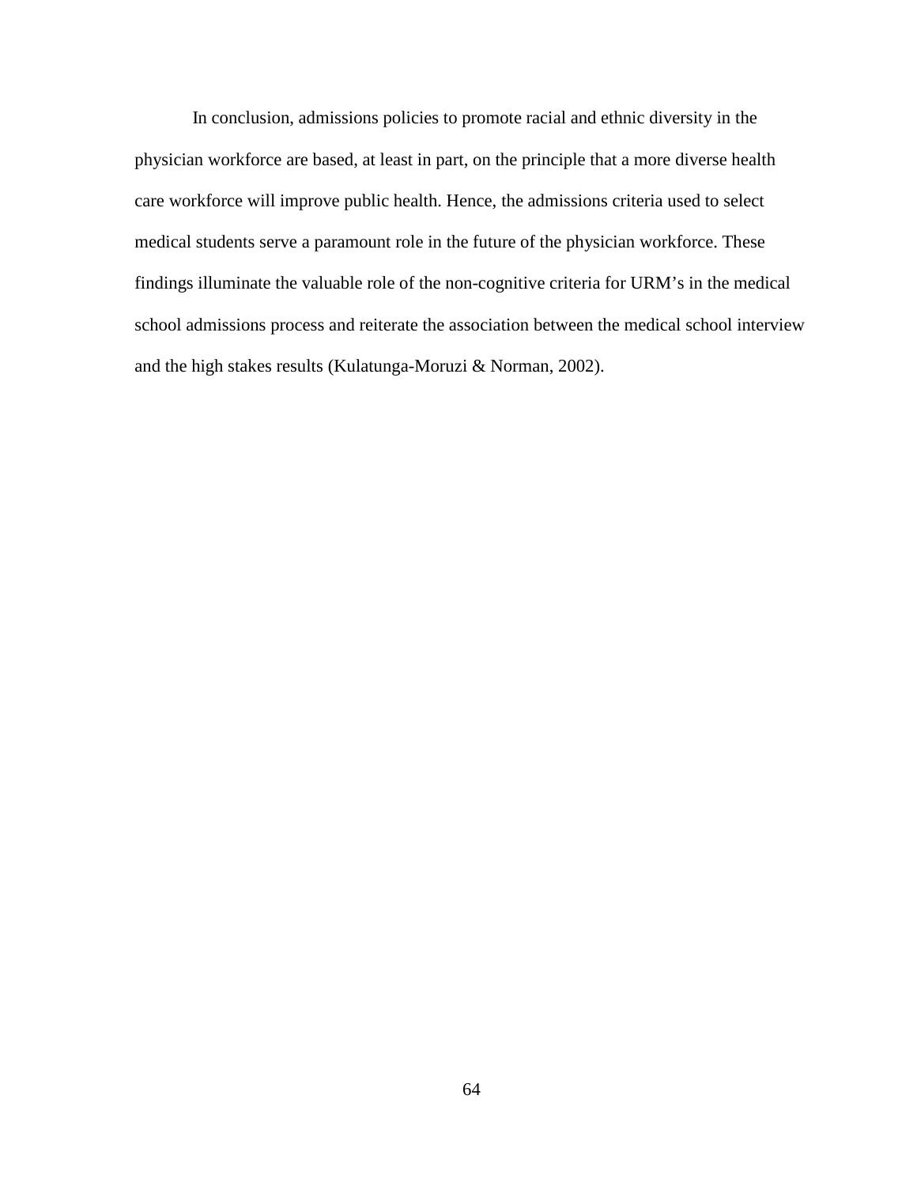In conclusion, admissions policies to promote racial and ethnic diversity in the physician workforce are based, at least in part, on the principle that a more diverse health care workforce will improve public health. Hence, the admissions criteria used to select medical students serve a paramount role in the future of the physician workforce. These findings illuminate the valuable role of the non-cognitive criteria for URM's in the medical school admissions process and reiterate the association between the medical school interview and the high stakes results (Kulatunga-Moruzi & Norman, 2002).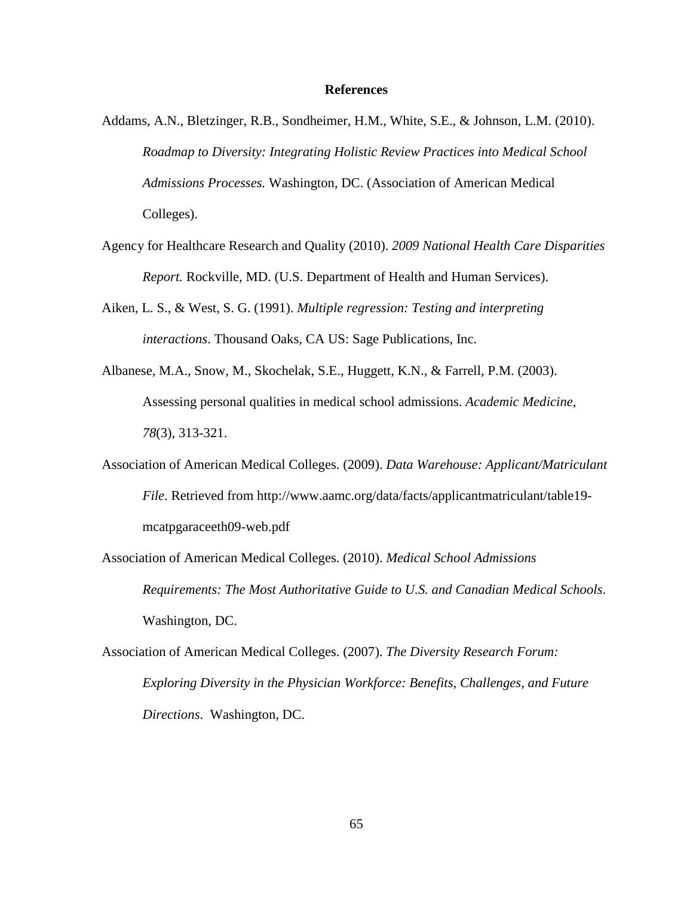# References

Addams, A.N., Bletzinger, R.B., Sondheimer, H.M., White, S.E., & Johnson, L.M. (2010). *Roadmap to Diversity: Integrating Holistic Review Practices into Medical School Admissions Processes.* Washington, DC. (Association of American Medical Colleges).

Agency for Healthcare Research and Quality (2010). *2009 National Health Care Disparities Report.* Rockville, MD. (U.S. Department of Health and Human Services).

Aiken, L. S., & West, S. G. (1991). *Multiple regression: Testing and interpreting interactions*. Thousand Oaks, CA US: Sage Publications, Inc.

Albanese, M.A., Snow, M., Skochelak, S.E., Huggett, K.N., & Farrell, P.M. (2003). Assessing personal qualities in medical school admissions. *Academic Medicine*, *78*(3), 313-321.

Association of American Medical Colleges. (2009). *Data Warehouse: Applicant/Matriculant File*. Retrieved from http://www.aamc.org/data/facts/applicantmatriculant/table19-mcatpgaraceeth09-web.pdf

Association of American Medical Colleges. (2010). *Medical School Admissions Requirements: The Most Authoritative Guide to U.S. and Canadian Medical Schools*. Washington, DC.

Association of American Medical Colleges. (2007). *The Diversity Research Forum: Exploring Diversity in the Physician Workforce: Benefits, Challenges, and Future Directions*. Washington, DC.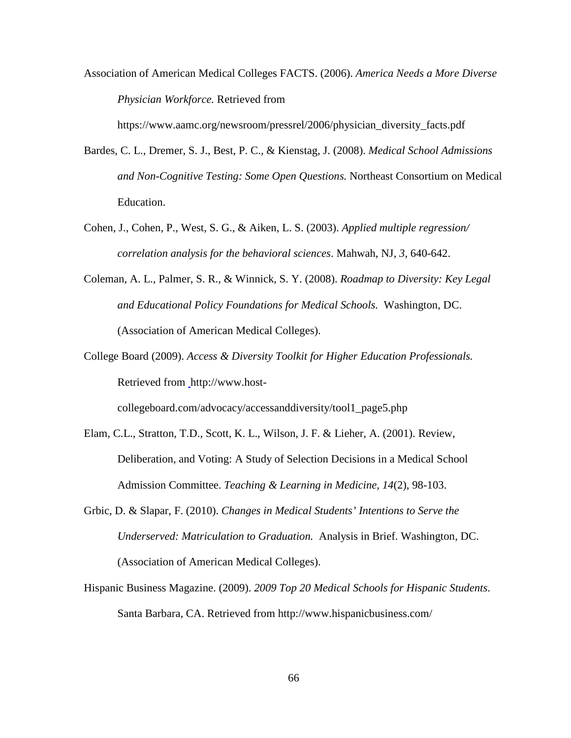Association of American Medical Colleges FACTS. (2006). *America Needs a More Diverse Physician Workforce.* Retrieved from https://www.aamc.org/newsroom/pressrel/2006/physician_diversity_facts.pdf

Bardes, C. L., Dremer, S. J., Best, P. C., & Kienstag, J. (2008). *Medical School Admissions and Non-Cognitive Testing: Some Open Questions.* Northeast Consortium on Medical Education.

Cohen, J., Cohen, P., West, S. G., & Aiken, L. S. (2003). *Applied multiple regression/ correlation analysis for the behavioral sciences*. Mahwah, NJ, *3*, 640-642.

Coleman, A. L., Palmer, S. R., & Winnick, S. Y. (2008). *Roadmap to Diversity: Key Legal and Educational Policy Foundations for Medical Schools.* Washington, DC. (Association of American Medical Colleges).

College Board (2009). *Access & Diversity Toolkit for Higher Education Professionals.* Retrieved from http://www.host-collegeboard.com/advocacy/accessanddiversity/tool1_page5.php

Elam, C.L., Stratton, T.D., Scott, K. L., Wilson, J. F. & Lieher, A. (2001). Review, Deliberation, and Voting: A Study of Selection Decisions in a Medical School Admission Committee. *Teaching & Learning in Medicine*, *14*(2), 98-103.

Grbic, D. & Slapar, F. (2010). *Changes in Medical Students' Intentions to Serve the Underserved: Matriculation to Graduation.* Analysis in Brief. Washington, DC. (Association of American Medical Colleges).

Hispanic Business Magazine. (2009). *2009 Top 20 Medical Schools for Hispanic Students*. Santa Barbara, CA. Retrieved from http://www.hispanicbusiness.com/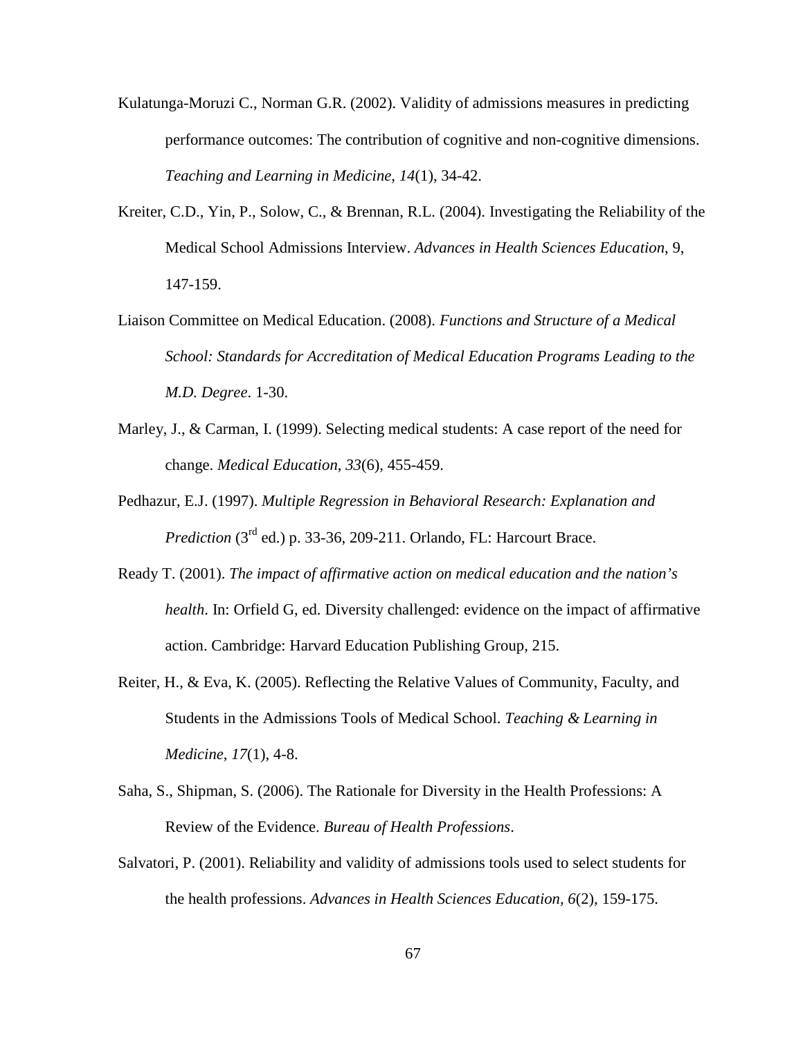Kulatunga-Moruzi C., Norman G.R. (2002). Validity of admissions measures in predicting performance outcomes: The contribution of cognitive and non-cognitive dimensions. *Teaching and Learning in Medicine*, *14*(1), 34-42.

Kreiter, C.D., Yin, P., Solow, C., & Brennan, R.L. (2004). Investigating the Reliability of the Medical School Admissions Interview. *Advances in Health Sciences Education*, 9, 147-159.

Liaison Committee on Medical Education. (2008). *Functions and Structure of a Medical School: Standards for Accreditation of Medical Education Programs Leading to the M.D. Degree*. 1-30.

Marley, J., & Carman, I. (1999). Selecting medical students: A case report of the need for change. *Medical Education*, *33*(6), 455-459.

Pedhazur, E.J. (1997). *Multiple Regression in Behavioral Research: Explanation and Prediction* (3rd ed.) p. 33-36, 209-211. Orlando, FL: Harcourt Brace.

Ready T. (2001). *The impact of affirmative action on medical education and the nation's health*. In: Orfield G, ed. Diversity challenged: evidence on the impact of affirmative action. Cambridge: Harvard Education Publishing Group, 215.

Reiter, H., & Eva, K. (2005). Reflecting the Relative Values of Community, Faculty, and Students in the Admissions Tools of Medical School. *Teaching & Learning in Medicine*, *17*(1), 4-8.

Saha, S., Shipman, S. (2006). The Rationale for Diversity in the Health Professions: A Review of the Evidence. *Bureau of Health Professions*.

Salvatori, P. (2001). Reliability and validity of admissions tools used to select students for the health professions. *Advances in Health Sciences Education, 6*(2), 159-175.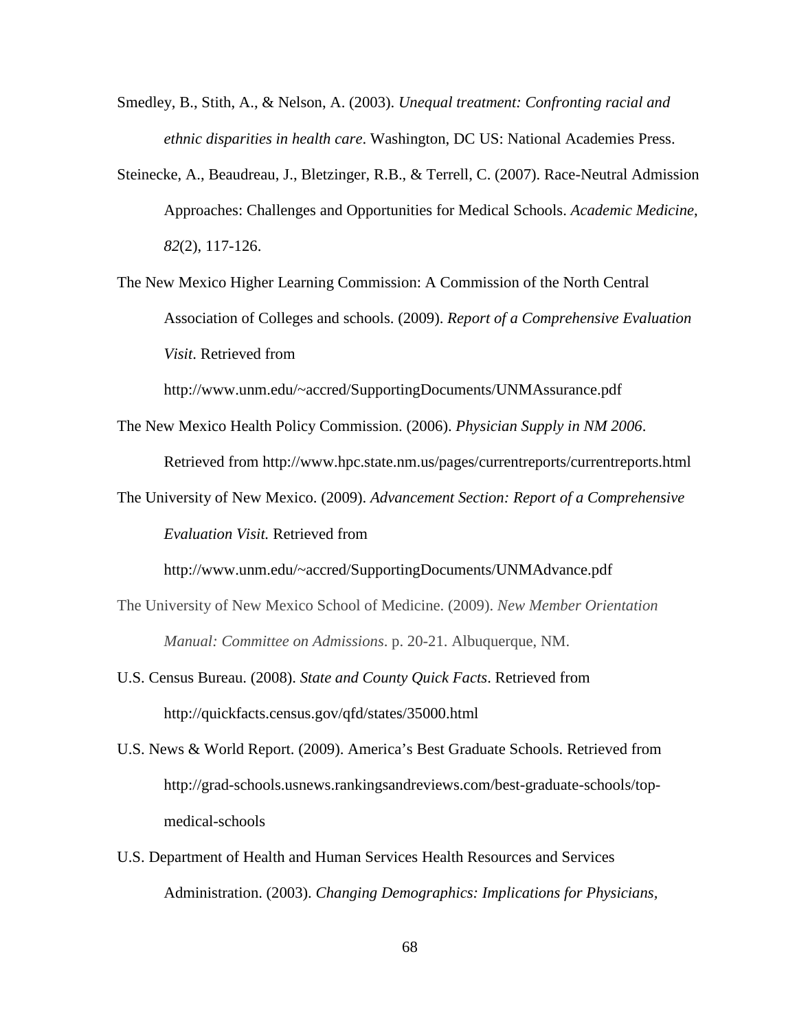Smedley, B., Stith, A., & Nelson, A. (2003). *Unequal treatment: Confronting racial and ethnic disparities in health care*. Washington, DC US: National Academies Press.

Steinecke, A., Beaudreau, J., Bletzinger, R.B., & Terrell, C. (2007). Race-Neutral Admission Approaches: Challenges and Opportunities for Medical Schools. *Academic Medicine*, *82*(2), 117-126.

The New Mexico Higher Learning Commission: A Commission of the North Central Association of Colleges and schools. (2009). *Report of a Comprehensive Evaluation Visit*. Retrieved from http://www.unm.edu/~accred/SupportingDocuments/UNMAssurance.pdf

The New Mexico Health Policy Commission. (2006). *Physician Supply in NM 2006*. Retrieved from http://www.hpc.state.nm.us/pages/currentreports/currentreports.html

The University of New Mexico. (2009). *Advancement Section: Report of a Comprehensive Evaluation Visit.* Retrieved from http://www.unm.edu/~accred/SupportingDocuments/UNMAdvance.pdf

The University of New Mexico School of Medicine. (2009). *New Member Orientation Manual: Committee on Admissions*. p. 20-21. Albuquerque, NM.

U.S. Census Bureau. (2008). *State and County Quick Facts*. Retrieved from http://quickfacts.census.gov/qfd/states/35000.html

U.S. News & World Report. (2009). America's Best Graduate Schools. Retrieved from http://grad-schools.usnews.rankingsandreviews.com/best-graduate-schools/top-medical-schools

U.S. Department of Health and Human Services Health Resources and Services Administration. (2003). *Changing Demographics: Implications for Physicians,*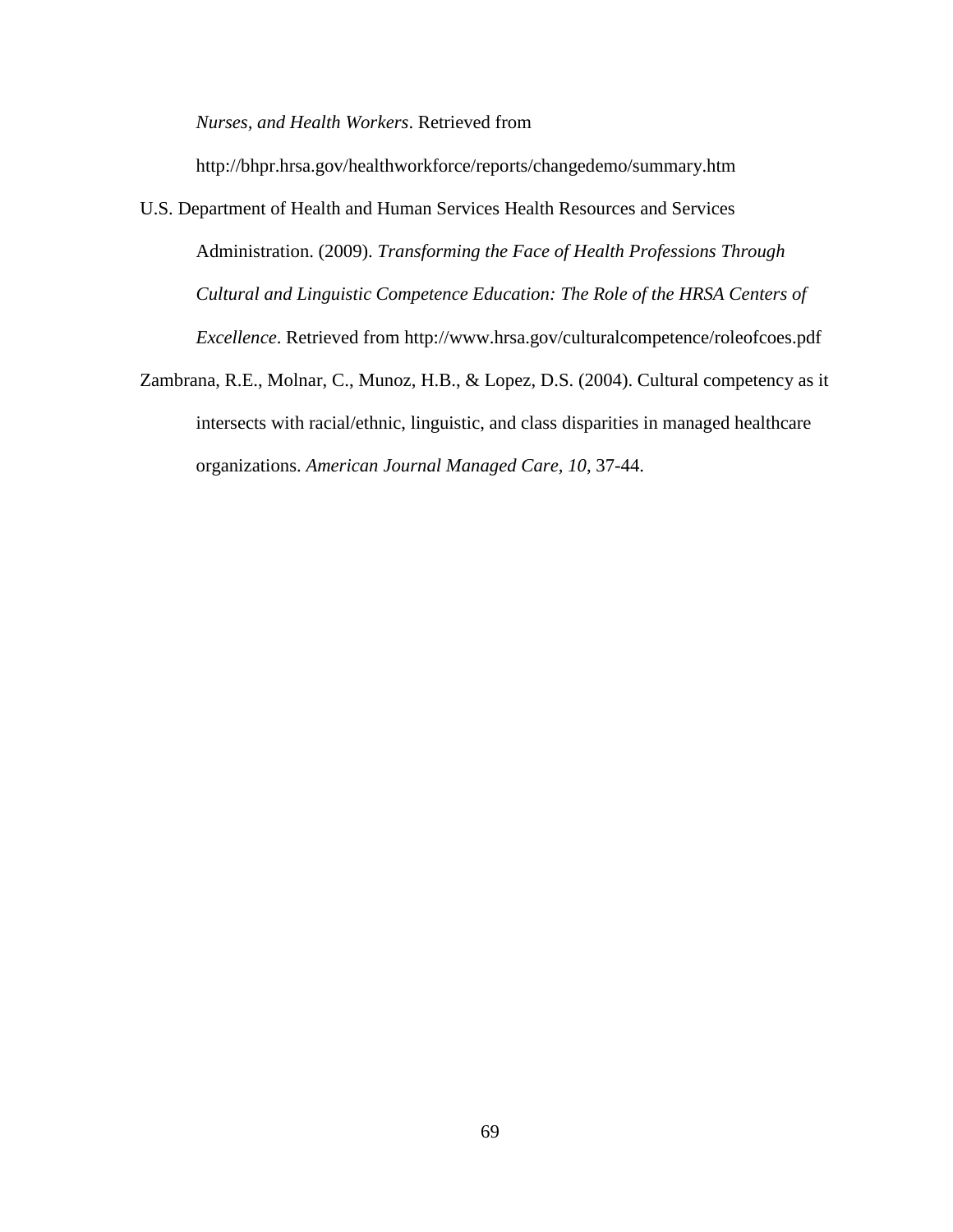*Nurses, and Health Workers*. Retrieved from http://bhpr.hrsa.gov/healthworkforce/reports/changedemo/summary.htm

U.S. Department of Health and Human Services Health Resources and Services Administration. (2009). *Transforming the Face of Health Professions Through Cultural and Linguistic Competence Education: The Role of the HRSA Centers of Excellence*. Retrieved from http://www.hrsa.gov/culturalcompetence/roleofcoes.pdf

Zambrana, R.E., Molnar, C., Munoz, H.B., & Lopez, D.S. (2004). Cultural competency as it intersects with racial/ethnic, linguistic, and class disparities in managed healthcare organizations. *American Journal Managed Care, 10*, 37-44.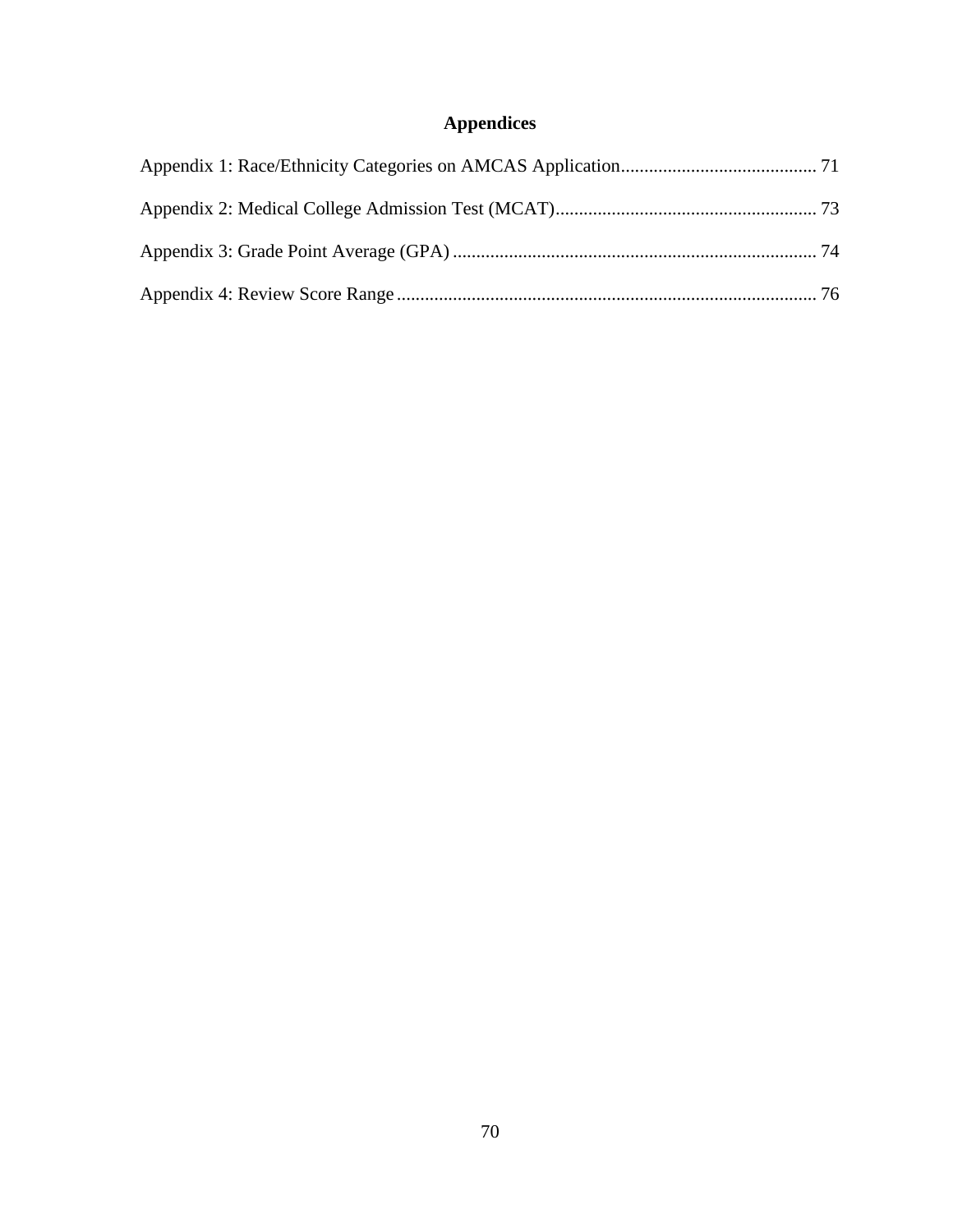# Appendices

Appendix 1: Race/Ethnicity Categories on AMCAS Application ........................................ 71

Appendix 2: Medical College Admission Test (MCAT) ........................................................ 73

Appendix 3: Grade Point Average (GPA) ............................................................................. 74

Appendix 4: Review Score Range ......................................................................................... 76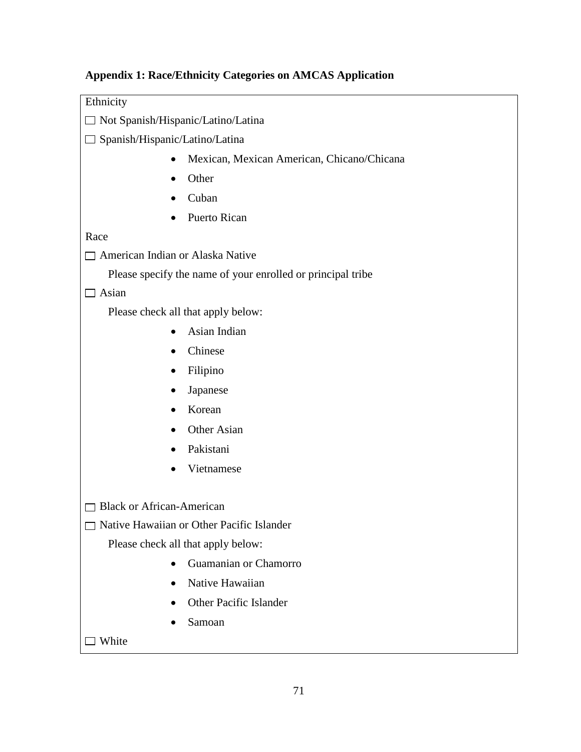**Appendix 1: Race/Ethnicity Categories on AMCAS Application**

Ethnicity

☐ Not Spanish/Hispanic/Latino/Latina

☐ Spanish/Hispanic/Latino/Latina

- Mexican, Mexican American, Chicano/Chicana
- Other
- Cuban
- Puerto Rican

Race

☐ American Indian or Alaska Native

Please specify the name of your enrolled or principal tribe

☐ Asian

Please check all that apply below:

- Asian Indian
- Chinese
- Filipino
- Japanese
- Korean
- Other Asian
- Pakistani
- Vietnamese

☐ Black or African-American

☐ Native Hawaiian or Other Pacific Islander

Please check all that apply below:

- Guamanian or Chamorro
- Native Hawaiian
- Other Pacific Islander
- Samoan

☐ White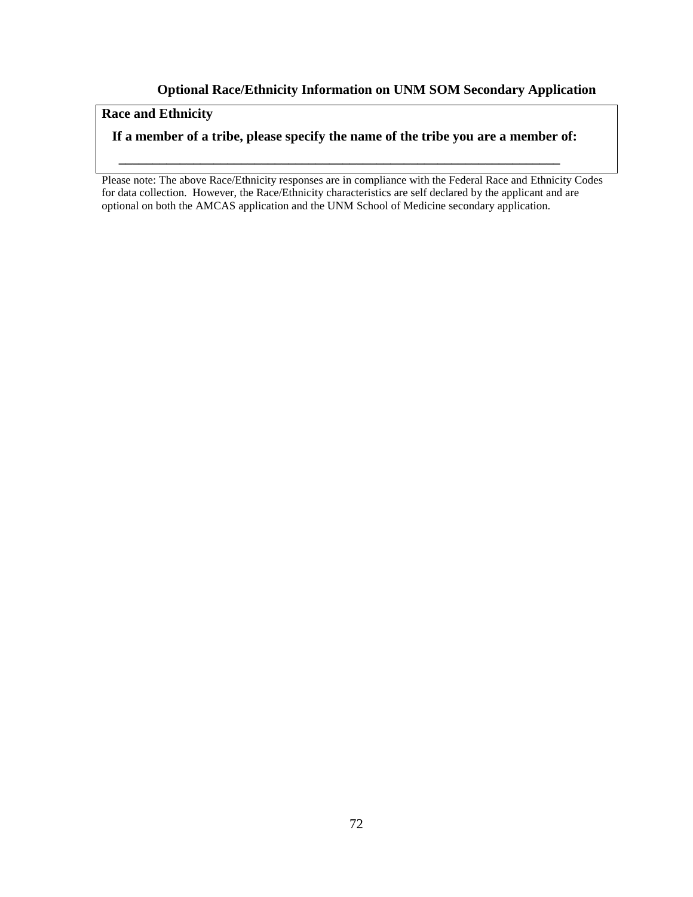**Optional Race/Ethnicity Information on UNM SOM Secondary Application**

**Race and Ethnicity**

**If a member of a tribe, please specify the name of the tribe you are a member of:**

**_________________________________________________________________**

Please note: The above Race/Ethnicity responses are in compliance with the Federal Race and Ethnicity Codes for data collection. However, the Race/Ethnicity characteristics are self declared by the applicant and are optional on both the AMCAS application and the UNM School of Medicine secondary application.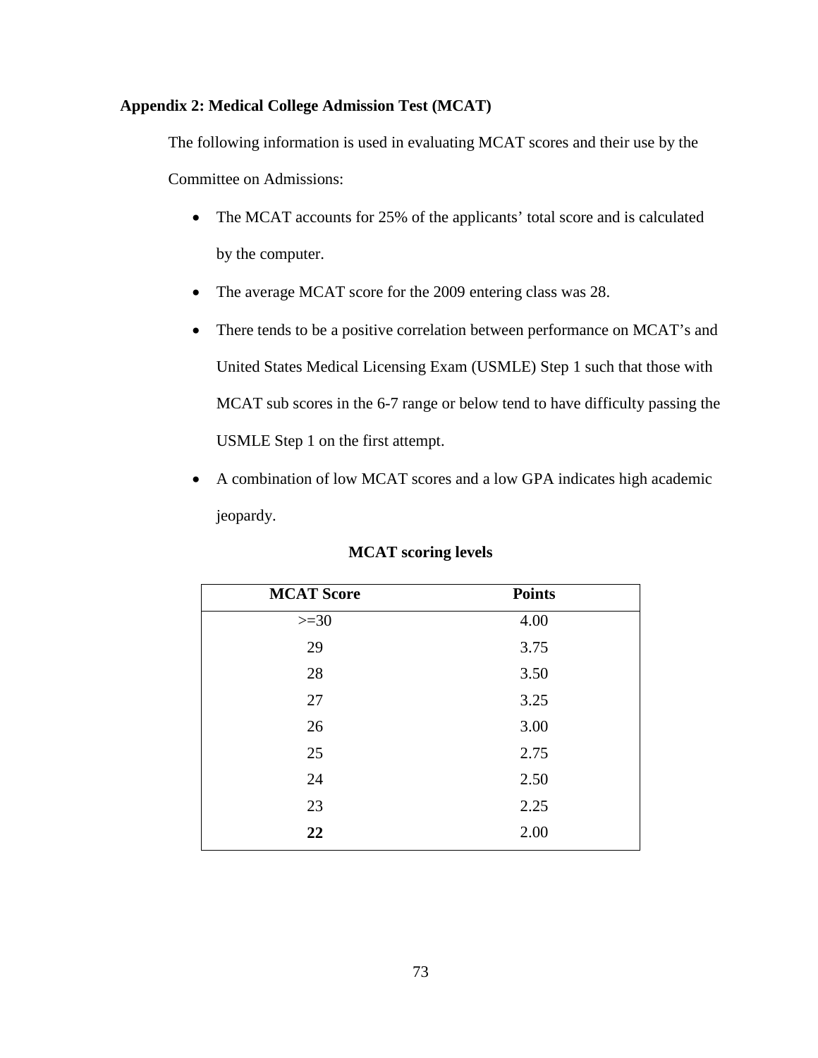## Appendix 2: Medical College Admission Test (MCAT)

The following information is used in evaluating MCAT scores and their use by the Committee on Admissions:

- The MCAT accounts for 25% of the applicants' total score and is calculated by the computer.
- The average MCAT score for the 2009 entering class was 28.
- There tends to be a positive correlation between performance on MCAT's and United States Medical Licensing Exam (USMLE) Step 1 such that those with MCAT sub scores in the 6-7 range or below tend to have difficulty passing the USMLE Step 1 on the first attempt.
- A combination of low MCAT scores and a low GPA indicates high academic jeopardy.

**MCAT scoring levels**

| MCAT Score | Points |
|---|---|
| >=30 | 4.00 |
| 29 | 3.75 |
| 28 | 3.50 |
| 27 | 3.25 |
| 26 | 3.00 |
| 25 | 2.75 |
| 24 | 2.50 |
| 23 | 2.25 |
| **22** | 2.00 |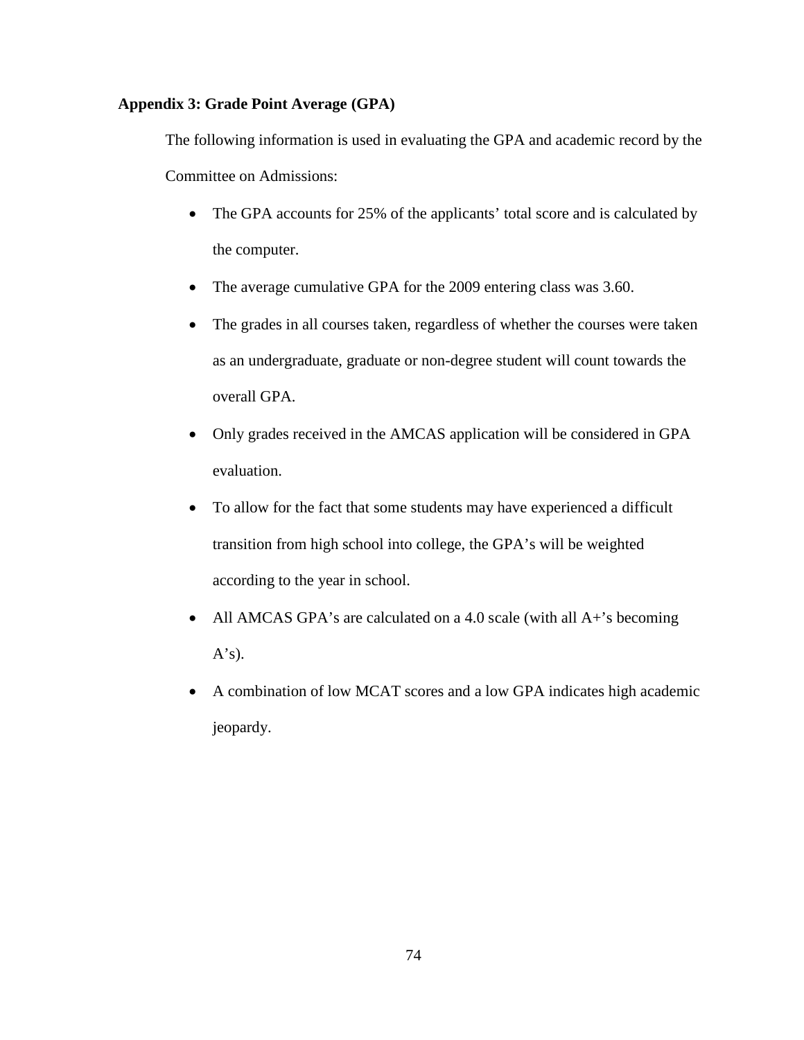### Appendix 3: Grade Point Average (GPA)

The following information is used in evaluating the GPA and academic record by the Committee on Admissions:

- The GPA accounts for 25% of the applicants' total score and is calculated by the computer.
- The average cumulative GPA for the 2009 entering class was 3.60.
- The grades in all courses taken, regardless of whether the courses were taken as an undergraduate, graduate or non-degree student will count towards the overall GPA.
- Only grades received in the AMCAS application will be considered in GPA evaluation.
- To allow for the fact that some students may have experienced a difficult transition from high school into college, the GPA's will be weighted according to the year in school.
- All AMCAS GPA's are calculated on a 4.0 scale (with all A+'s becoming A's).
- A combination of low MCAT scores and a low GPA indicates high academic jeopardy.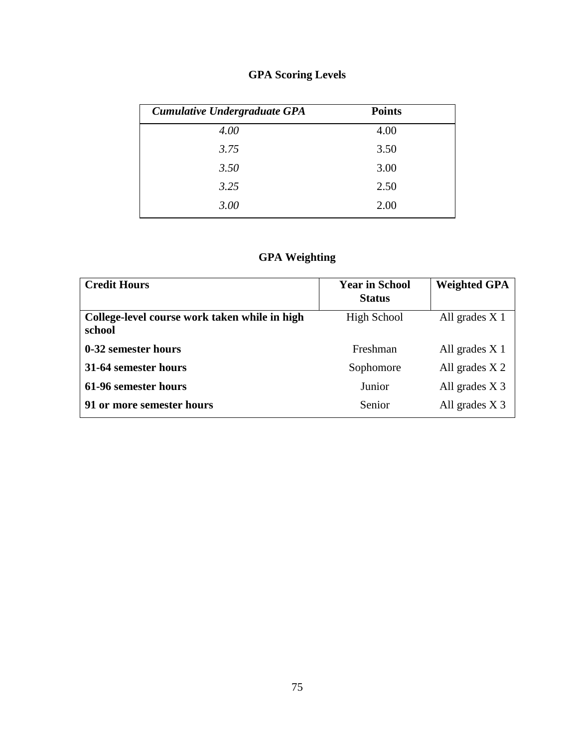## GPA Scoring Levels

| *Cumulative Undergraduate GPA* | **Points** |
|---|---|
| *4.00* | 4.00 |
| *3.75* | 3.50 |
| *3.50* | 3.00 |
| *3.25* | 2.50 |
| *3.00* | 2.00 |

## GPA Weighting

| **Credit Hours** | **Year in School Status** | **Weighted GPA** |
|---|---|---|
| **College-level course work taken while in high school** | High School | All grades X 1 |
| **0-32 semester hours** | Freshman | All grades X 1 |
| **31-64 semester hours** | Sophomore | All grades X 2 |
| **61-96 semester hours** | Junior | All grades X 3 |
| **91 or more semester hours** | Senior | All grades X 3 |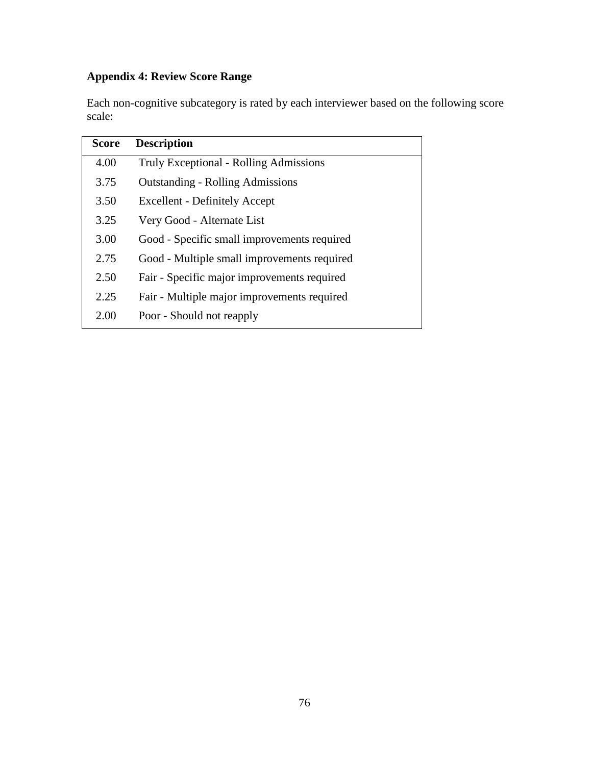**Appendix 4: Review Score Range**

Each non-cognitive subcategory is rated by each interviewer based on the following score scale:

| Score | Description |
|---|---|
| 4.00 | Truly Exceptional - Rolling Admissions |
| 3.75 | Outstanding - Rolling Admissions |
| 3.50 | Excellent - Definitely Accept |
| 3.25 | Very Good - Alternate List |
| 3.00 | Good - Specific small improvements required |
| 2.75 | Good - Multiple small improvements required |
| 2.50 | Fair - Specific major improvements required |
| 2.25 | Fair - Multiple major improvements required |
| 2.00 | Poor - Should not reapply |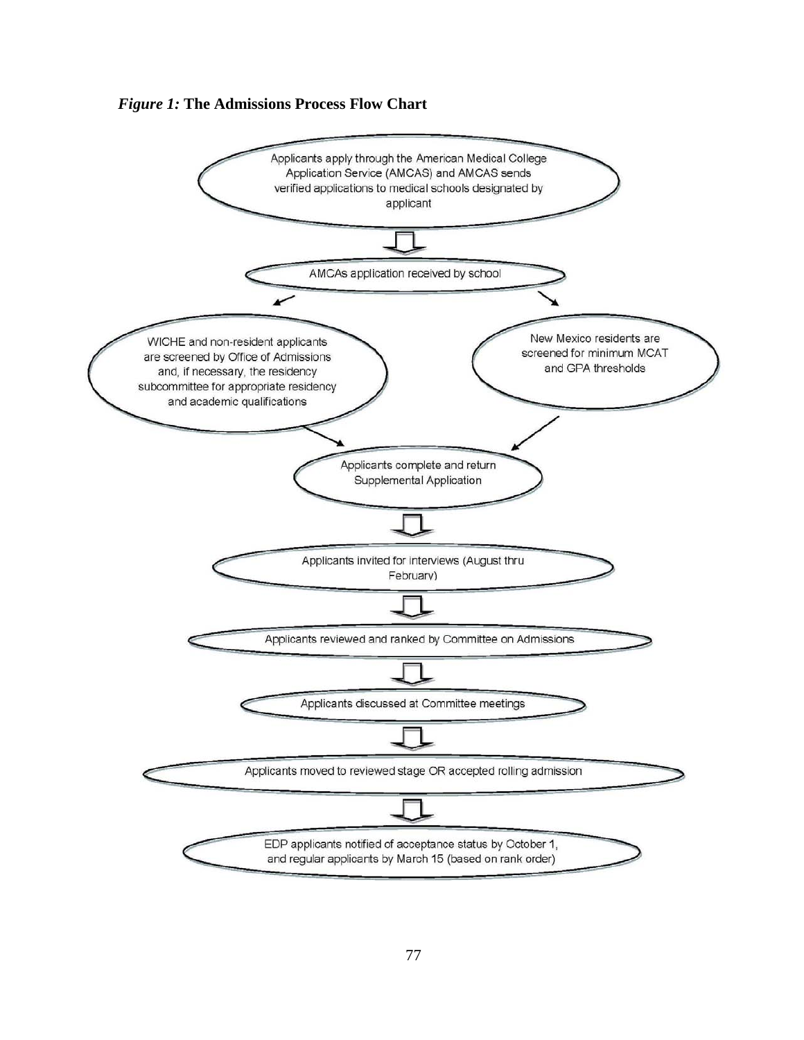*Figure 1:* **The Admissions Process Flow Chart**

Applicants apply through the American Medical College Application Service (AMCAS) and AMCAS sends verified applications to medical schools designated by applicant

↓

AMCAs application received by school

↙ ↘

WICHE and non-resident applicants are screened by Office of Admissions and, if necessary, the residency subcommittee for appropriate residency and academic qualifications

New Mexico residents are screened for minimum MCAT and GPA thresholds

↘ ↙

Applicants complete and return Supplemental Application

↓

Applicants invited for interviews (August thru February)

↓

Applicants reviewed and ranked by Committee on Admissions

↓

Applicants discussed at Committee meetings

↓

Applicants moved to reviewed stage OR accepted rolling admission

↓

EDP applicants notified of acceptance status by October 1, and regular applicants by March 15 (based on rank order)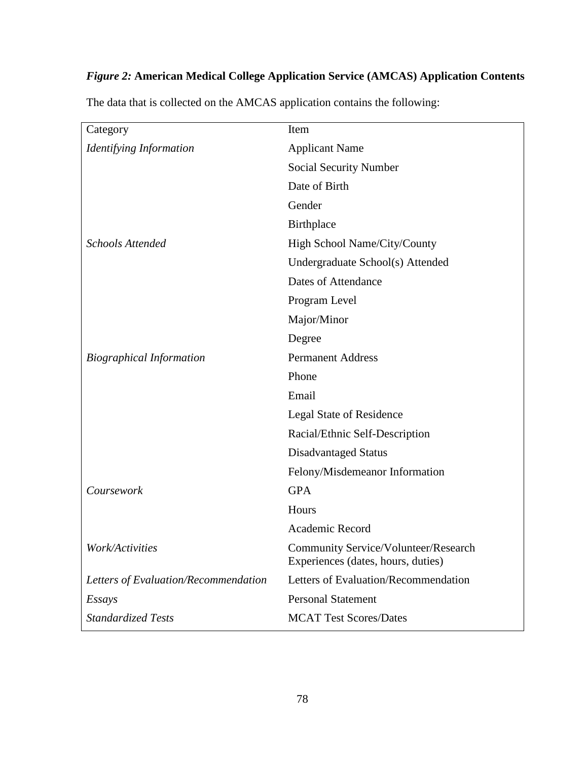***Figure 2:* American Medical College Application Service (AMCAS) Application Contents**

The data that is collected on the AMCAS application contains the following:

| Category | Item |
|---|---|
| *Identifying Information* | Applicant Name |
| | Social Security Number |
| | Date of Birth |
| | Gender |
| | Birthplace |
| *Schools Attended* | High School Name/City/County |
| | Undergraduate School(s) Attended |
| | Dates of Attendance |
| | Program Level |
| | Major/Minor |
| | Degree |
| *Biographical Information* | Permanent Address |
| | Phone |
| | Email |
| | Legal State of Residence |
| | Racial/Ethnic Self-Description |
| | Disadvantaged Status |
| | Felony/Misdemeanor Information |
| *Coursework* | GPA |
| | Hours |
| | Academic Record |
| *Work/Activities* | Community Service/Volunteer/Research Experiences (dates, hours, duties) |
| *Letters of Evaluation/Recommendation* | Letters of Evaluation/Recommendation |
| *Essays* | Personal Statement |
| *Standardized Tests* | MCAT Test Scores/Dates |